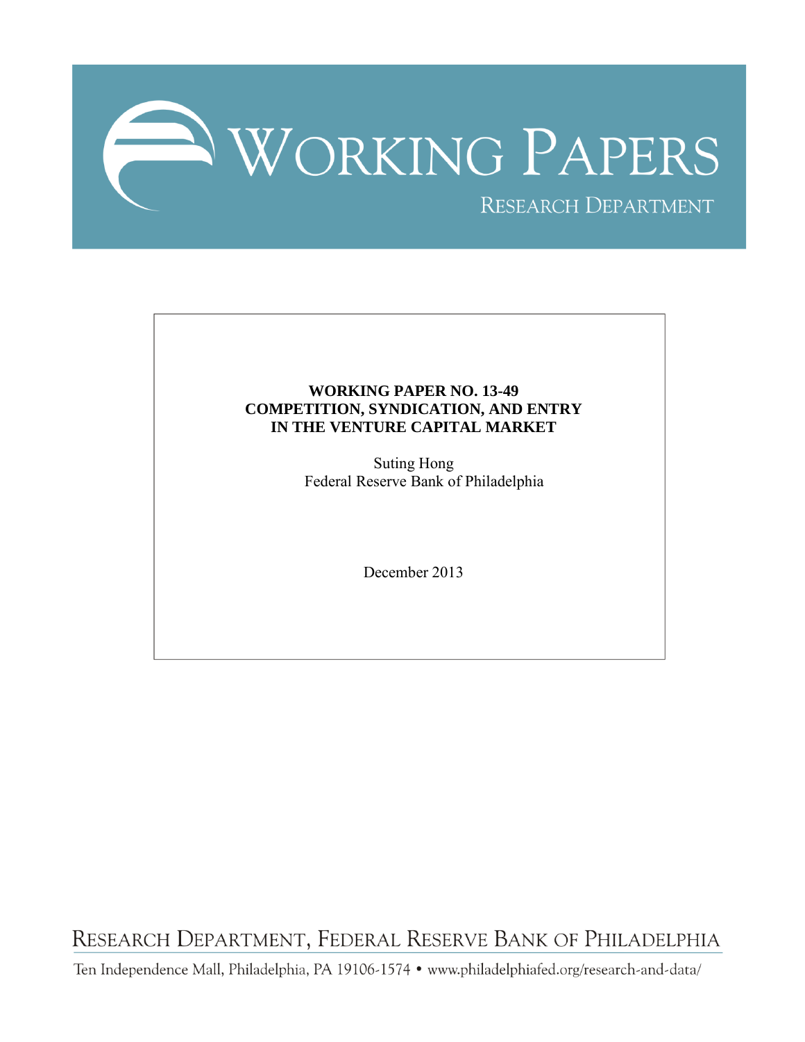# WORKING PAPERS

RESEARCH DEPARTMENT

**WORKING PAPER NO. 13-49**
**COMPETITION, SYNDICATION, AND ENTRY IN THE VENTURE CAPITAL MARKET**

Suting Hong
Federal Reserve Bank of Philadelphia

December 2013

RESEARCH DEPARTMENT, FEDERAL RESERVE BANK OF PHILADELPHIA

Ten Independence Mall, Philadelphia, PA 19106-1574 • www.philadelphiafed.org/research-and-data/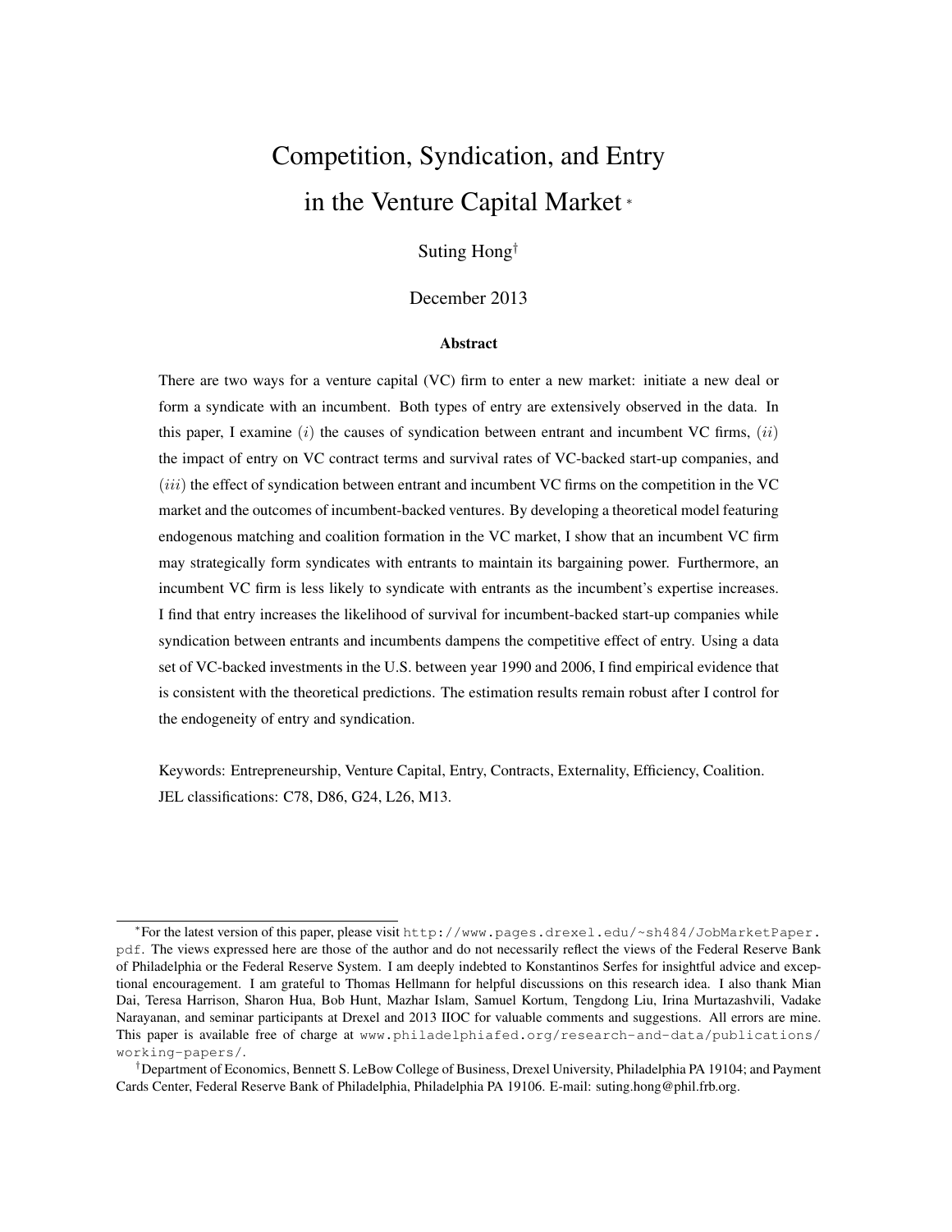# Competition, Syndication, and Entry in the Venture Capital Market [*]

Suting Hong[†]

December 2013

### Abstract

There are two ways for a venture capital (VC) firm to enter a new market: initiate a new deal or form a syndicate with an incumbent. Both types of entry are extensively observed in the data. In this paper, I examine $(i)$ the causes of syndication between entrant and incumbent VC firms, $(ii)$ the impact of entry on VC contract terms and survival rates of VC-backed start-up companies, and $(iii)$ the effect of syndication between entrant and incumbent VC firms on the competition in the VC market and the outcomes of incumbent-backed ventures. By developing a theoretical model featuring endogenous matching and coalition formation in the VC market, I show that an incumbent VC firm may strategically form syndicates with entrants to maintain its bargaining power. Furthermore, an incumbent VC firm is less likely to syndicate with entrants as the incumbent's expertise increases. I find that entry increases the likelihood of survival for incumbent-backed start-up companies while syndication between entrants and incumbents dampens the competitive effect of entry. Using a data set of VC-backed investments in the U.S. between year 1990 and 2006, I find empirical evidence that is consistent with the theoretical predictions. The estimation results remain robust after I control for the endogeneity of entry and syndication.

Keywords: Entrepreneurship, Venture Capital, Entry, Contracts, Externality, Efficiency, Coalition.
JEL classifications: C78, D86, G24, L26, M13.

---

[*] For the latest version of this paper, please visit http://www.pages.drexel.edu/~sh484/JobMarketPaper.pdf. The views expressed here are those of the author and do not necessarily reflect the views of the Federal Reserve Bank of Philadelphia or the Federal Reserve System. I am deeply indebted to Konstantinos Serfes for insightful advice and exceptional encouragement. I am grateful to Thomas Hellmann for helpful discussions on this research idea. I also thank Mian Dai, Teresa Harrison, Sharon Hua, Bob Hunt, Mazhar Islam, Samuel Kortum, Tengdong Liu, Irina Murtazashvili, Vadake Narayanan, and seminar participants at Drexel and 2013 IIOC for valuable comments and suggestions. All errors are mine. This paper is available free of charge at www.philadelphiafed.org/research-and-data/publications/working-papers/.

[†] Department of Economics, Bennett S. LeBow College of Business, Drexel University, Philadelphia PA 19104; and Payment Cards Center, Federal Reserve Bank of Philadelphia, Philadelphia PA 19106. E-mail: suting.hong@phil.frb.org.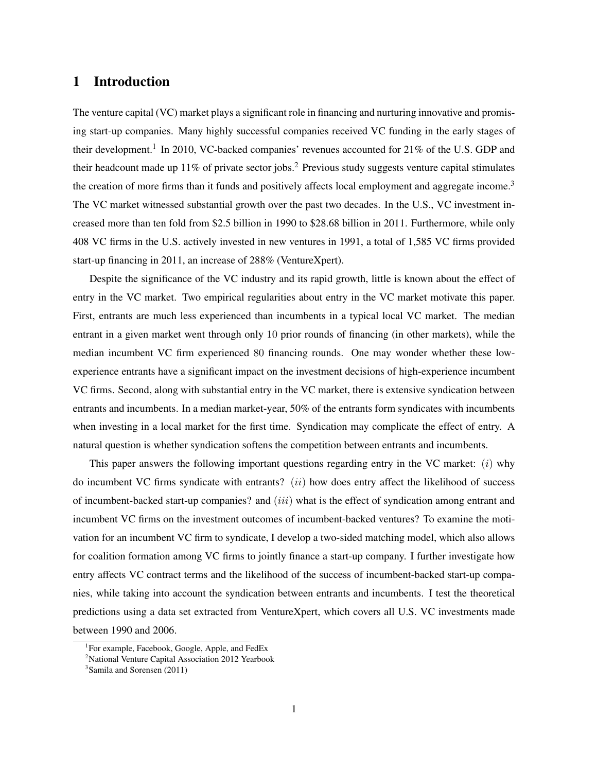# 1 Introduction

The venture capital (VC) market plays a significant role in financing and nurturing innovative and promising start-up companies. Many highly successful companies received VC funding in the early stages of their development.[1] In 2010, VC-backed companies' revenues accounted for 21% of the U.S. GDP and their headcount made up 11% of private sector jobs.[2] Previous study suggests venture capital stimulates the creation of more firms than it funds and positively affects local employment and aggregate income.[3] The VC market witnessed substantial growth over the past two decades. In the U.S., VC investment increased more than ten fold from $2.5 billion in 1990 to $28.68 billion in 2011. Furthermore, while only 408 VC firms in the U.S. actively invested in new ventures in 1991, a total of 1,585 VC firms provided start-up financing in 2011, an increase of 288% (VentureXpert).

Despite the significance of the VC industry and its rapid growth, little is known about the effect of entry in the VC market. Two empirical regularities about entry in the VC market motivate this paper. First, entrants are much less experienced than incumbents in a typical local VC market. The median entrant in a given market went through only 10 prior rounds of financing (in other markets), while the median incumbent VC firm experienced 80 financing rounds. One may wonder whether these low-experience entrants have a significant impact on the investment decisions of high-experience incumbent VC firms. Second, along with substantial entry in the VC market, there is extensive syndication between entrants and incumbents. In a median market-year, 50% of the entrants form syndicates with incumbents when investing in a local market for the first time. Syndication may complicate the effect of entry. A natural question is whether syndication softens the competition between entrants and incumbents.

This paper answers the following important questions regarding entry in the VC market: $(i)$ why do incumbent VC firms syndicate with entrants? $(ii)$ how does entry affect the likelihood of success of incumbent-backed start-up companies? and $(iii)$ what is the effect of syndication among entrant and incumbent VC firms on the investment outcomes of incumbent-backed ventures? To examine the motivation for an incumbent VC firm to syndicate, I develop a two-sided matching model, which also allows for coalition formation among VC firms to jointly finance a start-up company. I further investigate how entry affects VC contract terms and the likelihood of the success of incumbent-backed start-up companies, while taking into account the syndication between entrants and incumbents. I test the theoretical predictions using a data set extracted from VentureXpert, which covers all U.S. VC investments made between 1990 and 2006.

[1] For example, Facebook, Google, Apple, and FedEx

[2] National Venture Capital Association 2012 Yearbook

[3] Samila and Sorensen (2011)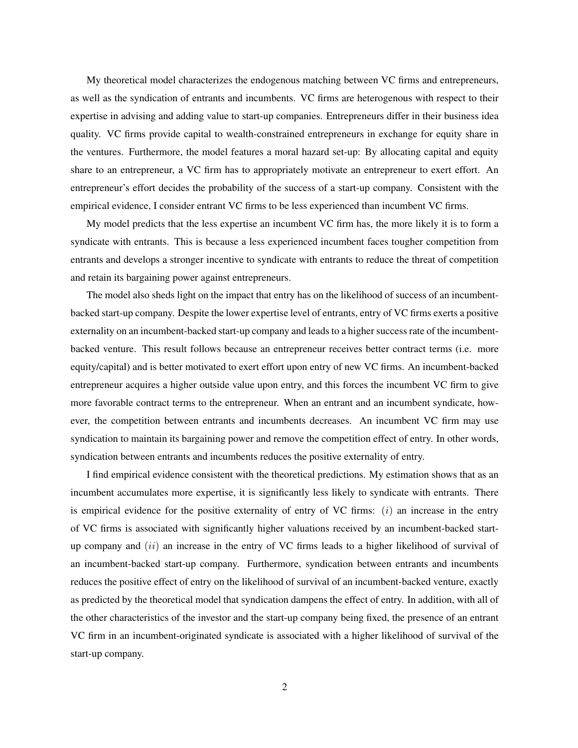My theoretical model characterizes the endogenous matching between VC firms and entrepreneurs, as well as the syndication of entrants and incumbents. VC firms are heterogenous with respect to their expertise in advising and adding value to start-up companies. Entrepreneurs differ in their business idea quality. VC firms provide capital to wealth-constrained entrepreneurs in exchange for equity share in the ventures. Furthermore, the model features a moral hazard set-up: By allocating capital and equity share to an entrepreneur, a VC firm has to appropriately motivate an entrepreneur to exert effort. An entrepreneur's effort decides the probability of the success of a start-up company. Consistent with the empirical evidence, I consider entrant VC firms to be less experienced than incumbent VC firms.

My model predicts that the less expertise an incumbent VC firm has, the more likely it is to form a syndicate with entrants. This is because a less experienced incumbent faces tougher competition from entrants and develops a stronger incentive to syndicate with entrants to reduce the threat of competition and retain its bargaining power against entrepreneurs.

The model also sheds light on the impact that entry has on the likelihood of success of an incumbent-backed start-up company. Despite the lower expertise level of entrants, entry of VC firms exerts a positive externality on an incumbent-backed start-up company and leads to a higher success rate of the incumbent-backed venture. This result follows because an entrepreneur receives better contract terms (i.e. more equity/capital) and is better motivated to exert effort upon entry of new VC firms. An incumbent-backed entrepreneur acquires a higher outside value upon entry, and this forces the incumbent VC firm to give more favorable contract terms to the entrepreneur. When an entrant and an incumbent syndicate, however, the competition between entrants and incumbents decreases. An incumbent VC firm may use syndication to maintain its bargaining power and remove the competition effect of entry. In other words, syndication between entrants and incumbents reduces the positive externality of entry.

I find empirical evidence consistent with the theoretical predictions. My estimation shows that as an incumbent accumulates more expertise, it is significantly less likely to syndicate with entrants. There is empirical evidence for the positive externality of entry of VC firms: $(i)$ an increase in the entry of VC firms is associated with significantly higher valuations received by an incumbent-backed start-up company and $(ii)$ an increase in the entry of VC firms leads to a higher likelihood of survival of an incumbent-backed start-up company. Furthermore, syndication between entrants and incumbents reduces the positive effect of entry on the likelihood of survival of an incumbent-backed venture, exactly as predicted by the theoretical model that syndication dampens the effect of entry. In addition, with all of the other characteristics of the investor and the start-up company being fixed, the presence of an entrant VC firm in an incumbent-originated syndicate is associated with a higher likelihood of survival of the start-up company.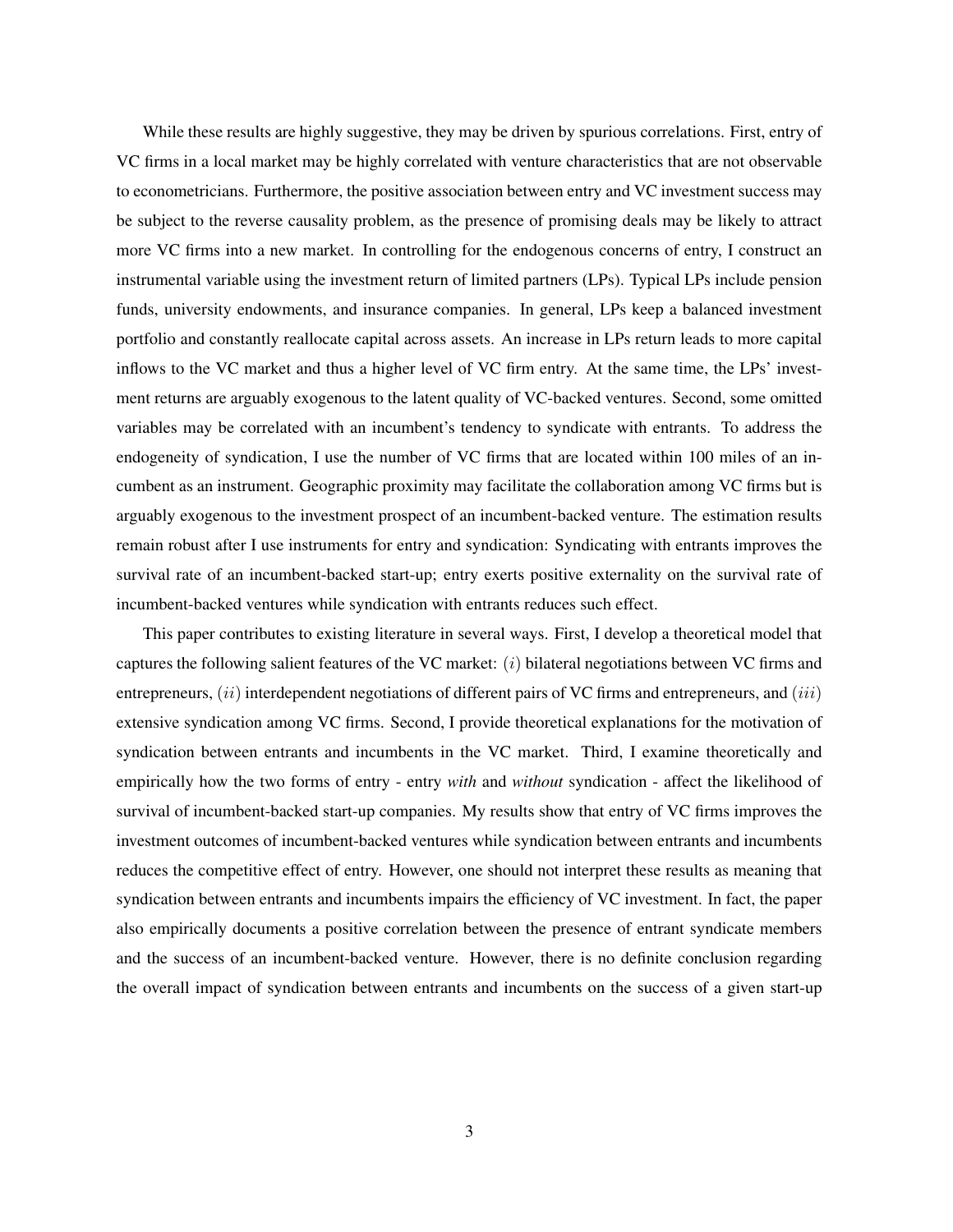While these results are highly suggestive, they may be driven by spurious correlations. First, entry of VC firms in a local market may be highly correlated with venture characteristics that are not observable to econometricians. Furthermore, the positive association between entry and VC investment success may be subject to the reverse causality problem, as the presence of promising deals may be likely to attract more VC firms into a new market. In controlling for the endogenous concerns of entry, I construct an instrumental variable using the investment return of limited partners (LPs). Typical LPs include pension funds, university endowments, and insurance companies. In general, LPs keep a balanced investment portfolio and constantly reallocate capital across assets. An increase in LPs return leads to more capital inflows to the VC market and thus a higher level of VC firm entry. At the same time, the LPs' investment returns are arguably exogenous to the latent quality of VC-backed ventures. Second, some omitted variables may be correlated with an incumbent's tendency to syndicate with entrants. To address the endogeneity of syndication, I use the number of VC firms that are located within 100 miles of an incumbent as an instrument. Geographic proximity may facilitate the collaboration among VC firms but is arguably exogenous to the investment prospect of an incumbent-backed venture. The estimation results remain robust after I use instruments for entry and syndication: Syndicating with entrants improves the survival rate of an incumbent-backed start-up; entry exerts positive externality on the survival rate of incumbent-backed ventures while syndication with entrants reduces such effect.

This paper contributes to existing literature in several ways. First, I develop a theoretical model that captures the following salient features of the VC market: $(i)$ bilateral negotiations between VC firms and entrepreneurs, $(ii)$ interdependent negotiations of different pairs of VC firms and entrepreneurs, and $(iii)$ extensive syndication among VC firms. Second, I provide theoretical explanations for the motivation of syndication between entrants and incumbents in the VC market. Third, I examine theoretically and empirically how the two forms of entry - entry *with* and *without* syndication - affect the likelihood of survival of incumbent-backed start-up companies. My results show that entry of VC firms improves the investment outcomes of incumbent-backed ventures while syndication between entrants and incumbents reduces the competitive effect of entry. However, one should not interpret these results as meaning that syndication between entrants and incumbents impairs the efficiency of VC investment. In fact, the paper also empirically documents a positive correlation between the presence of entrant syndicate members and the success of an incumbent-backed venture. However, there is no definite conclusion regarding the overall impact of syndication between entrants and incumbents on the success of a given start-up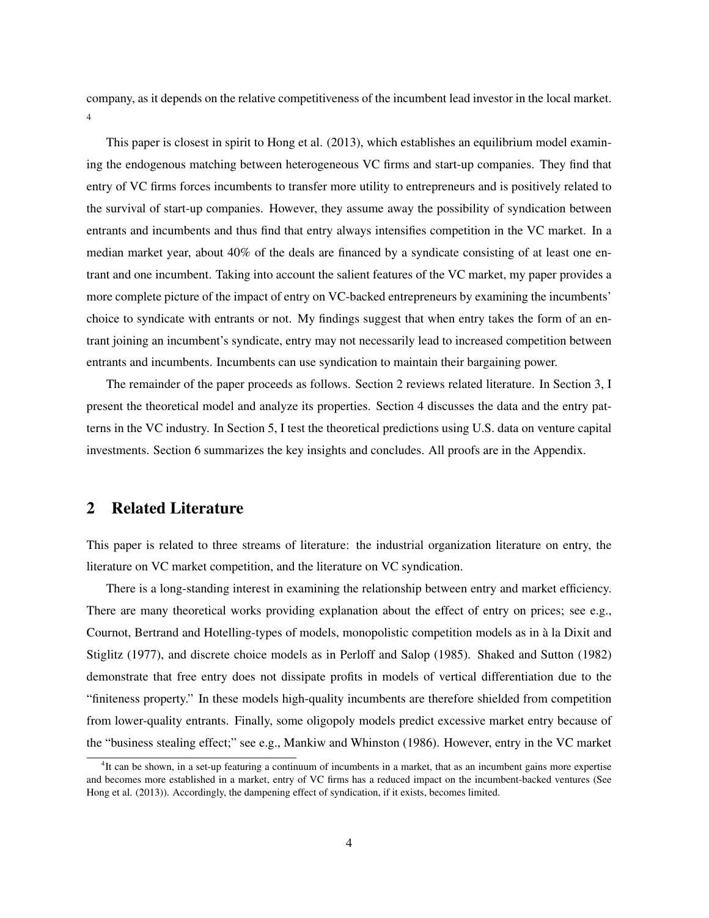company, as it depends on the relative competitiveness of the incumbent lead investor in the local market. [4]

This paper is closest in spirit to Hong et al. (2013), which establishes an equilibrium model examining the endogenous matching between heterogeneous VC firms and start-up companies. They find that entry of VC firms forces incumbents to transfer more utility to entrepreneurs and is positively related to the survival of start-up companies. However, they assume away the possibility of syndication between entrants and incumbents and thus find that entry always intensifies competition in the VC market. In a median market year, about 40% of the deals are financed by a syndicate consisting of at least one entrant and one incumbent. Taking into account the salient features of the VC market, my paper provides a more complete picture of the impact of entry on VC-backed entrepreneurs by examining the incumbents' choice to syndicate with entrants or not. My findings suggest that when entry takes the form of an entrant joining an incumbent's syndicate, entry may not necessarily lead to increased competition between entrants and incumbents. Incumbents can use syndication to maintain their bargaining power.

The remainder of the paper proceeds as follows. Section 2 reviews related literature. In Section 3, I present the theoretical model and analyze its properties. Section 4 discusses the data and the entry patterns in the VC industry. In Section 5, I test the theoretical predictions using U.S. data on venture capital investments. Section 6 summarizes the key insights and concludes. All proofs are in the Appendix.

## 2 Related Literature

This paper is related to three streams of literature: the industrial organization literature on entry, the literature on VC market competition, and the literature on VC syndication.

There is a long-standing interest in examining the relationship between entry and market efficiency. There are many theoretical works providing explanation about the effect of entry on prices; see e.g., Cournot, Bertrand and Hotelling-types of models, monopolistic competition models as in à la Dixit and Stiglitz (1977), and discrete choice models as in Perloff and Salop (1985). Shaked and Sutton (1982) demonstrate that free entry does not dissipate profits in models of vertical differentiation due to the "finiteness property." In these models high-quality incumbents are therefore shielded from competition from lower-quality entrants. Finally, some oligopoly models predict excessive market entry because of the "business stealing effect;" see e.g., Mankiw and Whinston (1986). However, entry in the VC market

[4] It can be shown, in a set-up featuring a continuum of incumbents in a market, that as an incumbent gains more expertise and becomes more established in a market, entry of VC firms has a reduced impact on the incumbent-backed ventures (See Hong et al. (2013)). Accordingly, the dampening effect of syndication, if it exists, becomes limited.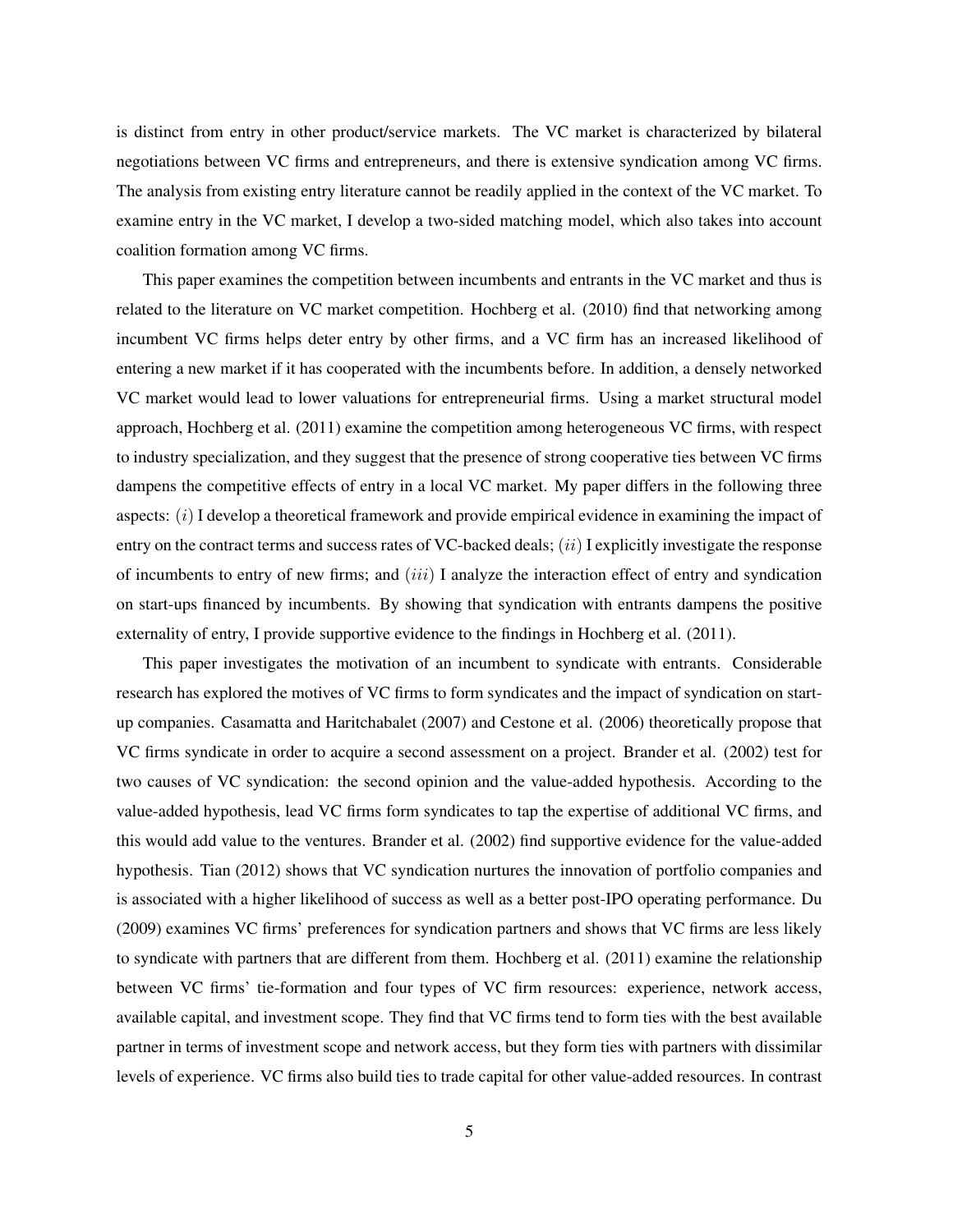is distinct from entry in other product/service markets. The VC market is characterized by bilateral negotiations between VC firms and entrepreneurs, and there is extensive syndication among VC firms. The analysis from existing entry literature cannot be readily applied in the context of the VC market. To examine entry in the VC market, I develop a two-sided matching model, which also takes into account coalition formation among VC firms.

This paper examines the competition between incumbents and entrants in the VC market and thus is related to the literature on VC market competition. Hochberg et al. (2010) find that networking among incumbent VC firms helps deter entry by other firms, and a VC firm has an increased likelihood of entering a new market if it has cooperated with the incumbents before. In addition, a densely networked VC market would lead to lower valuations for entrepreneurial firms. Using a market structural model approach, Hochberg et al. (2011) examine the competition among heterogeneous VC firms, with respect to industry specialization, and they suggest that the presence of strong cooperative ties between VC firms dampens the competitive effects of entry in a local VC market. My paper differs in the following three aspects: $(i)$ I develop a theoretical framework and provide empirical evidence in examining the impact of entry on the contract terms and success rates of VC-backed deals; $(ii)$ I explicitly investigate the response of incumbents to entry of new firms; and $(iii)$ I analyze the interaction effect of entry and syndication on start-ups financed by incumbents. By showing that syndication with entrants dampens the positive externality of entry, I provide supportive evidence to the findings in Hochberg et al. (2011).

This paper investigates the motivation of an incumbent to syndicate with entrants. Considerable research has explored the motives of VC firms to form syndicates and the impact of syndication on start-up companies. Casamatta and Haritchabalet (2007) and Cestone et al. (2006) theoretically propose that VC firms syndicate in order to acquire a second assessment on a project. Brander et al. (2002) test for two causes of VC syndication: the second opinion and the value-added hypothesis. According to the value-added hypothesis, lead VC firms form syndicates to tap the expertise of additional VC firms, and this would add value to the ventures. Brander et al. (2002) find supportive evidence for the value-added hypothesis. Tian (2012) shows that VC syndication nurtures the innovation of portfolio companies and is associated with a higher likelihood of success as well as a better post-IPO operating performance. Du (2009) examines VC firms' preferences for syndication partners and shows that VC firms are less likely to syndicate with partners that are different from them. Hochberg et al. (2011) examine the relationship between VC firms' tie-formation and four types of VC firm resources: experience, network access, available capital, and investment scope. They find that VC firms tend to form ties with the best available partner in terms of investment scope and network access, but they form ties with partners with dissimilar levels of experience. VC firms also build ties to trade capital for other value-added resources. In contrast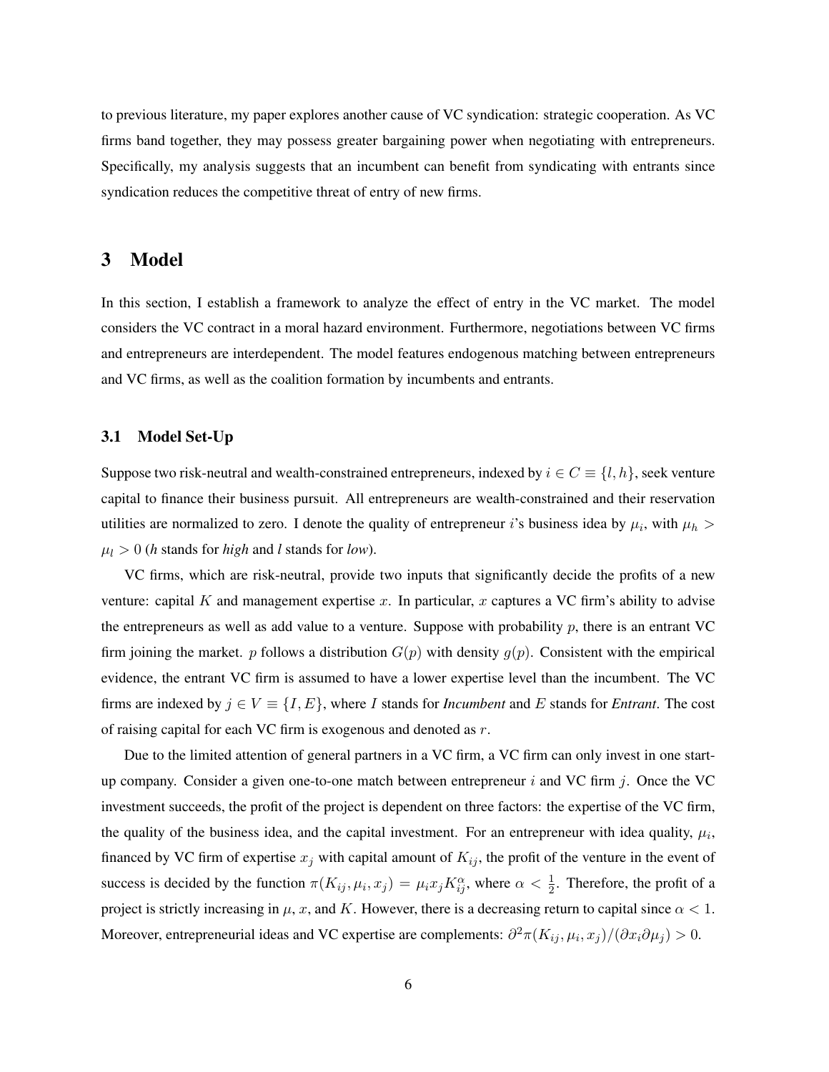to previous literature, my paper explores another cause of VC syndication: strategic cooperation. As VC firms band together, they may possess greater bargaining power when negotiating with entrepreneurs. Specifically, my analysis suggests that an incumbent can benefit from syndicating with entrants since syndication reduces the competitive threat of entry of new firms.

# 3 Model

In this section, I establish a framework to analyze the effect of entry in the VC market. The model considers the VC contract in a moral hazard environment. Furthermore, negotiations between VC firms and entrepreneurs are interdependent. The model features endogenous matching between entrepreneurs and VC firms, as well as the coalition formation by incumbents and entrants.

## 3.1 Model Set-Up

Suppose two risk-neutral and wealth-constrained entrepreneurs, indexed by $i \in C \equiv \{l, h\}$, seek venture capital to finance their business pursuit. All entrepreneurs are wealth-constrained and their reservation utilities are normalized to zero. I denote the quality of entrepreneur $i$'s business idea by $\mu_i$, with $\mu_h > \mu_l > 0$ (*h* stands for *high* and *l* stands for *low*).

VC firms, which are risk-neutral, provide two inputs that significantly decide the profits of a new venture: capital $K$ and management expertise $x$. In particular, $x$ captures a VC firm's ability to advise the entrepreneurs as well as add value to a venture. Suppose with probability $p$, there is an entrant VC firm joining the market. $p$ follows a distribution $G(p)$ with density $g(p)$. Consistent with the empirical evidence, the entrant VC firm is assumed to have a lower expertise level than the incumbent. The VC firms are indexed by $j \in V \equiv \{I, E\}$, where $I$ stands for *Incumbent* and $E$ stands for *Entrant*. The cost of raising capital for each VC firm is exogenous and denoted as $r$.

Due to the limited attention of general partners in a VC firm, a VC firm can only invest in one start-up company. Consider a given one-to-one match between entrepreneur $i$ and VC firm $j$. Once the VC investment succeeds, the profit of the project is dependent on three factors: the expertise of the VC firm, the quality of the business idea, and the capital investment. For an entrepreneur with idea quality, $\mu_i$, financed by VC firm of expertise $x_j$ with capital amount of $K_{ij}$, the profit of the venture in the event of success is decided by the function $\pi(K_{ij}, \mu_i, x_j) = \mu_i x_j K_{ij}^{\alpha}$, where $\alpha < \frac{1}{2}$. Therefore, the profit of a project is strictly increasing in $\mu$, $x$, and $K$. However, there is a decreasing return to capital since $\alpha < 1$. Moreover, entrepreneurial ideas and VC expertise are complements: $\partial^2 \pi(K_{ij}, \mu_i, x_j)/(\partial x_i \partial \mu_j) > 0$.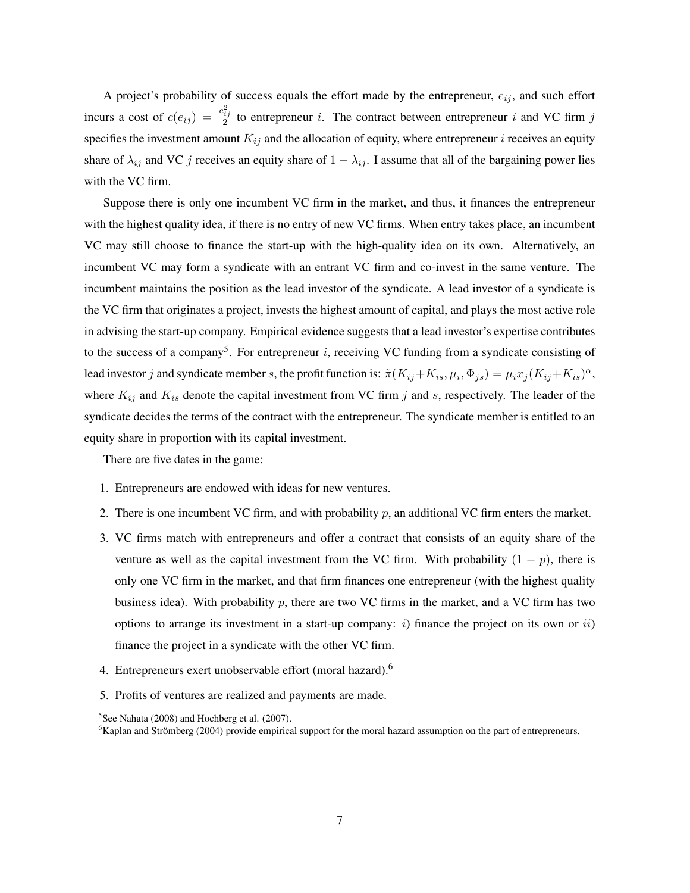A project's probability of success equals the effort made by the entrepreneur, $e_{ij}$, and such effort incurs a cost of $c(e_{ij}) = \frac{e_{ij}^2}{2}$ to entrepreneur $i$. The contract between entrepreneur $i$ and VC firm $j$ specifies the investment amount $K_{ij}$ and the allocation of equity, where entrepreneur $i$ receives an equity share of $\lambda_{ij}$ and VC $j$ receives an equity share of $1 - \lambda_{ij}$. I assume that all of the bargaining power lies with the VC firm.

Suppose there is only one incumbent VC firm in the market, and thus, it finances the entrepreneur with the highest quality idea, if there is no entry of new VC firms. When entry takes place, an incumbent VC may still choose to finance the start-up with the high-quality idea on its own. Alternatively, an incumbent VC may form a syndicate with an entrant VC firm and co-invest in the same venture. The incumbent maintains the position as the lead investor of the syndicate. A lead investor of a syndicate is the VC firm that originates a project, invests the highest amount of capital, and plays the most active role in advising the start-up company. Empirical evidence suggests that a lead investor's expertise contributes to the success of a company[5]. For entrepreneur $i$, receiving VC funding from a syndicate consisting of lead investor $j$ and syndicate member $s$, the profit function is: $\tilde{\pi}(K_{ij}+K_{is}, \mu_i, \Phi_{js}) = \mu_i x_j (K_{ij}+K_{is})^\alpha$, where $K_{ij}$ and $K_{is}$ denote the capital investment from VC firm $j$ and $s$, respectively. The leader of the syndicate decides the terms of the contract with the entrepreneur. The syndicate member is entitled to an equity share in proportion with its capital investment.

There are five dates in the game:

1. Entrepreneurs are endowed with ideas for new ventures.
2. There is one incumbent VC firm, and with probability $p$, an additional VC firm enters the market.
3. VC firms match with entrepreneurs and offer a contract that consists of an equity share of the venture as well as the capital investment from the VC firm. With probability $(1 - p)$, there is only one VC firm in the market, and that firm finances one entrepreneur (with the highest quality business idea). With probability $p$, there are two VC firms in the market, and a VC firm has two options to arrange its investment in a start-up company: $i$) finance the project on its own or $ii$) finance the project in a syndicate with the other VC firm.
4. Entrepreneurs exert unobservable effort (moral hazard).[6]
5. Profits of ventures are realized and payments are made.

[5] See Nahata (2008) and Hochberg et al. (2007).

[6] Kaplan and Strömberg (2004) provide empirical support for the moral hazard assumption on the part of entrepreneurs.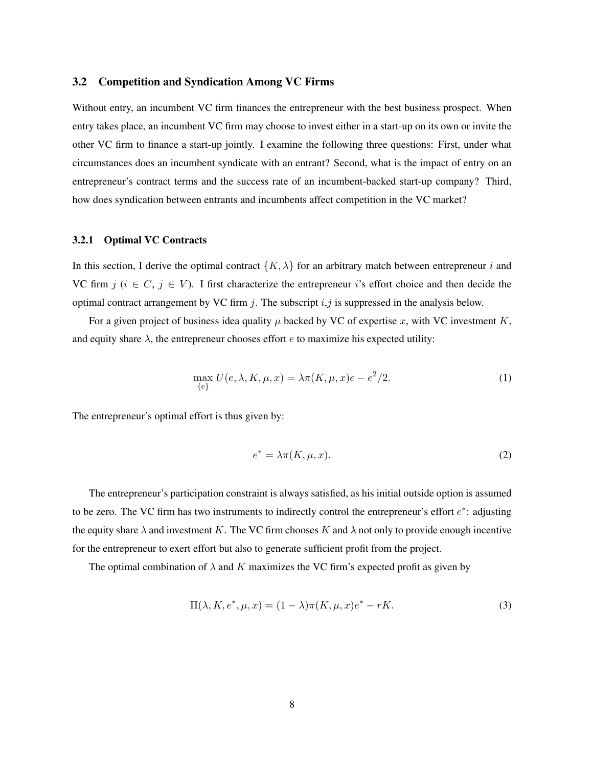### 3.2 Competition and Syndication Among VC Firms

Without entry, an incumbent VC firm finances the entrepreneur with the best business prospect. When entry takes place, an incumbent VC firm may choose to invest either in a start-up on its own or invite the other VC firm to finance a start-up jointly. I examine the following three questions: First, under what circumstances does an incumbent syndicate with an entrant? Second, what is the impact of entry on an entrepreneur's contract terms and the success rate of an incumbent-backed start-up company? Third, how does syndication between entrants and incumbents affect competition in the VC market?

#### 3.2.1 Optimal VC Contracts

In this section, I derive the optimal contract $\{K, \lambda\}$ for an arbitrary match between entrepreneur $i$ and VC firm $j$ ($i \in C$, $j \in V$). I first characterize the entrepreneur $i$'s effort choice and then decide the optimal contract arrangement by VC firm $j$. The subscript $i$,$j$ is suppressed in the analysis below.

For a given project of business idea quality $\mu$ backed by VC of expertise $x$, with VC investment $K$, and equity share $\lambda$, the entrepreneur chooses effort $e$ to maximize his expected utility:

$$\max_{\{e\}} U(e, \lambda, K, \mu, x) = \lambda \pi(K, \mu, x)e - e^2/2. \tag{1}$$

The entrepreneur's optimal effort is thus given by:

$$e^* = \lambda \pi(K, \mu, x). \tag{2}$$

The entrepreneur's participation constraint is always satisfied, as his initial outside option is assumed to be zero. The VC firm has two instruments to indirectly control the entrepreneur's effort $e^*$: adjusting the equity share $\lambda$ and investment $K$. The VC firm chooses $K$ and $\lambda$ not only to provide enough incentive for the entrepreneur to exert effort but also to generate sufficient profit from the project.

The optimal combination of $\lambda$ and $K$ maximizes the VC firm's expected profit as given by

$$\Pi(\lambda, K, e^*, \mu, x) = (1 - \lambda)\pi(K, \mu, x)e^* - rK. \tag{3}$$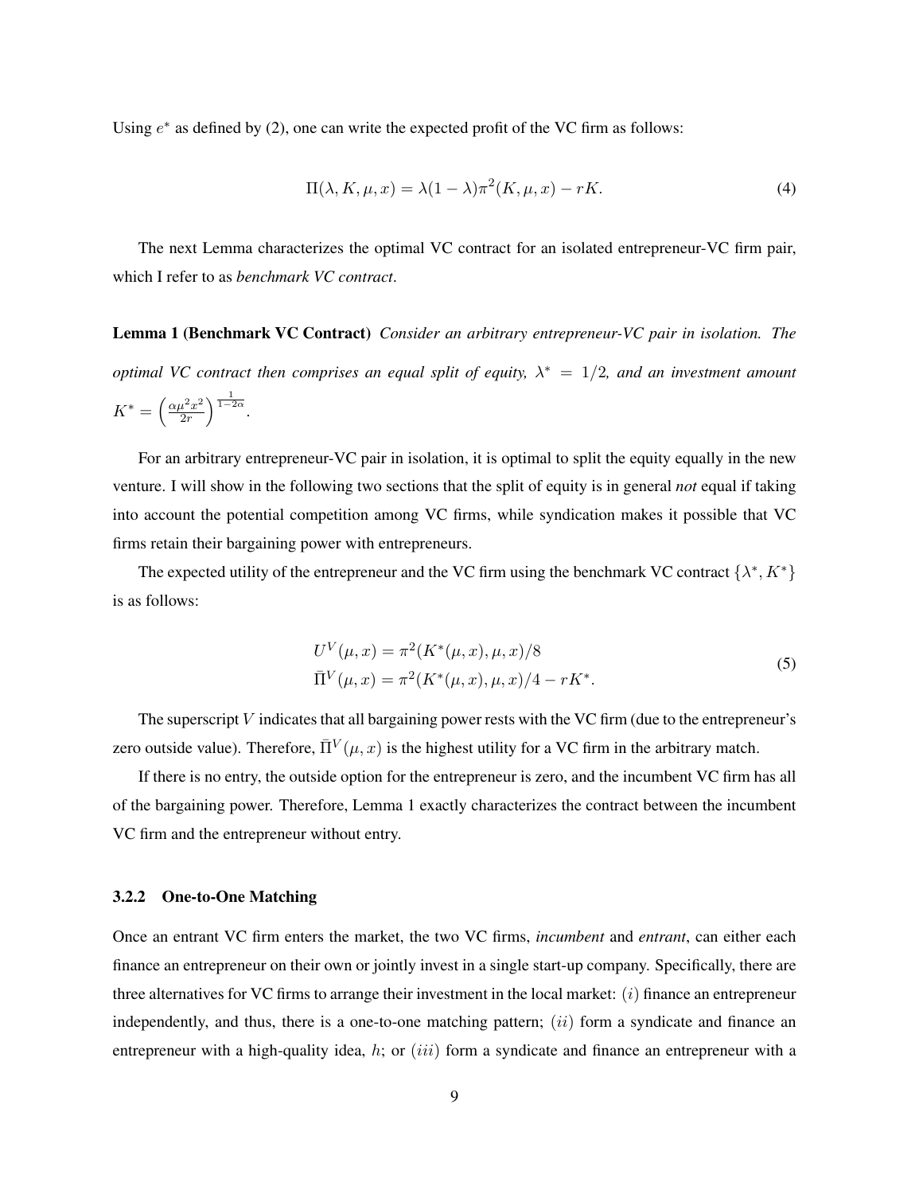Using $e^*$ as defined by (2), one can write the expected profit of the VC firm as follows:

$$\Pi(\lambda, K, \mu, x) = \lambda(1-\lambda)\pi^2(K, \mu, x) - rK. \tag{4}$$

The next Lemma characterizes the optimal VC contract for an isolated entrepreneur-VC firm pair, which I refer to as *benchmark VC contract*.

**Lemma 1 (Benchmark VC Contract)** *Consider an arbitrary entrepreneur-VC pair in isolation. The optimal VC contract then comprises an equal split of equity, $\lambda^* = 1/2$, and an investment amount $K^* = \left(\frac{\alpha\mu^2 x^2}{2r}\right)^{\frac{1}{1-2\alpha}}$.*

For an arbitrary entrepreneur-VC pair in isolation, it is optimal to split the equity equally in the new venture. I will show in the following two sections that the split of equity is in general *not* equal if taking into account the potential competition among VC firms, while syndication makes it possible that VC firms retain their bargaining power with entrepreneurs.

The expected utility of the entrepreneur and the VC firm using the benchmark VC contract $\{\lambda^*, K^*\}$ is as follows:

$$\begin{aligned} U^V(\mu, x) &= \pi^2(K^*(\mu, x), \mu, x)/8 \\ \bar{\Pi}^V(\mu, x) &= \pi^2(K^*(\mu, x), \mu, x)/4 - rK^*. \end{aligned} \tag{5}$$

The superscript $V$ indicates that all bargaining power rests with the VC firm (due to the entrepreneur's zero outside value). Therefore, $\bar{\Pi}^V(\mu, x)$ is the highest utility for a VC firm in the arbitrary match.

If there is no entry, the outside option for the entrepreneur is zero, and the incumbent VC firm has all of the bargaining power. Therefore, Lemma 1 exactly characterizes the contract between the incumbent VC firm and the entrepreneur without entry.

### 3.2.2 One-to-One Matching

Once an entrant VC firm enters the market, the two VC firms, *incumbent* and *entrant*, can either each finance an entrepreneur on their own or jointly invest in a single start-up company. Specifically, there are three alternatives for VC firms to arrange their investment in the local market: $(i)$ finance an entrepreneur independently, and thus, there is a one-to-one matching pattern; $(ii)$ form a syndicate and finance an entrepreneur with a high-quality idea, $h$; or $(iii)$ form a syndicate and finance an entrepreneur with a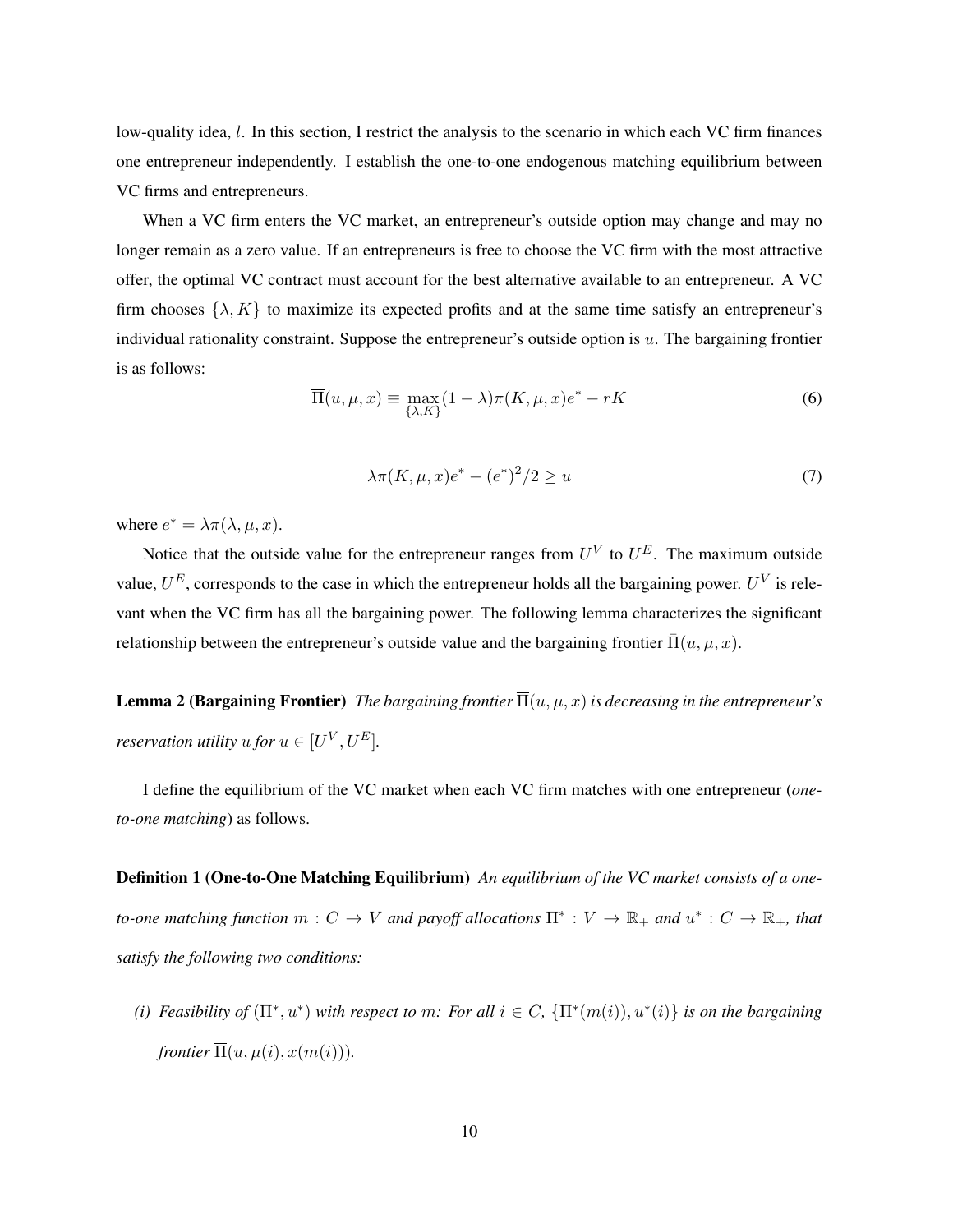low-quality idea, $l$. In this section, I restrict the analysis to the scenario in which each VC firm finances one entrepreneur independently. I establish the one-to-one endogenous matching equilibrium between VC firms and entrepreneurs.

When a VC firm enters the VC market, an entrepreneur's outside option may change and may no longer remain as a zero value. If an entrepreneurs is free to choose the VC firm with the most attractive offer, the optimal VC contract must account for the best alternative available to an entrepreneur. A VC firm chooses $\{\lambda, K\}$ to maximize its expected profits and at the same time satisfy an entrepreneur's individual rationality constraint. Suppose the entrepreneur's outside option is $u$. The bargaining frontier is as follows:

$$\overline{\Pi}(u, \mu, x) \equiv \max_{\{\lambda, K\}} (1-\lambda)\pi(K, \mu, x)e^* - rK \tag{6}$$

$$\lambda\pi(K, \mu, x)e^* - (e^*)^2/2 \geq u \tag{7}$$

where $e^* = \lambda\pi(\lambda, \mu, x)$.

Notice that the outside value for the entrepreneur ranges from $U^V$ to $U^E$. The maximum outside value, $U^E$, corresponds to the case in which the entrepreneur holds all the bargaining power. $U^V$ is relevant when the VC firm has all the bargaining power. The following lemma characterizes the significant relationship between the entrepreneur's outside value and the bargaining frontier $\bar{\Pi}(u, \mu, x)$.

**Lemma 2 (Bargaining Frontier)** *The bargaining frontier $\overline{\Pi}(u, \mu, x)$ is decreasing in the entrepreneur's reservation utility $u$ for $u \in [U^V, U^E]$.*

I define the equilibrium of the VC market when each VC firm matches with one entrepreneur (*one-to-one matching*) as follows.

**Definition 1 (One-to-One Matching Equilibrium)** *An equilibrium of the VC market consists of a one-to-one matching function $m : C \to V$ and payoff allocations $\Pi^* : V \to \mathbb{R}_+$ and $u^* : C \to \mathbb{R}_+$, that satisfy the following two conditions:*

*(i) Feasibility of $(\Pi^*, u^*)$ with respect to $m$: For all $i \in C$, $\{\Pi^*(m(i)), u^*(i)\}$ is on the bargaining frontier $\overline{\Pi}(u, \mu(i), x(m(i)))$.*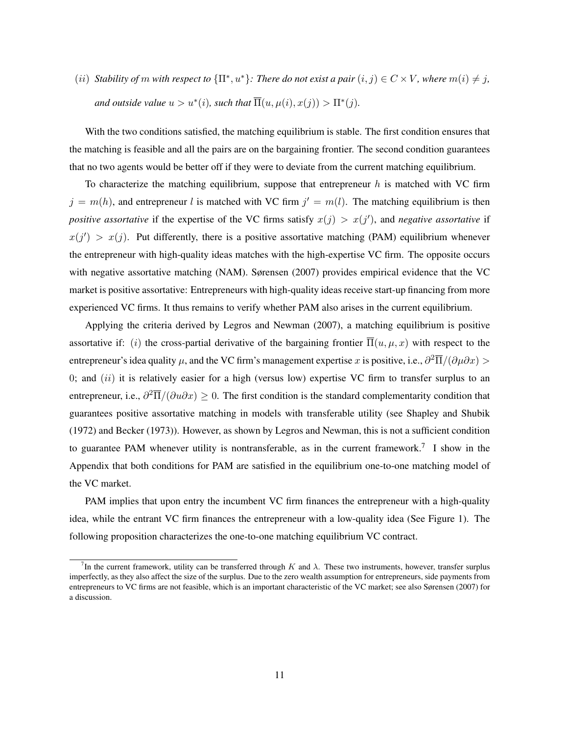$(ii)$ *Stability of $m$ with respect to $\{\Pi^*, u^*\}$: There do not exist a pair $(i, j) \in C \times V$, where $m(i) \neq j$, and outside value $u > u^*(i)$, such that $\overline{\Pi}(u, \mu(i), x(j)) > \Pi^*(j)$.*

With the two conditions satisfied, the matching equilibrium is stable. The first condition ensures that the matching is feasible and all the pairs are on the bargaining frontier. The second condition guarantees that no two agents would be better off if they were to deviate from the current matching equilibrium.

To characterize the matching equilibrium, suppose that entrepreneur $h$ is matched with VC firm $j = m(h)$, and entrepreneur $l$ is matched with VC firm $j' = m(l)$. The matching equilibrium is then *positive assortative* if the expertise of the VC firms satisfy $x(j) > x(j')$, and *negative assortative* if $x(j') > x(j)$. Put differently, there is a positive assortative matching (PAM) equilibrium whenever the entrepreneur with high-quality ideas matches with the high-expertise VC firm. The opposite occurs with negative assortative matching (NAM). Sørensen (2007) provides empirical evidence that the VC market is positive assortative: Entrepreneurs with high-quality ideas receive start-up financing from more experienced VC firms. It thus remains to verify whether PAM also arises in the current equilibrium.

Applying the criteria derived by Legros and Newman (2007), a matching equilibrium is positive assortative if: $(i)$ the cross-partial derivative of the bargaining frontier $\overline{\Pi}(u, \mu, x)$ with respect to the entrepreneur's idea quality $\mu$, and the VC firm's management expertise $x$ is positive, i.e., $\partial^2 \overline{\Pi}/(\partial \mu \partial x) > 0$; and $(ii)$ it is relatively easier for a high (versus low) expertise VC firm to transfer surplus to an entrepreneur, i.e., $\partial^2 \overline{\Pi}/(\partial u \partial x) \geq 0$. The first condition is the standard complementarity condition that guarantees positive assortative matching in models with transferable utility (see Shapley and Shubik (1972) and Becker (1973)). However, as shown by Legros and Newman, this is not a sufficient condition to guarantee PAM whenever utility is nontransferable, as in the current framework.[7] I show in the Appendix that both conditions for PAM are satisfied in the equilibrium one-to-one matching model of the VC market.

PAM implies that upon entry the incumbent VC firm finances the entrepreneur with a high-quality idea, while the entrant VC firm finances the entrepreneur with a low-quality idea (See Figure 1). The following proposition characterizes the one-to-one matching equilibrium VC contract.

[7] In the current framework, utility can be transferred through $K$ and $\lambda$. These two instruments, however, transfer surplus imperfectly, as they also affect the size of the surplus. Due to the zero wealth assumption for entrepreneurs, side payments from entrepreneurs to VC firms are not feasible, which is an important characteristic of the VC market; see also Sørensen (2007) for a discussion.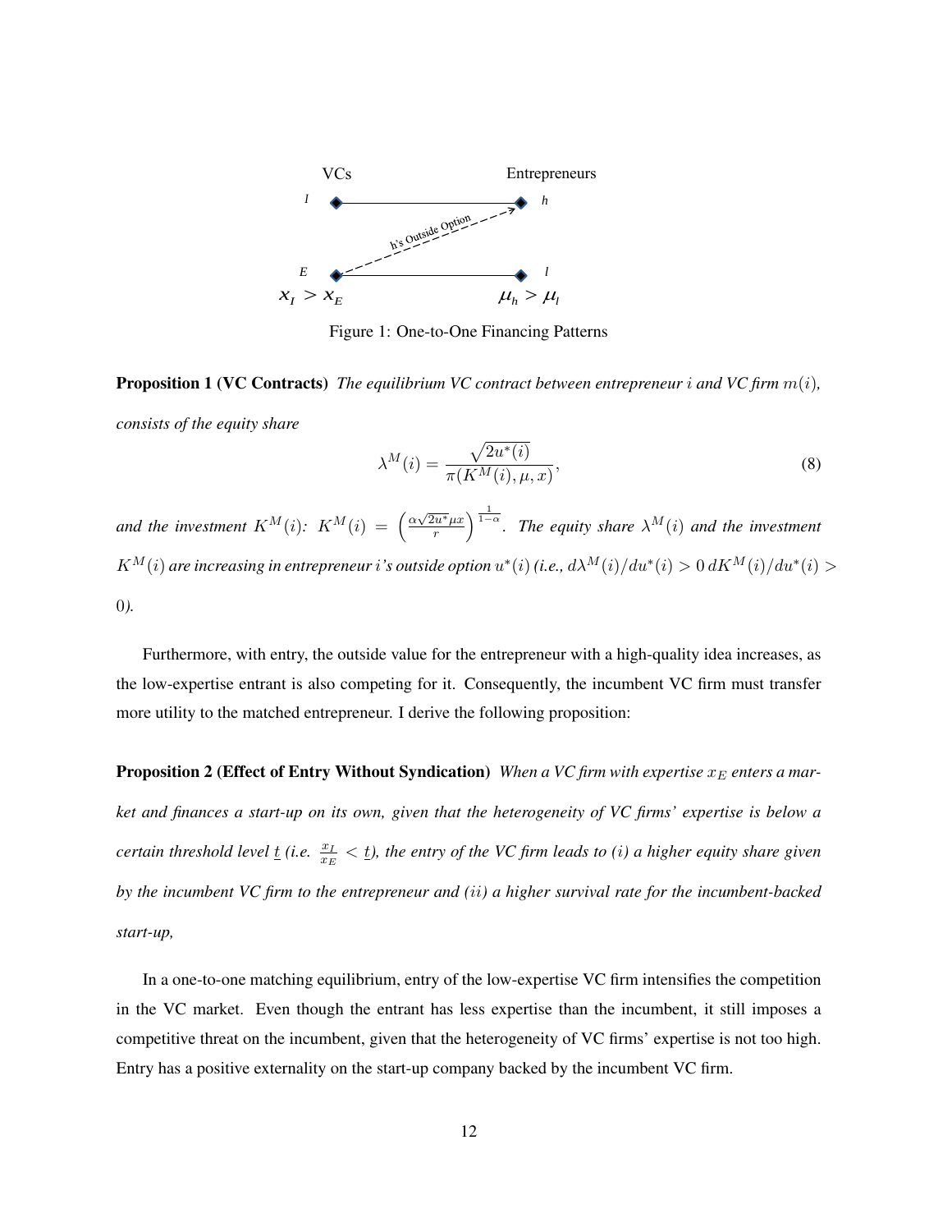Figure 1: One-to-One Financing Patterns

**Proposition 1 (VC Contracts)** *The equilibrium VC contract between entrepreneur $i$ and VC firm $m(i)$, consists of the equity share*

$$\lambda^M(i) = \frac{\sqrt{2u^*(i)}}{\pi(K^M(i), \mu, x)}, \tag{8}$$

*and the investment $K^M(i)$: $K^M(i) = \left(\frac{\alpha\sqrt{2u^*}\mu x}{r}\right)^{\frac{1}{1-\alpha}}$. The equity share $\lambda^M(i)$ and the investment $K^M(i)$ are increasing in entrepreneur $i$'s outside option $u^*(i)$ (i.e., $d\lambda^M(i)/du^*(i) > 0$ $dK^M(i)/du^*(i) > 0$).*

Furthermore, with entry, the outside value for the entrepreneur with a high-quality idea increases, as the low-expertise entrant is also competing for it. Consequently, the incumbent VC firm must transfer more utility to the matched entrepreneur. I derive the following proposition:

**Proposition 2 (Effect of Entry Without Syndication)** *When a VC firm with expertise $x_E$ enters a market and finances a start-up on its own, given that the heterogeneity of VC firms' expertise is below a certain threshold level $\underline{t}$ (i.e. $\frac{x_I}{x_E} < \underline{t}$), the entry of the VC firm leads to $(i)$ a higher equity share given by the incumbent VC firm to the entrepreneur and $(ii)$ a higher survival rate for the incumbent-backed start-up,*

In a one-to-one matching equilibrium, entry of the low-expertise VC firm intensifies the competition in the VC market. Even though the entrant has less expertise than the incumbent, it still imposes a competitive threat on the incumbent, given that the heterogeneity of VC firms' expertise is not too high. Entry has a positive externality on the start-up company backed by the incumbent VC firm.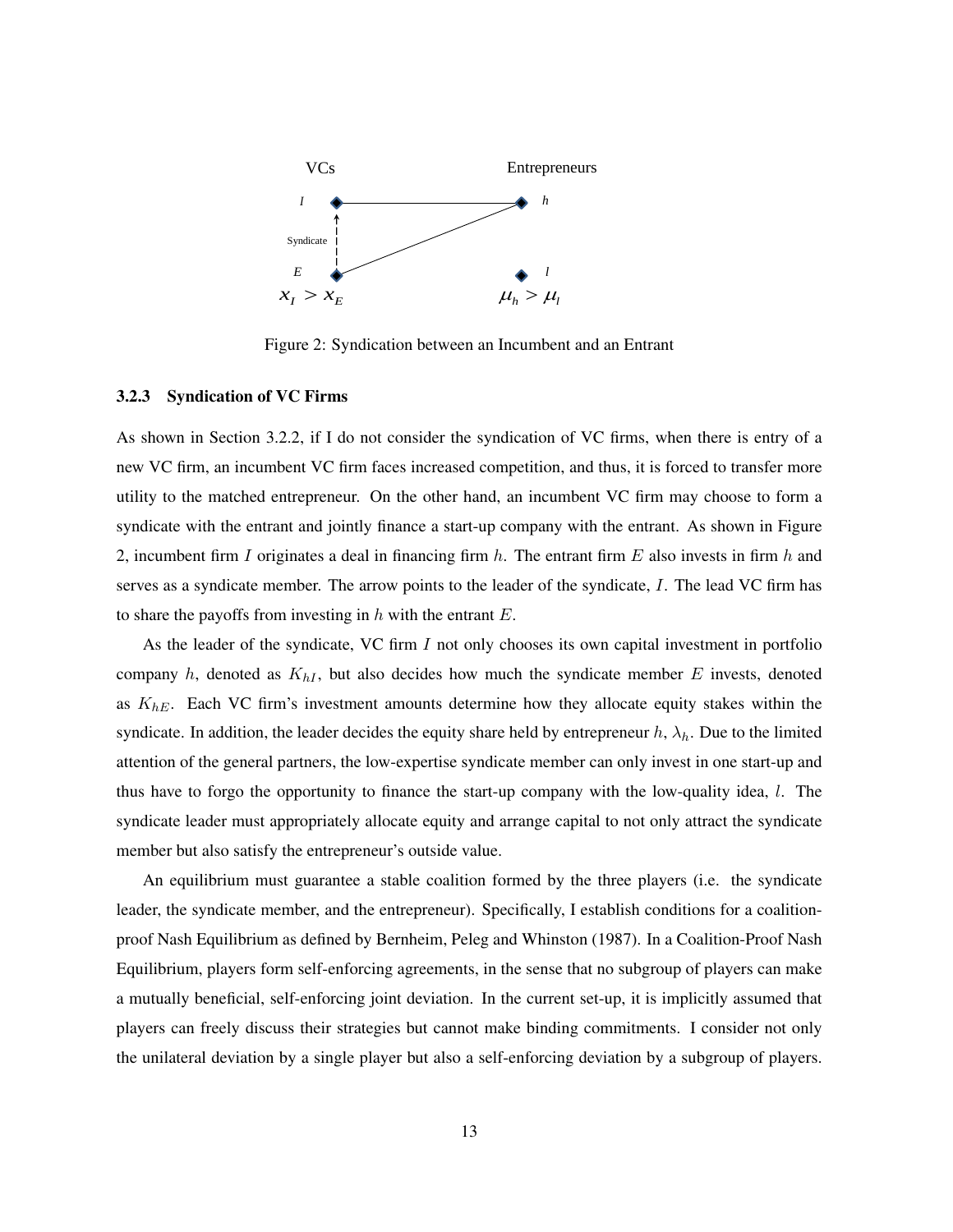Figure 2: Syndication between an Incumbent and an Entrant

### 3.2.3 Syndication of VC Firms

As shown in Section 3.2.2, if I do not consider the syndication of VC firms, when there is entry of a new VC firm, an incumbent VC firm faces increased competition, and thus, it is forced to transfer more utility to the matched entrepreneur. On the other hand, an incumbent VC firm may choose to form a syndicate with the entrant and jointly finance a start-up company with the entrant. As shown in Figure 2, incumbent firm $I$ originates a deal in financing firm $h$. The entrant firm $E$ also invests in firm $h$ and serves as a syndicate member. The arrow points to the leader of the syndicate, $I$. The lead VC firm has to share the payoffs from investing in $h$ with the entrant $E$.

As the leader of the syndicate, VC firm $I$ not only chooses its own capital investment in portfolio company $h$, denoted as $K_{hI}$, but also decides how much the syndicate member $E$ invests, denoted as $K_{hE}$. Each VC firm's investment amounts determine how they allocate equity stakes within the syndicate. In addition, the leader decides the equity share held by entrepreneur $h$, $\lambda_h$. Due to the limited attention of the general partners, the low-expertise syndicate member can only invest in one start-up and thus have to forgo the opportunity to finance the start-up company with the low-quality idea, $l$. The syndicate leader must appropriately allocate equity and arrange capital to not only attract the syndicate member but also satisfy the entrepreneur's outside value.

An equilibrium must guarantee a stable coalition formed by the three players (i.e. the syndicate leader, the syndicate member, and the entrepreneur). Specifically, I establish conditions for a coalition-proof Nash Equilibrium as defined by Bernheim, Peleg and Whinston (1987). In a Coalition-Proof Nash Equilibrium, players form self-enforcing agreements, in the sense that no subgroup of players can make a mutually beneficial, self-enforcing joint deviation. In the current set-up, it is implicitly assumed that players can freely discuss their strategies but cannot make binding commitments. I consider not only the unilateral deviation by a single player but also a self-enforcing deviation by a subgroup of players.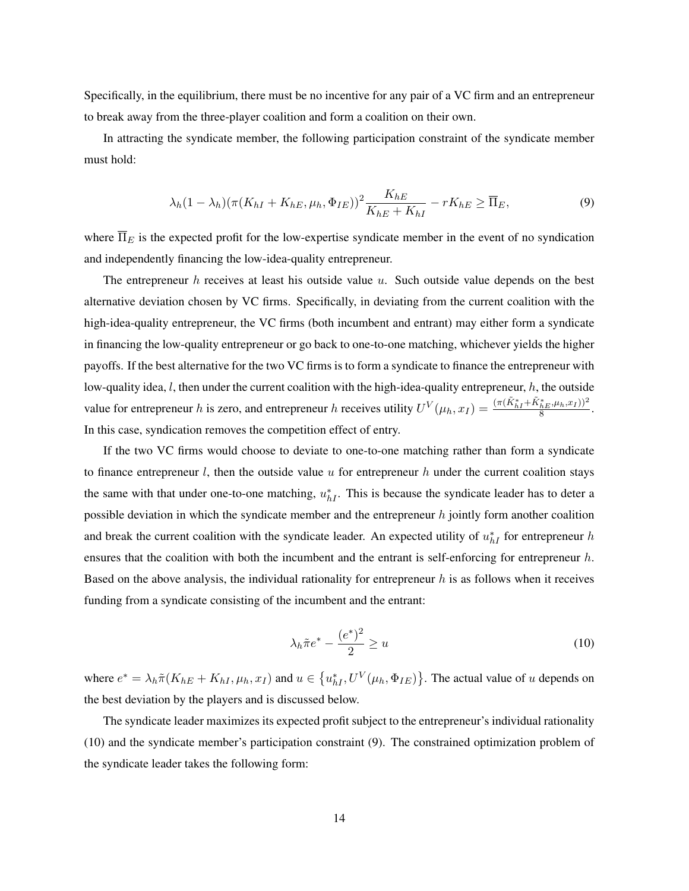Specifically, in the equilibrium, there must be no incentive for any pair of a VC firm and an entrepreneur to break away from the three-player coalition and form a coalition on their own.

In attracting the syndicate member, the following participation constraint of the syndicate member must hold:

$$\lambda_h(1-\lambda_h)(\pi(K_{hI}+K_{hE},\mu_h,\Phi_{IE}))^2\frac{K_{hE}}{K_{hE}+K_{hI}} - rK_{hE} \geq \overline{\Pi}_E, \tag{9}$$

where $\overline{\Pi}_E$ is the expected profit for the low-expertise syndicate member in the event of no syndication and independently financing the low-idea-quality entrepreneur.

The entrepreneur $h$ receives at least his outside value $u$. Such outside value depends on the best alternative deviation chosen by VC firms. Specifically, in deviating from the current coalition with the high-idea-quality entrepreneur, the VC firms (both incumbent and entrant) may either form a syndicate in financing the low-quality entrepreneur or go back to one-to-one matching, whichever yields the higher payoffs. If the best alternative for the two VC firms is to form a syndicate to finance the entrepreneur with low-quality idea, $l$, then under the current coalition with the high-idea-quality entrepreneur, $h$, the outside value for entrepreneur $h$ is zero, and entrepreneur $h$ receives utility $U^V(\mu_h, x_I) = \frac{(\pi(\tilde{K}^*_{hI}+\tilde{K}^*_{hE},\mu_h,x_I))^2}{8}$. In this case, syndication removes the competition effect of entry.

If the two VC firms would choose to deviate to one-to-one matching rather than form a syndicate to finance entrepreneur $l$, then the outside value $u$ for entrepreneur $h$ under the current coalition stays the same with that under one-to-one matching, $u^*_{hI}$. This is because the syndicate leader has to deter a possible deviation in which the syndicate member and the entrepreneur $h$ jointly form another coalition and break the current coalition with the syndicate leader. An expected utility of $u^*_{hI}$ for entrepreneur $h$ ensures that the coalition with both the incumbent and the entrant is self-enforcing for entrepreneur $h$. Based on the above analysis, the individual rationality for entrepreneur $h$ is as follows when it receives funding from a syndicate consisting of the incumbent and the entrant:

$$\lambda_h\tilde{\pi}e^* - \frac{(e^*)^2}{2} \geq u \tag{10}$$

where $e^* = \lambda_h\tilde{\pi}(K_{hE}+K_{hI},\mu_h,x_I)$ and $u \in \left\{u^*_{hI}, U^V(\mu_h,\Phi_{IE})\right\}$. The actual value of $u$ depends on the best deviation by the players and is discussed below.

The syndicate leader maximizes its expected profit subject to the entrepreneur's individual rationality (10) and the syndicate member's participation constraint (9). The constrained optimization problem of the syndicate leader takes the following form: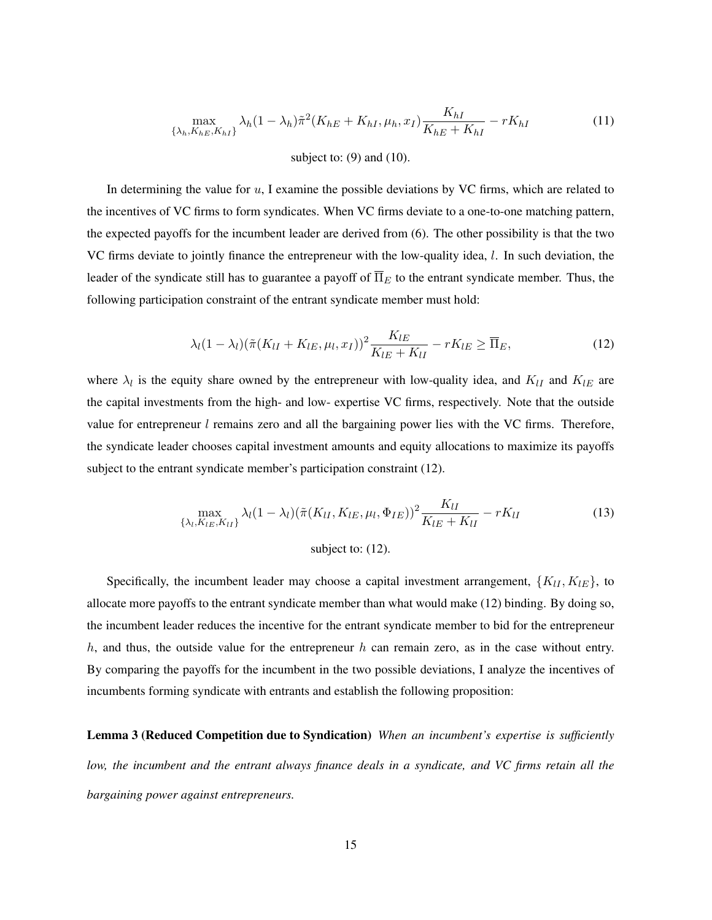$$\max_{\{\lambda_h, K_{hE}, K_{hI}\}} \lambda_h(1-\lambda_h)\tilde{\pi}^2(K_{hE}+K_{hI}, \mu_h, x_I)\frac{K_{hI}}{K_{hE}+K_{hI}} - rK_{hI} \tag{11}$$

subject to: (9) and (10).

In determining the value for $u$, I examine the possible deviations by VC firms, which are related to the incentives of VC firms to form syndicates. When VC firms deviate to a one-to-one matching pattern, the expected payoffs for the incumbent leader are derived from (6). The other possibility is that the two VC firms deviate to jointly finance the entrepreneur with the low-quality idea, $l$. In such deviation, the leader of the syndicate still has to guarantee a payoff of $\overline{\Pi}_E$ to the entrant syndicate member. Thus, the following participation constraint of the entrant syndicate member must hold:

$$\lambda_l(1-\lambda_l)(\tilde{\pi}(K_{lI}+K_{lE}, \mu_l, x_I))^2\frac{K_{lE}}{K_{lE}+K_{lI}} - rK_{lE} \geq \overline{\Pi}_E, \tag{12}$$

where $\lambda_l$ is the equity share owned by the entrepreneur with low-quality idea, and $K_{lI}$ and $K_{lE}$ are the capital investments from the high- and low- expertise VC firms, respectively. Note that the outside value for entrepreneur $l$ remains zero and all the bargaining power lies with the VC firms. Therefore, the syndicate leader chooses capital investment amounts and equity allocations to maximize its payoffs subject to the entrant syndicate member's participation constraint (12).

$$\max_{\{\lambda_l, K_{lE}, K_{lI}\}} \lambda_l(1-\lambda_l)(\tilde{\pi}(K_{lI}, K_{lE}, \mu_l, \Phi_{IE}))^2\frac{K_{lI}}{K_{lE}+K_{lI}} - rK_{lI} \tag{13}$$

subject to: (12).

Specifically, the incumbent leader may choose a capital investment arrangement, $\{K_{lI}, K_{lE}\}$, to allocate more payoffs to the entrant syndicate member than what would make (12) binding. By doing so, the incumbent leader reduces the incentive for the entrant syndicate member to bid for the entrepreneur $h$, and thus, the outside value for the entrepreneur $h$ can remain zero, as in the case without entry. By comparing the payoffs for the incumbent in the two possible deviations, I analyze the incentives of incumbents forming syndicate with entrants and establish the following proposition:

**Lemma 3 (Reduced Competition due to Syndication)** *When an incumbent's expertise is sufficiently low, the incumbent and the entrant always finance deals in a syndicate, and VC firms retain all the bargaining power against entrepreneurs.*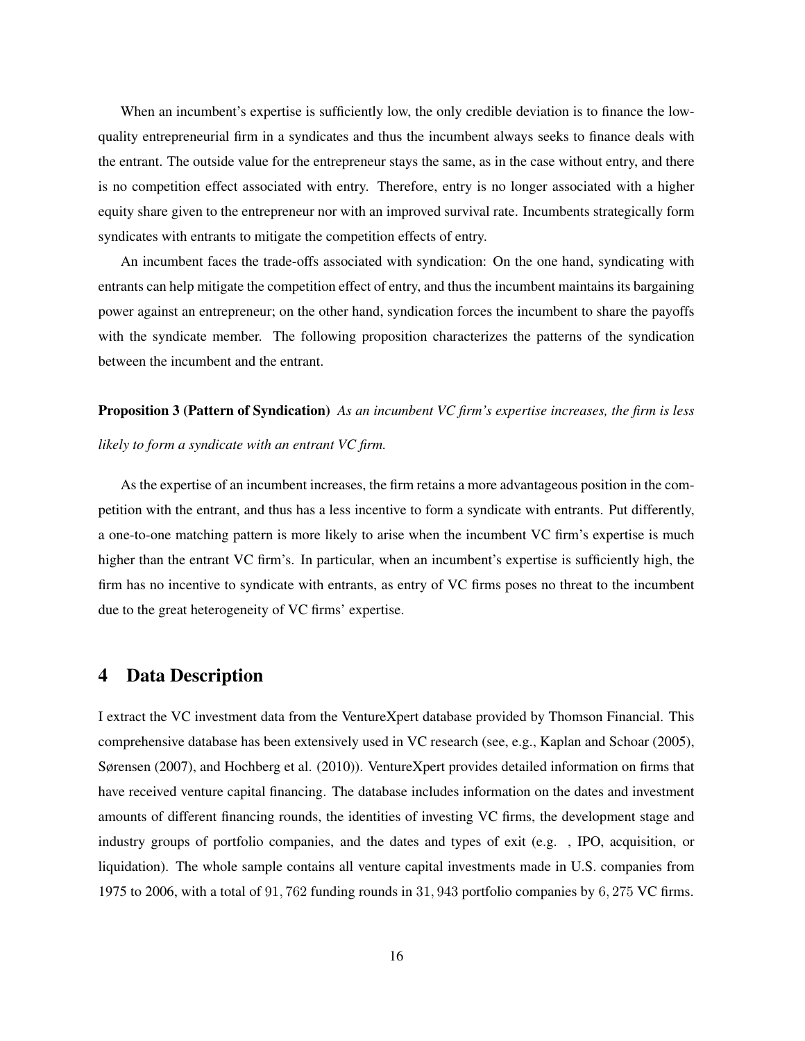When an incumbent's expertise is sufficiently low, the only credible deviation is to finance the low-quality entrepreneurial firm in a syndicates and thus the incumbent always seeks to finance deals with the entrant. The outside value for the entrepreneur stays the same, as in the case without entry, and there is no competition effect associated with entry. Therefore, entry is no longer associated with a higher equity share given to the entrepreneur nor with an improved survival rate. Incumbents strategically form syndicates with entrants to mitigate the competition effects of entry.

An incumbent faces the trade-offs associated with syndication: On the one hand, syndicating with entrants can help mitigate the competition effect of entry, and thus the incumbent maintains its bargaining power against an entrepreneur; on the other hand, syndication forces the incumbent to share the payoffs with the syndicate member. The following proposition characterizes the patterns of the syndication between the incumbent and the entrant.

**Proposition 3 (Pattern of Syndication)** *As an incumbent VC firm's expertise increases, the firm is less likely to form a syndicate with an entrant VC firm.*

As the expertise of an incumbent increases, the firm retains a more advantageous position in the competition with the entrant, and thus has a less incentive to form a syndicate with entrants. Put differently, a one-to-one matching pattern is more likely to arise when the incumbent VC firm's expertise is much higher than the entrant VC firm's. In particular, when an incumbent's expertise is sufficiently high, the firm has no incentive to syndicate with entrants, as entry of VC firms poses no threat to the incumbent due to the great heterogeneity of VC firms' expertise.

## 4 Data Description

I extract the VC investment data from the VentureXpert database provided by Thomson Financial. This comprehensive database has been extensively used in VC research (see, e.g., Kaplan and Schoar (2005), Sørensen (2007), and Hochberg et al. (2010)). VentureXpert provides detailed information on firms that have received venture capital financing. The database includes information on the dates and investment amounts of different financing rounds, the identities of investing VC firms, the development stage and industry groups of portfolio companies, and the dates and types of exit (e.g. , IPO, acquisition, or liquidation). The whole sample contains all venture capital investments made in U.S. companies from 1975 to 2006, with a total of $91,762$ funding rounds in $31,943$ portfolio companies by $6,275$ VC firms.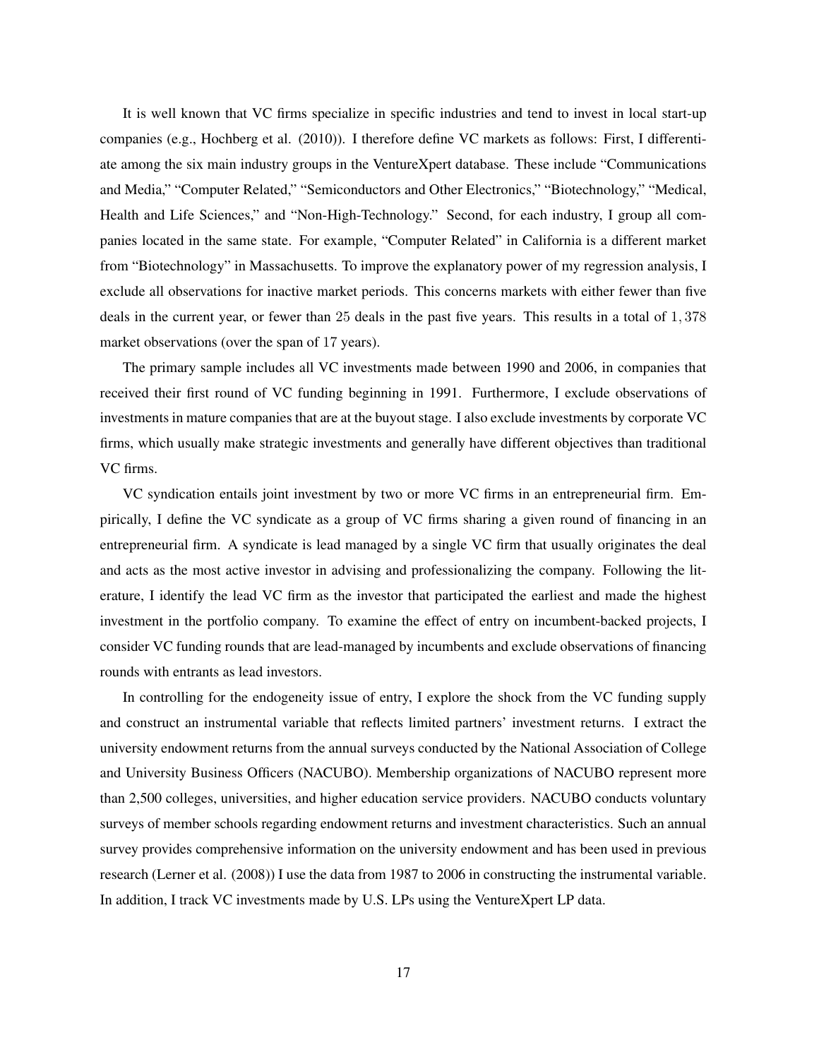It is well known that VC firms specialize in specific industries and tend to invest in local start-up companies (e.g., Hochberg et al. (2010)). I therefore define VC markets as follows: First, I differentiate among the six main industry groups in the VentureXpert database. These include "Communications and Media," "Computer Related," "Semiconductors and Other Electronics," "Biotechnology," "Medical, Health and Life Sciences," and "Non-High-Technology." Second, for each industry, I group all companies located in the same state. For example, "Computer Related" in California is a different market from "Biotechnology" in Massachusetts. To improve the explanatory power of my regression analysis, I exclude all observations for inactive market periods. This concerns markets with either fewer than five deals in the current year, or fewer than 25 deals in the past five years. This results in a total of $1,378$ market observations (over the span of 17 years).

The primary sample includes all VC investments made between 1990 and 2006, in companies that received their first round of VC funding beginning in 1991. Furthermore, I exclude observations of investments in mature companies that are at the buyout stage. I also exclude investments by corporate VC firms, which usually make strategic investments and generally have different objectives than traditional VC firms.

VC syndication entails joint investment by two or more VC firms in an entrepreneurial firm. Empirically, I define the VC syndicate as a group of VC firms sharing a given round of financing in an entrepreneurial firm. A syndicate is lead managed by a single VC firm that usually originates the deal and acts as the most active investor in advising and professionalizing the company. Following the literature, I identify the lead VC firm as the investor that participated the earliest and made the highest investment in the portfolio company. To examine the effect of entry on incumbent-backed projects, I consider VC funding rounds that are lead-managed by incumbents and exclude observations of financing rounds with entrants as lead investors.

In controlling for the endogeneity issue of entry, I explore the shock from the VC funding supply and construct an instrumental variable that reflects limited partners' investment returns. I extract the university endowment returns from the annual surveys conducted by the National Association of College and University Business Officers (NACUBO). Membership organizations of NACUBO represent more than 2,500 colleges, universities, and higher education service providers. NACUBO conducts voluntary surveys of member schools regarding endowment returns and investment characteristics. Such an annual survey provides comprehensive information on the university endowment and has been used in previous research (Lerner et al. (2008)) I use the data from 1987 to 2006 in constructing the instrumental variable. In addition, I track VC investments made by U.S. LPs using the VentureXpert LP data.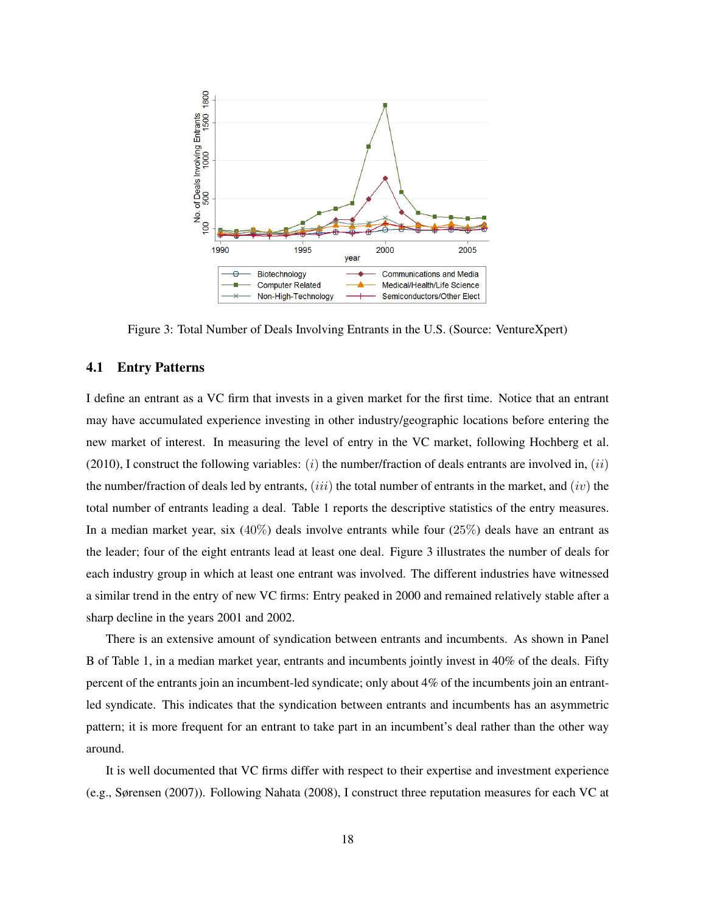Figure 3: Total Number of Deals Involving Entrants in the U.S. (Source: VentureXpert)

### 4.1 Entry Patterns

I define an entrant as a VC firm that invests in a given market for the first time. Notice that an entrant may have accumulated experience investing in other industry/geographic locations before entering the new market of interest. In measuring the level of entry in the VC market, following Hochberg et al. (2010), I construct the following variables: $(i)$ the number/fraction of deals entrants are involved in, $(ii)$ the number/fraction of deals led by entrants, $(iii)$ the total number of entrants in the market, and $(iv)$ the total number of entrants leading a deal. Table 1 reports the descriptive statistics of the entry measures. In a median market year, six $(40\%)$ deals involve entrants while four $(25\%)$ deals have an entrant as the leader; four of the eight entrants lead at least one deal. Figure 3 illustrates the number of deals for each industry group in which at least one entrant was involved. The different industries have witnessed a similar trend in the entry of new VC firms: Entry peaked in 2000 and remained relatively stable after a sharp decline in the years 2001 and 2002.

There is an extensive amount of syndication between entrants and incumbents. As shown in Panel B of Table 1, in a median market year, entrants and incumbents jointly invest in 40% of the deals. Fifty percent of the entrants join an incumbent-led syndicate; only about 4% of the incumbents join an entrant-led syndicate. This indicates that the syndication between entrants and incumbents has an asymmetric pattern; it is more frequent for an entrant to take part in an incumbent's deal rather than the other way around.

It is well documented that VC firms differ with respect to their expertise and investment experience (e.g., Sørensen (2007)). Following Nahata (2008), I construct three reputation measures for each VC at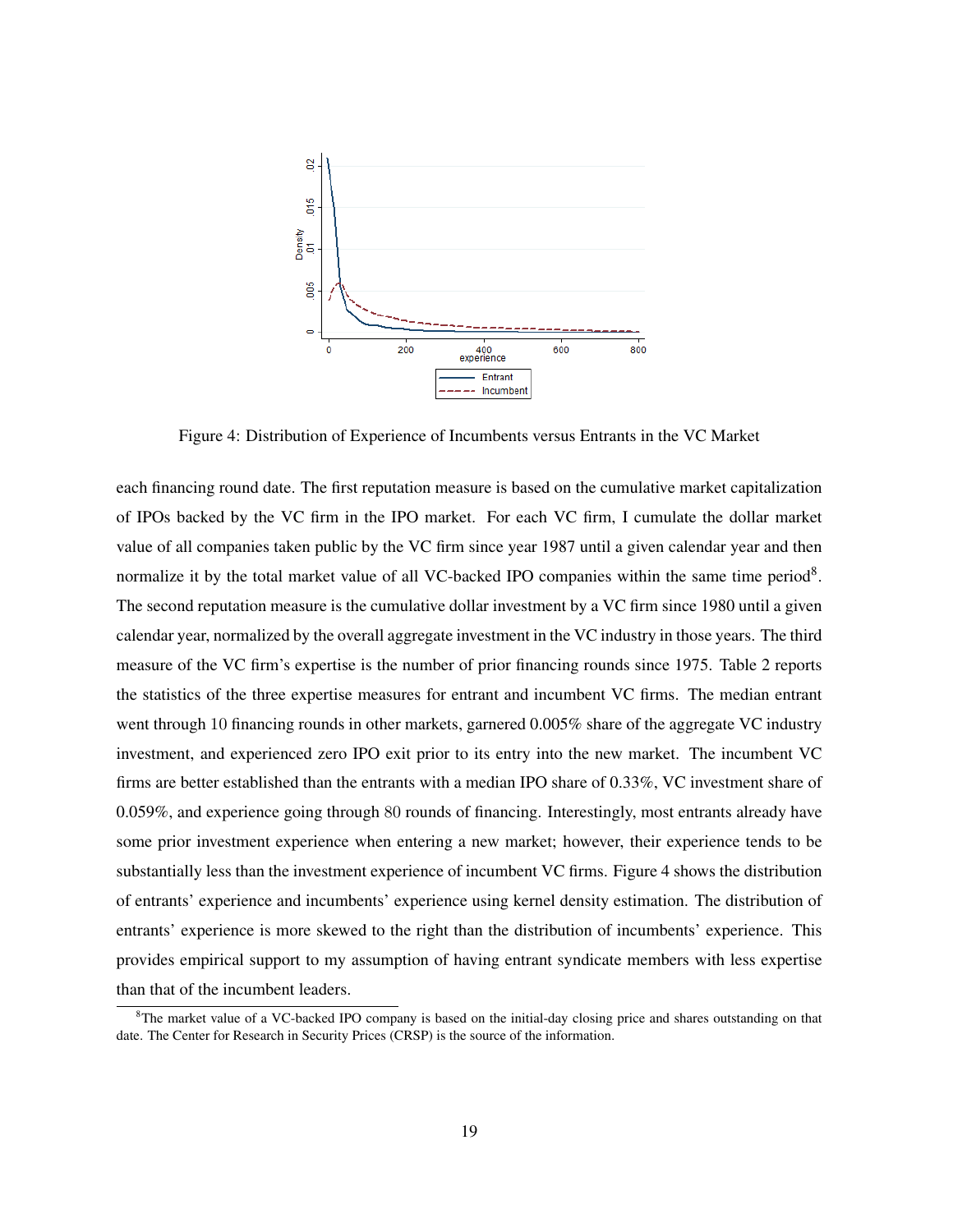Figure 4: Distribution of Experience of Incumbents versus Entrants in the VC Market

each financing round date. The first reputation measure is based on the cumulative market capitalization of IPOs backed by the VC firm in the IPO market. For each VC firm, I cumulate the dollar market value of all companies taken public by the VC firm since year 1987 until a given calendar year and then normalize it by the total market value of all VC-backed IPO companies within the same time period[8]. The second reputation measure is the cumulative dollar investment by a VC firm since 1980 until a given calendar year, normalized by the overall aggregate investment in the VC industry in those years. The third measure of the VC firm's expertise is the number of prior financing rounds since 1975. Table 2 reports the statistics of the three expertise measures for entrant and incumbent VC firms. The median entrant went through 10 financing rounds in other markets, garnered 0.005% share of the aggregate VC industry investment, and experienced zero IPO exit prior to its entry into the new market. The incumbent VC firms are better established than the entrants with a median IPO share of 0.33%, VC investment share of 0.059%, and experience going through 80 rounds of financing. Interestingly, most entrants already have some prior investment experience when entering a new market; however, their experience tends to be substantially less than the investment experience of incumbent VC firms. Figure 4 shows the distribution of entrants' experience and incumbents' experience using kernel density estimation. The distribution of entrants' experience is more skewed to the right than the distribution of incumbents' experience. This provides empirical support to my assumption of having entrant syndicate members with less expertise than that of the incumbent leaders.

[8]The market value of a VC-backed IPO company is based on the initial-day closing price and shares outstanding on that date. The Center for Research in Security Prices (CRSP) is the source of the information.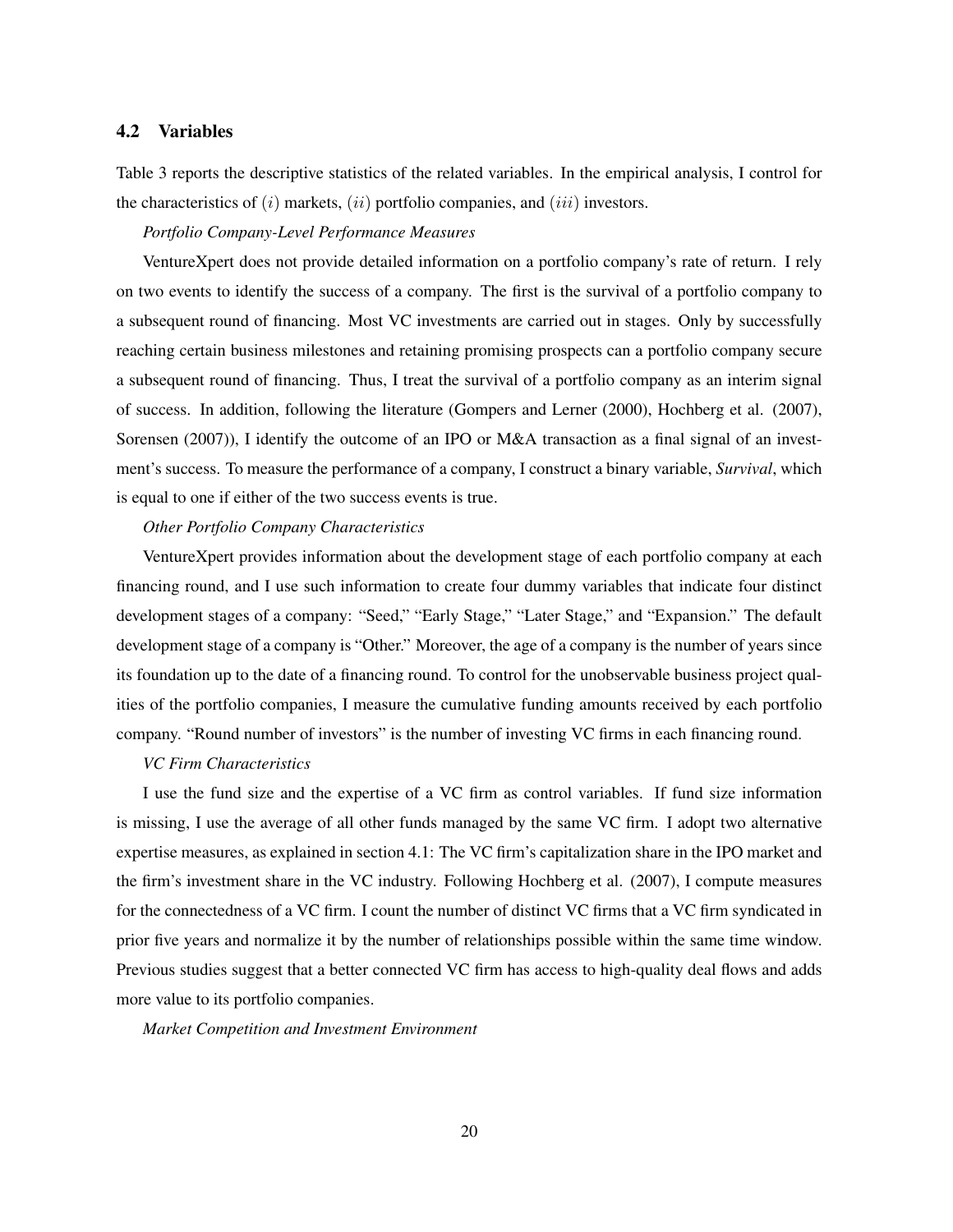### 4.2 Variables

Table 3 reports the descriptive statistics of the related variables. In the empirical analysis, I control for the characteristics of $(i)$ markets, $(ii)$ portfolio companies, and $(iii)$ investors.

*Portfolio Company-Level Performance Measures*

VentureXpert does not provide detailed information on a portfolio company's rate of return. I rely on two events to identify the success of a company. The first is the survival of a portfolio company to a subsequent round of financing. Most VC investments are carried out in stages. Only by successfully reaching certain business milestones and retaining promising prospects can a portfolio company secure a subsequent round of financing. Thus, I treat the survival of a portfolio company as an interim signal of success. In addition, following the literature (Gompers and Lerner (2000), Hochberg et al. (2007), Sorensen (2007)), I identify the outcome of an IPO or M&A transaction as a final signal of an investment's success. To measure the performance of a company, I construct a binary variable, ***Survival***, which is equal to one if either of the two success events is true.

*Other Portfolio Company Characteristics*

VentureXpert provides information about the development stage of each portfolio company at each financing round, and I use such information to create four dummy variables that indicate four distinct development stages of a company: "Seed," "Early Stage," "Later Stage," and "Expansion." The default development stage of a company is "Other." Moreover, the age of a company is the number of years since its foundation up to the date of a financing round. To control for the unobservable business project qualities of the portfolio companies, I measure the cumulative funding amounts received by each portfolio company. "Round number of investors" is the number of investing VC firms in each financing round.

*VC Firm Characteristics*

I use the fund size and the expertise of a VC firm as control variables. If fund size information is missing, I use the average of all other funds managed by the same VC firm. I adopt two alternative expertise measures, as explained in section 4.1: The VC firm's capitalization share in the IPO market and the firm's investment share in the VC industry. Following Hochberg et al. (2007), I compute measures for the connectedness of a VC firm. I count the number of distinct VC firms that a VC firm syndicated in prior five years and normalize it by the number of relationships possible within the same time window. Previous studies suggest that a better connected VC firm has access to high-quality deal flows and adds more value to its portfolio companies.

*Market Competition and Investment Environment*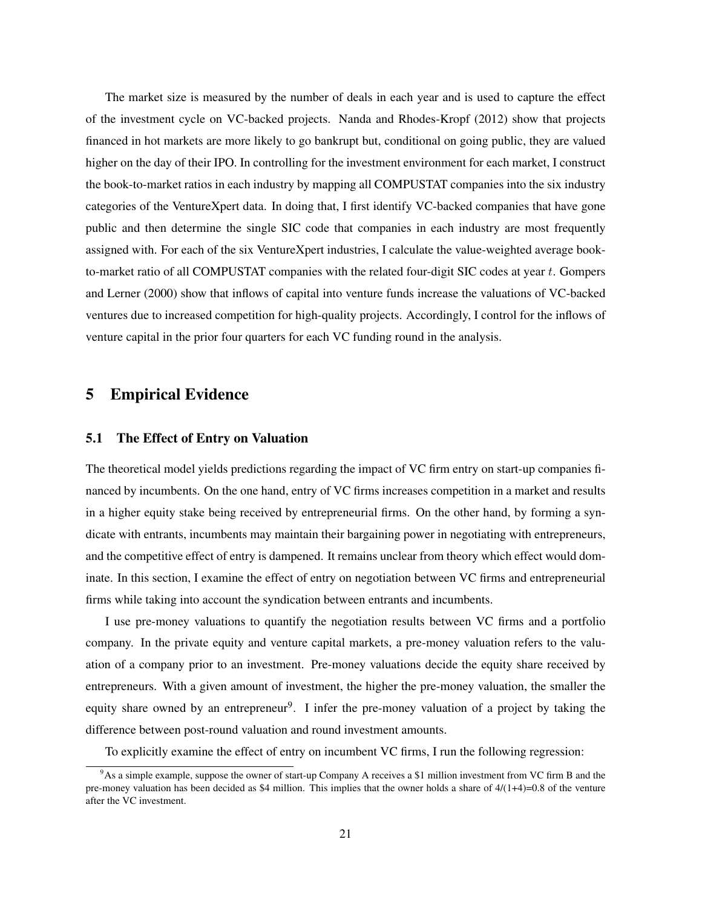The market size is measured by the number of deals in each year and is used to capture the effect of the investment cycle on VC-backed projects. Nanda and Rhodes-Kropf (2012) show that projects financed in hot markets are more likely to go bankrupt but, conditional on going public, they are valued higher on the day of their IPO. In controlling for the investment environment for each market, I construct the book-to-market ratios in each industry by mapping all COMPUSTAT companies into the six industry categories of the VentureXpert data. In doing that, I first identify VC-backed companies that have gone public and then determine the single SIC code that companies in each industry are most frequently assigned with. For each of the six VentureXpert industries, I calculate the value-weighted average book-to-market ratio of all COMPUSTAT companies with the related four-digit SIC codes at year $t$. Gompers and Lerner (2000) show that inflows of capital into venture funds increase the valuations of VC-backed ventures due to increased competition for high-quality projects. Accordingly, I control for the inflows of venture capital in the prior four quarters for each VC funding round in the analysis.

# 5 Empirical Evidence

## 5.1 The Effect of Entry on Valuation

The theoretical model yields predictions regarding the impact of VC firm entry on start-up companies financed by incumbents. On the one hand, entry of VC firms increases competition in a market and results in a higher equity stake being received by entrepreneurial firms. On the other hand, by forming a syndicate with entrants, incumbents may maintain their bargaining power in negotiating with entrepreneurs, and the competitive effect of entry is dampened. It remains unclear from theory which effect would dominate. In this section, I examine the effect of entry on negotiation between VC firms and entrepreneurial firms while taking into account the syndication between entrants and incumbents.

I use pre-money valuations to quantify the negotiation results between VC firms and a portfolio company. In the private equity and venture capital markets, a pre-money valuation refers to the valuation of a company prior to an investment. Pre-money valuations decide the equity share received by entrepreneurs. With a given amount of investment, the higher the pre-money valuation, the smaller the equity share owned by an entrepreneur[9]. I infer the pre-money valuation of a project by taking the difference between post-round valuation and round investment amounts.

To explicitly examine the effect of entry on incumbent VC firms, I run the following regression:

[9] As a simple example, suppose the owner of start-up Company A receives a \$1 million investment from VC firm B and the pre-money valuation has been decided as \$4 million. This implies that the owner holds a share of 4/(1+4)=0.8 of the venture after the VC investment.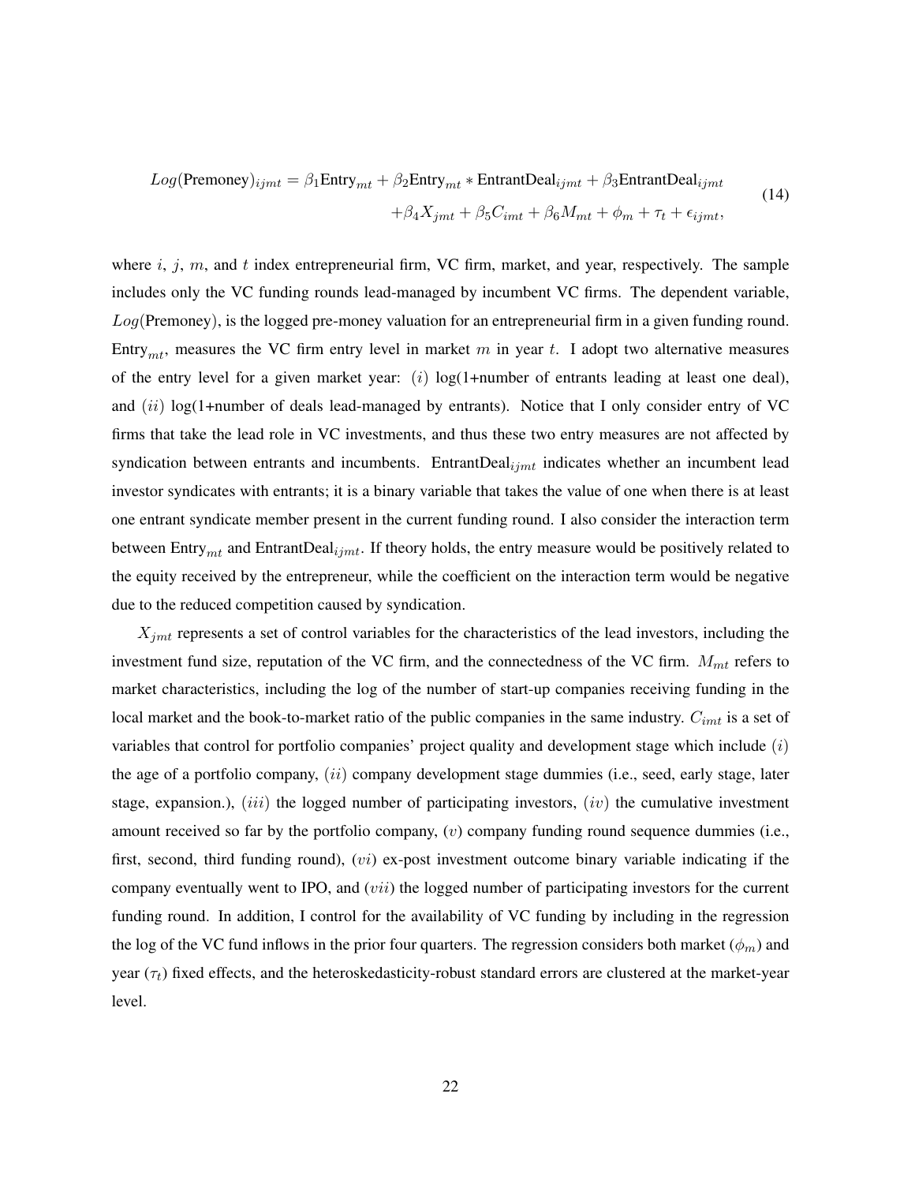$$Log(\text{Premoney})_{ijmt} = \beta_1 \text{Entry}_{mt} + \beta_2 \text{Entry}_{mt} * \text{EntrantDeal}_{ijmt} + \beta_3 \text{EntrantDeal}_{ijmt} + \beta_4 X_{jmt} + \beta_5 C_{imt} + \beta_6 M_{mt} + \phi_m + \tau_t + \epsilon_{ijmt}, \tag{14}$$

where $i$, $j$, $m$, and $t$ index entrepreneurial firm, VC firm, market, and year, respectively. The sample includes only the VC funding rounds lead-managed by incumbent VC firms. The dependent variable, $Log(\text{Premoney})$, is the logged pre-money valuation for an entrepreneurial firm in a given funding round. $\text{Entry}_{mt}$, measures the VC firm entry level in market $m$ in year $t$. I adopt two alternative measures of the entry level for a given market year: $(i)$ log(1+number of entrants leading at least one deal), and $(ii)$ log(1+number of deals lead-managed by entrants). Notice that I only consider entry of VC firms that take the lead role in VC investments, and thus these two entry measures are not affected by syndication between entrants and incumbents. $\text{EntrantDeal}_{ijmt}$ indicates whether an incumbent lead investor syndicates with entrants; it is a binary variable that takes the value of one when there is at least one entrant syndicate member present in the current funding round. I also consider the interaction term between $\text{Entry}_{mt}$ and $\text{EntrantDeal}_{ijmt}$. If theory holds, the entry measure would be positively related to the equity received by the entrepreneur, while the coefficient on the interaction term would be negative due to the reduced competition caused by syndication.

$X_{jmt}$ represents a set of control variables for the characteristics of the lead investors, including the investment fund size, reputation of the VC firm, and the connectedness of the VC firm. $M_{mt}$ refers to market characteristics, including the log of the number of start-up companies receiving funding in the local market and the book-to-market ratio of the public companies in the same industry. $C_{imt}$ is a set of variables that control for portfolio companies' project quality and development stage which include $(i)$ the age of a portfolio company, $(ii)$ company development stage dummies (i.e., seed, early stage, later stage, expansion.), $(iii)$ the logged number of participating investors, $(iv)$ the cumulative investment amount received so far by the portfolio company, $(v)$ company funding round sequence dummies (i.e., first, second, third funding round), $(vi)$ ex-post investment outcome binary variable indicating if the company eventually went to IPO, and $(vii)$ the logged number of participating investors for the current funding round. In addition, I control for the availability of VC funding by including in the regression the log of the VC fund inflows in the prior four quarters. The regression considers both market ($\phi_m$) and year ($\tau_t$) fixed effects, and the heteroskedasticity-robust standard errors are clustered at the market-year level.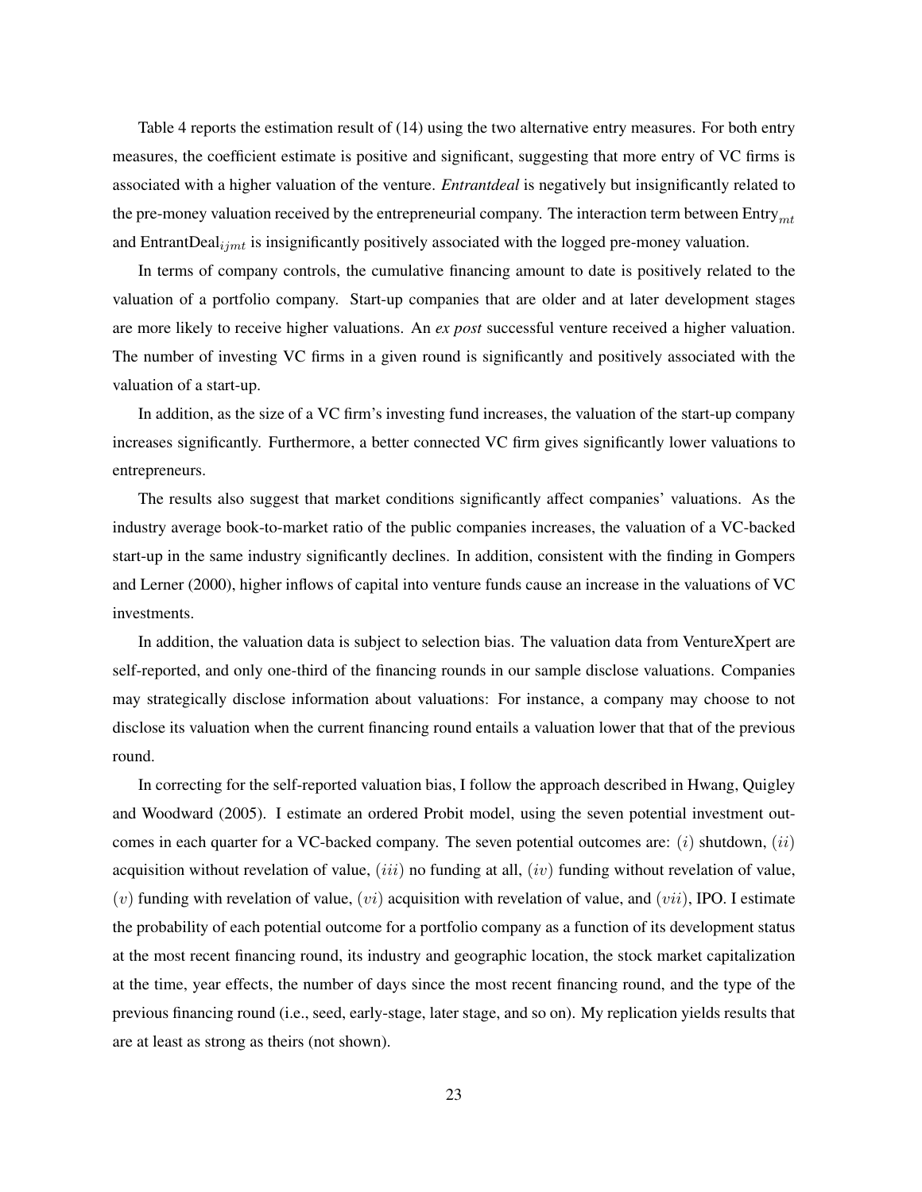Table 4 reports the estimation result of (14) using the two alternative entry measures. For both entry measures, the coefficient estimate is positive and significant, suggesting that more entry of VC firms is associated with a higher valuation of the venture. *Entrantdeal* is negatively but insignificantly related to the pre-money valuation received by the entrepreneurial company. The interaction term between $\text{Entry}_{mt}$ and $\text{EntrantDeal}_{ijmt}$ is insignificantly positively associated with the logged pre-money valuation.

In terms of company controls, the cumulative financing amount to date is positively related to the valuation of a portfolio company. Start-up companies that are older and at later development stages are more likely to receive higher valuations. An *ex post* successful venture received a higher valuation. The number of investing VC firms in a given round is significantly and positively associated with the valuation of a start-up.

In addition, as the size of a VC firm's investing fund increases, the valuation of the start-up company increases significantly. Furthermore, a better connected VC firm gives significantly lower valuations to entrepreneurs.

The results also suggest that market conditions significantly affect companies' valuations. As the industry average book-to-market ratio of the public companies increases, the valuation of a VC-backed start-up in the same industry significantly declines. In addition, consistent with the finding in Gompers and Lerner (2000), higher inflows of capital into venture funds cause an increase in the valuations of VC investments.

In addition, the valuation data is subject to selection bias. The valuation data from VentureXpert are self-reported, and only one-third of the financing rounds in our sample disclose valuations. Companies may strategically disclose information about valuations: For instance, a company may choose to not disclose its valuation when the current financing round entails a valuation lower that that of the previous round.

In correcting for the self-reported valuation bias, I follow the approach described in Hwang, Quigley and Woodward (2005). I estimate an ordered Probit model, using the seven potential investment outcomes in each quarter for a VC-backed company. The seven potential outcomes are: $(i)$ shutdown, $(ii)$ acquisition without revelation of value, $(iii)$ no funding at all, $(iv)$ funding without revelation of value, $(v)$ funding with revelation of value, $(vi)$ acquisition with revelation of value, and $(vii)$, IPO. I estimate the probability of each potential outcome for a portfolio company as a function of its development status at the most recent financing round, its industry and geographic location, the stock market capitalization at the time, year effects, the number of days since the most recent financing round, and the type of the previous financing round (i.e., seed, early-stage, later stage, and so on). My replication yields results that are at least as strong as theirs (not shown).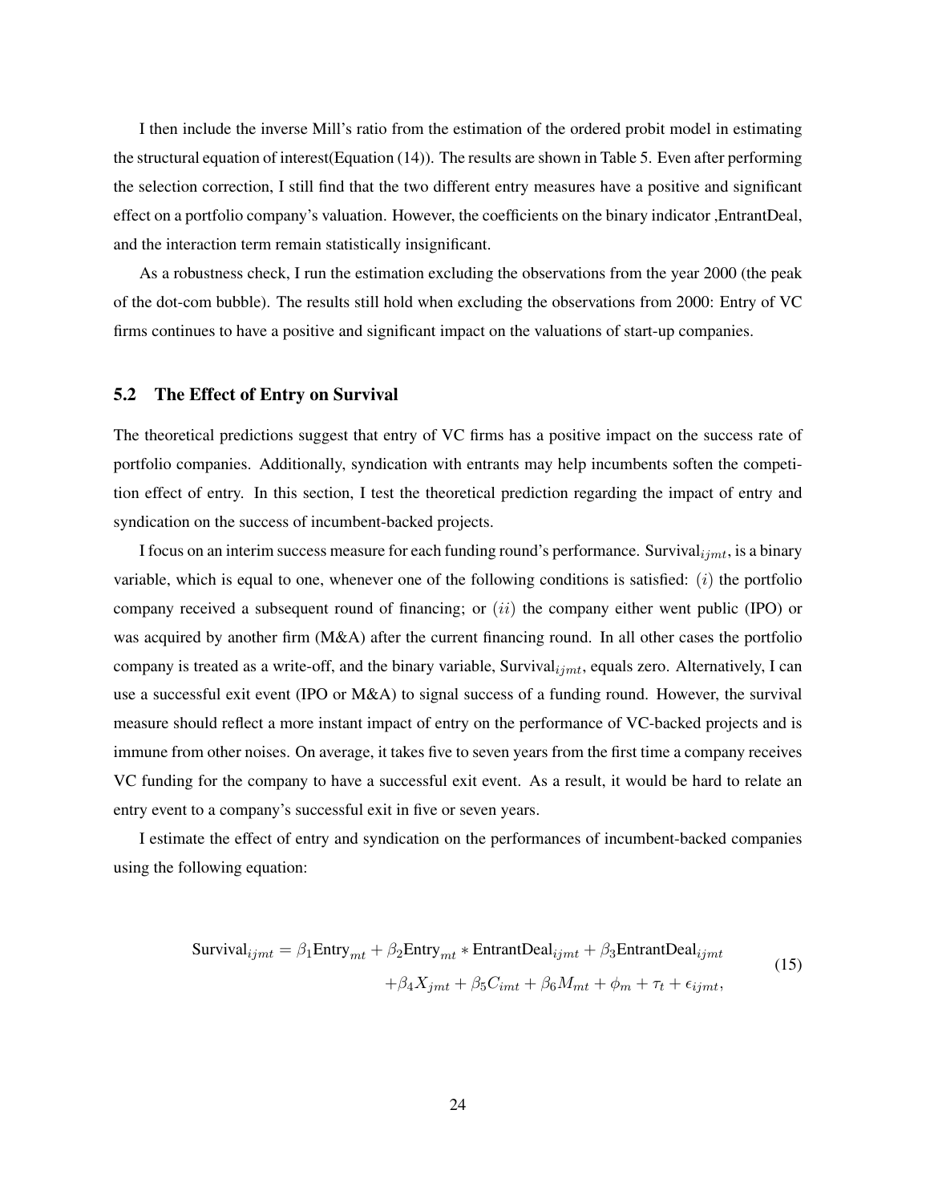I then include the inverse Mill's ratio from the estimation of the ordered probit model in estimating the structural equation of interest(Equation (14)). The results are shown in Table 5. Even after performing the selection correction, I still find that the two different entry measures have a positive and significant effect on a portfolio company's valuation. However, the coefficients on the binary indicator ,EntrantDeal, and the interaction term remain statistically insignificant.

As a robustness check, I run the estimation excluding the observations from the year 2000 (the peak of the dot-com bubble). The results still hold when excluding the observations from 2000: Entry of VC firms continues to have a positive and significant impact on the valuations of start-up companies.

### 5.2 The Effect of Entry on Survival

The theoretical predictions suggest that entry of VC firms has a positive impact on the success rate of portfolio companies. Additionally, syndication with entrants may help incumbents soften the competition effect of entry. In this section, I test the theoretical prediction regarding the impact of entry and syndication on the success of incumbent-backed projects.

I focus on an interim success measure for each funding round's performance. $\text{Survival}_{ijmt}$, is a binary variable, which is equal to one, whenever one of the following conditions is satisfied: $(i)$ the portfolio company received a subsequent round of financing; or $(ii)$ the company either went public (IPO) or was acquired by another firm (M&A) after the current financing round. In all other cases the portfolio company is treated as a write-off, and the binary variable, $\text{Survival}_{ijmt}$, equals zero. Alternatively, I can use a successful exit event (IPO or M&A) to signal success of a funding round. However, the survival measure should reflect a more instant impact of entry on the performance of VC-backed projects and is immune from other noises. On average, it takes five to seven years from the first time a company receives VC funding for the company to have a successful exit event. As a result, it would be hard to relate an entry event to a company's successful exit in five or seven years.

I estimate the effect of entry and syndication on the performances of incumbent-backed companies using the following equation:

$$
\begin{aligned}
\text{Survival}_{ijmt} = \beta_1 \text{Entry}_{mt} + \beta_2 \text{Entry}_{mt} * \text{EntrantDeal}_{ijmt} + \beta_3 \text{EntrantDeal}_{ijmt} \\
+ \beta_4 X_{jmt} + \beta_5 C_{imt} + \beta_6 M_{mt} + \phi_m + \tau_t + \epsilon_{ijmt},
\end{aligned}
\tag{15}
$$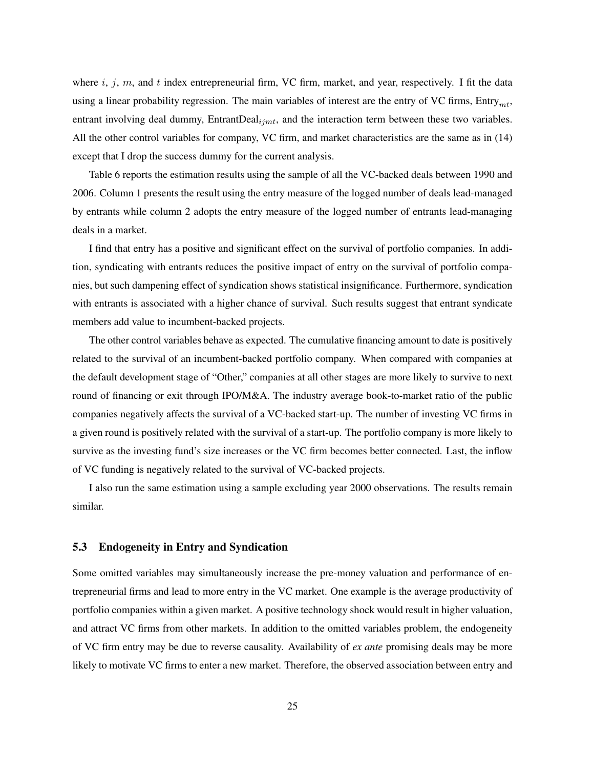where $i$, $j$, $m$, and $t$ index entrepreneurial firm, VC firm, market, and year, respectively. I fit the data using a linear probability regression. The main variables of interest are the entry of VC firms, $\text{Entry}_{mt}$, entrant involving deal dummy, $\text{EntrantDeal}_{ijmt}$, and the interaction term between these two variables. All the other control variables for company, VC firm, and market characteristics are the same as in (14) except that I drop the success dummy for the current analysis.

Table 6 reports the estimation results using the sample of all the VC-backed deals between 1990 and 2006. Column 1 presents the result using the entry measure of the logged number of deals lead-managed by entrants while column 2 adopts the entry measure of the logged number of entrants lead-managing deals in a market.

I find that entry has a positive and significant effect on the survival of portfolio companies. In addition, syndicating with entrants reduces the positive impact of entry on the survival of portfolio companies, but such dampening effect of syndication shows statistical insignificance. Furthermore, syndication with entrants is associated with a higher chance of survival. Such results suggest that entrant syndicate members add value to incumbent-backed projects.

The other control variables behave as expected. The cumulative financing amount to date is positively related to the survival of an incumbent-backed portfolio company. When compared with companies at the default development stage of "Other," companies at all other stages are more likely to survive to next round of financing or exit through IPO/M&A. The industry average book-to-market ratio of the public companies negatively affects the survival of a VC-backed start-up. The number of investing VC firms in a given round is positively related with the survival of a start-up. The portfolio company is more likely to survive as the investing fund's size increases or the VC firm becomes better connected. Last, the inflow of VC funding is negatively related to the survival of VC-backed projects.

I also run the same estimation using a sample excluding year 2000 observations. The results remain similar.

### 5.3 Endogeneity in Entry and Syndication

Some omitted variables may simultaneously increase the pre-money valuation and performance of entrepreneurial firms and lead to more entry in the VC market. One example is the average productivity of portfolio companies within a given market. A positive technology shock would result in higher valuation, and attract VC firms from other markets. In addition to the omitted variables problem, the endogeneity of VC firm entry may be due to reverse causality. Availability of *ex ante* promising deals may be more likely to motivate VC firms to enter a new market. Therefore, the observed association between entry and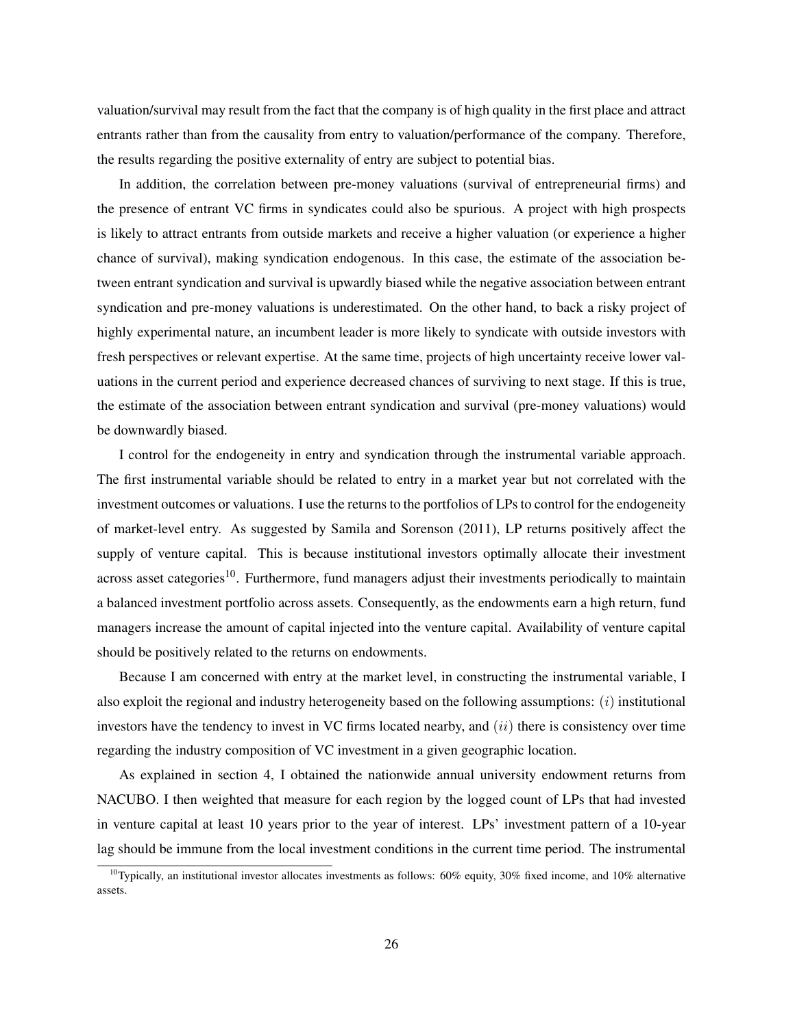valuation/survival may result from the fact that the company is of high quality in the first place and attract entrants rather than from the causality from entry to valuation/performance of the company. Therefore, the results regarding the positive externality of entry are subject to potential bias.

In addition, the correlation between pre-money valuations (survival of entrepreneurial firms) and the presence of entrant VC firms in syndicates could also be spurious. A project with high prospects is likely to attract entrants from outside markets and receive a higher valuation (or experience a higher chance of survival), making syndication endogenous. In this case, the estimate of the association between entrant syndication and survival is upwardly biased while the negative association between entrant syndication and pre-money valuations is underestimated. On the other hand, to back a risky project of highly experimental nature, an incumbent leader is more likely to syndicate with outside investors with fresh perspectives or relevant expertise. At the same time, projects of high uncertainty receive lower valuations in the current period and experience decreased chances of surviving to next stage. If this is true, the estimate of the association between entrant syndication and survival (pre-money valuations) would be downwardly biased.

I control for the endogeneity in entry and syndication through the instrumental variable approach. The first instrumental variable should be related to entry in a market year but not correlated with the investment outcomes or valuations. I use the returns to the portfolios of LPs to control for the endogeneity of market-level entry. As suggested by Samila and Sorenson (2011), LP returns positively affect the supply of venture capital. This is because institutional investors optimally allocate their investment across asset categories[10]. Furthermore, fund managers adjust their investments periodically to maintain a balanced investment portfolio across assets. Consequently, as the endowments earn a high return, fund managers increase the amount of capital injected into the venture capital. Availability of venture capital should be positively related to the returns on endowments.

Because I am concerned with entry at the market level, in constructing the instrumental variable, I also exploit the regional and industry heterogeneity based on the following assumptions: $(i)$ institutional investors have the tendency to invest in VC firms located nearby, and $(ii)$ there is consistency over time regarding the industry composition of VC investment in a given geographic location.

As explained in section 4, I obtained the nationwide annual university endowment returns from NACUBO. I then weighted that measure for each region by the logged count of LPs that had invested in venture capital at least 10 years prior to the year of interest. LPs' investment pattern of a 10-year lag should be immune from the local investment conditions in the current time period. The instrumental

[10] Typically, an institutional investor allocates investments as follows: 60% equity, 30% fixed income, and 10% alternative assets.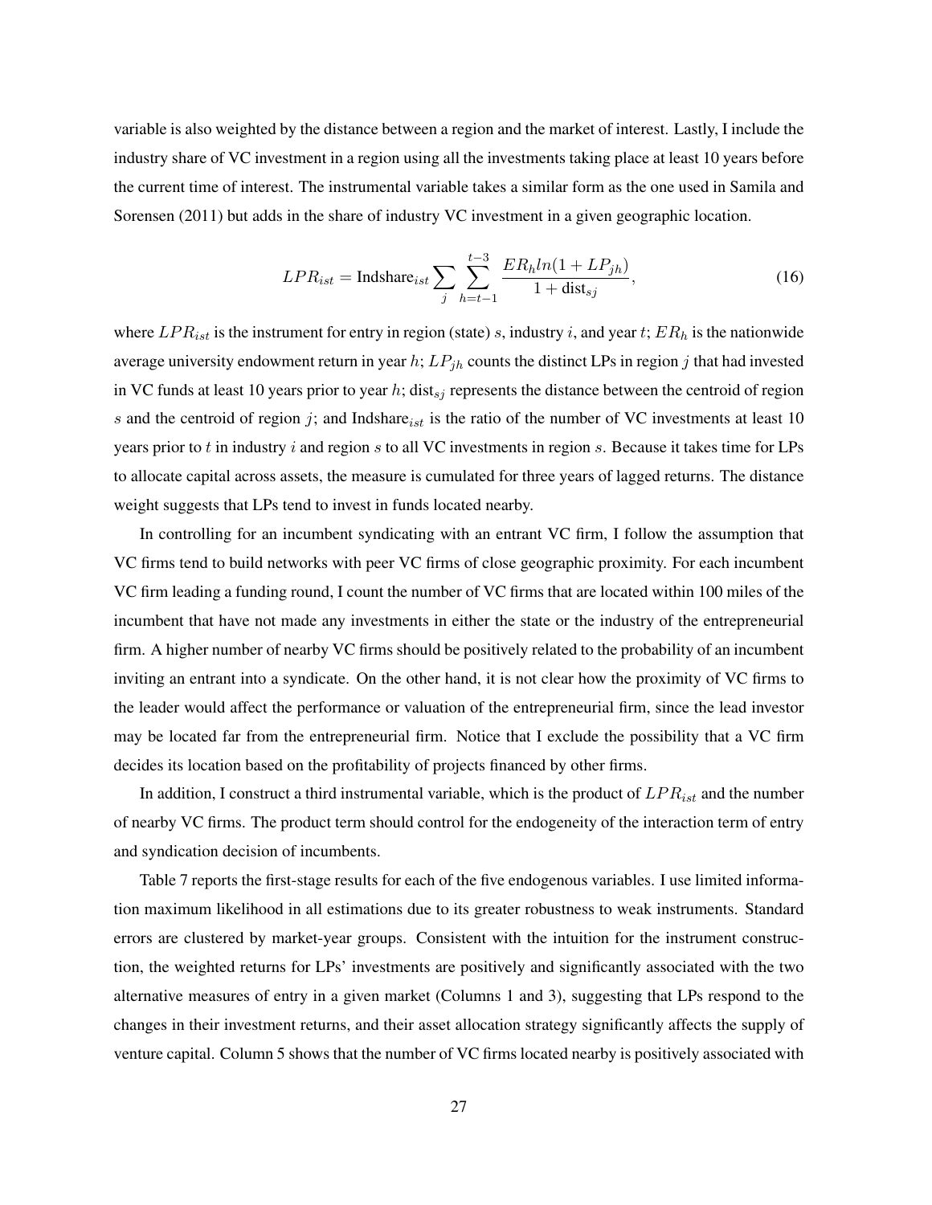variable is also weighted by the distance between a region and the market of interest. Lastly, I include the industry share of VC investment in a region using all the investments taking place at least 10 years before the current time of interest. The instrumental variable takes a similar form as the one used in Samila and Sorensen (2011) but adds in the share of industry VC investment in a given geographic location.

$$LPR_{ist} = \text{Indshare}_{ist} \sum_{j} \sum_{h=t-1}^{t-3} \frac{ER_h ln(1 + LP_{jh})}{1 + \text{dist}_{sj}}, \tag{16}$$

where $LPR_{ist}$ is the instrument for entry in region (state) $s$, industry $i$, and year $t$; $ER_h$ is the nationwide average university endowment return in year $h$; $LP_{jh}$ counts the distinct LPs in region $j$ that had invested in VC funds at least 10 years prior to year $h$; $\text{dist}_{sj}$ represents the distance between the centroid of region $s$ and the centroid of region $j$; and $\text{Indshare}_{ist}$ is the ratio of the number of VC investments at least 10 years prior to $t$ in industry $i$ and region $s$ to all VC investments in region $s$. Because it takes time for LPs to allocate capital across assets, the measure is cumulated for three years of lagged returns. The distance weight suggests that LPs tend to invest in funds located nearby.

In controlling for an incumbent syndicating with an entrant VC firm, I follow the assumption that VC firms tend to build networks with peer VC firms of close geographic proximity. For each incumbent VC firm leading a funding round, I count the number of VC firms that are located within 100 miles of the incumbent that have not made any investments in either the state or the industry of the entrepreneurial firm. A higher number of nearby VC firms should be positively related to the probability of an incumbent inviting an entrant into a syndicate. On the other hand, it is not clear how the proximity of VC firms to the leader would affect the performance or valuation of the entrepreneurial firm, since the lead investor may be located far from the entrepreneurial firm. Notice that I exclude the possibility that a VC firm decides its location based on the profitability of projects financed by other firms.

In addition, I construct a third instrumental variable, which is the product of $LPR_{ist}$ and the number of nearby VC firms. The product term should control for the endogeneity of the interaction term of entry and syndication decision of incumbents.

Table 7 reports the first-stage results for each of the five endogenous variables. I use limited information maximum likelihood in all estimations due to its greater robustness to weak instruments. Standard errors are clustered by market-year groups. Consistent with the intuition for the instrument construction, the weighted returns for LPs' investments are positively and significantly associated with the two alternative measures of entry in a given market (Columns 1 and 3), suggesting that LPs respond to the changes in their investment returns, and their asset allocation strategy significantly affects the supply of venture capital. Column 5 shows that the number of VC firms located nearby is positively associated with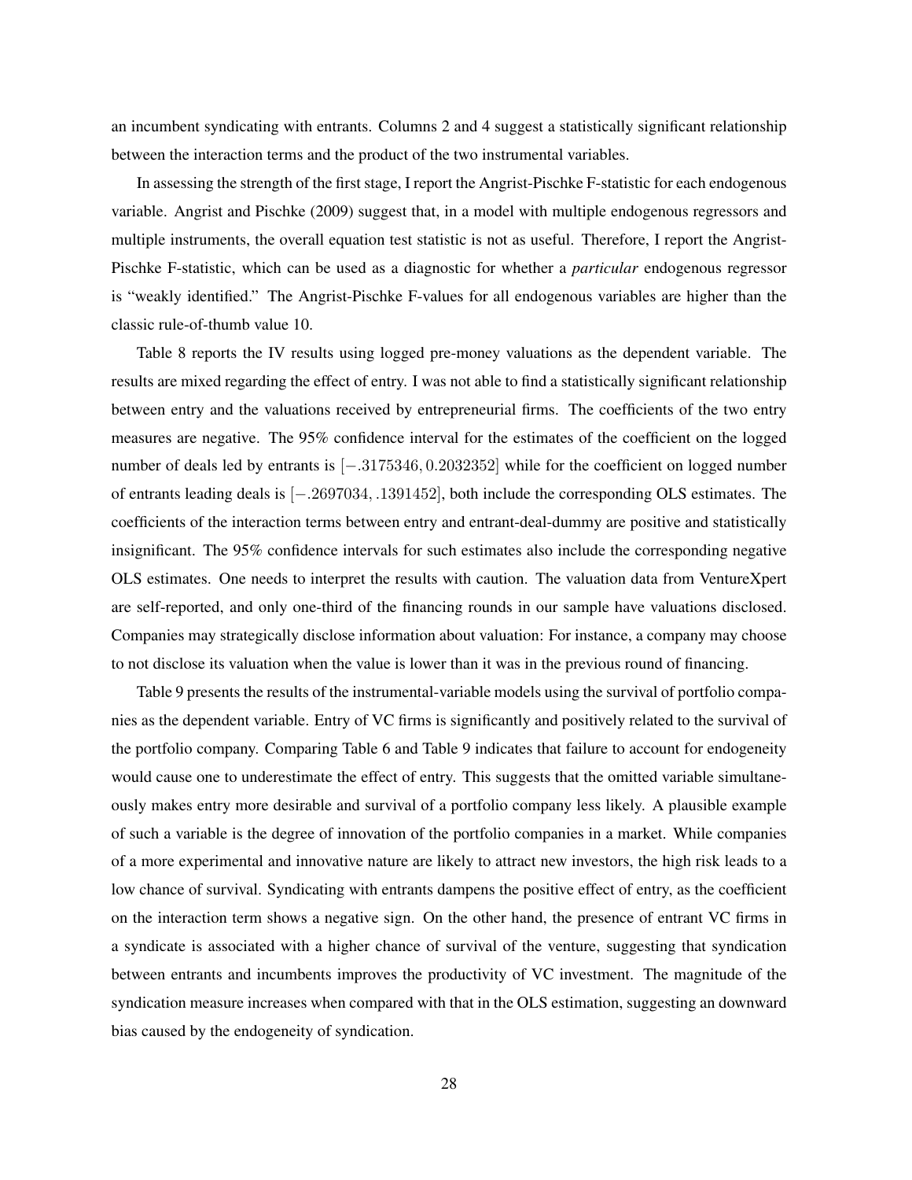an incumbent syndicating with entrants. Columns 2 and 4 suggest a statistically significant relationship between the interaction terms and the product of the two instrumental variables.

In assessing the strength of the first stage, I report the Angrist-Pischke F-statistic for each endogenous variable. Angrist and Pischke (2009) suggest that, in a model with multiple endogenous regressors and multiple instruments, the overall equation test statistic is not as useful. Therefore, I report the Angrist-Pischke F-statistic, which can be used as a diagnostic for whether a *particular* endogenous regressor is "weakly identified." The Angrist-Pischke F-values for all endogenous variables are higher than the classic rule-of-thumb value 10.

Table 8 reports the IV results using logged pre-money valuations as the dependent variable. The results are mixed regarding the effect of entry. I was not able to find a statistically significant relationship between entry and the valuations received by entrepreneurial firms. The coefficients of the two entry measures are negative. The 95% confidence interval for the estimates of the coefficient on the logged number of deals led by entrants is $[-.3175346, 0.2032352]$ while for the coefficient on logged number of entrants leading deals is $[-.2697034, .1391452]$, both include the corresponding OLS estimates. The coefficients of the interaction terms between entry and entrant-deal-dummy are positive and statistically insignificant. The 95% confidence intervals for such estimates also include the corresponding negative OLS estimates. One needs to interpret the results with caution. The valuation data from VentureXpert are self-reported, and only one-third of the financing rounds in our sample have valuations disclosed. Companies may strategically disclose information about valuation: For instance, a company may choose to not disclose its valuation when the value is lower than it was in the previous round of financing.

Table 9 presents the results of the instrumental-variable models using the survival of portfolio companies as the dependent variable. Entry of VC firms is significantly and positively related to the survival of the portfolio company. Comparing Table 6 and Table 9 indicates that failure to account for endogeneity would cause one to underestimate the effect of entry. This suggests that the omitted variable simultaneously makes entry more desirable and survival of a portfolio company less likely. A plausible example of such a variable is the degree of innovation of the portfolio companies in a market. While companies of a more experimental and innovative nature are likely to attract new investors, the high risk leads to a low chance of survival. Syndicating with entrants dampens the positive effect of entry, as the coefficient on the interaction term shows a negative sign. On the other hand, the presence of entrant VC firms in a syndicate is associated with a higher chance of survival of the venture, suggesting that syndication between entrants and incumbents improves the productivity of VC investment. The magnitude of the syndication measure increases when compared with that in the OLS estimation, suggesting an downward bias caused by the endogeneity of syndication.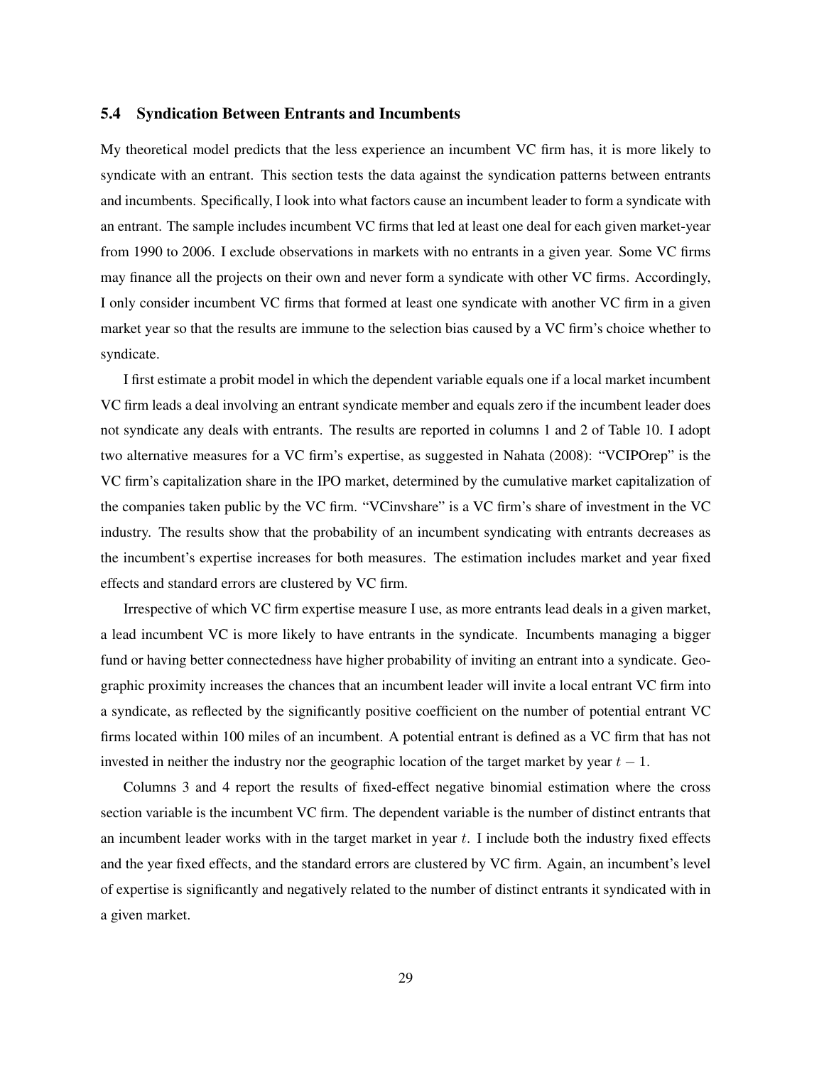### 5.4 Syndication Between Entrants and Incumbents

My theoretical model predicts that the less experience an incumbent VC firm has, it is more likely to syndicate with an entrant. This section tests the data against the syndication patterns between entrants and incumbents. Specifically, I look into what factors cause an incumbent leader to form a syndicate with an entrant. The sample includes incumbent VC firms that led at least one deal for each given market-year from 1990 to 2006. I exclude observations in markets with no entrants in a given year. Some VC firms may finance all the projects on their own and never form a syndicate with other VC firms. Accordingly, I only consider incumbent VC firms that formed at least one syndicate with another VC firm in a given market year so that the results are immune to the selection bias caused by a VC firm's choice whether to syndicate.

I first estimate a probit model in which the dependent variable equals one if a local market incumbent VC firm leads a deal involving an entrant syndicate member and equals zero if the incumbent leader does not syndicate any deals with entrants. The results are reported in columns 1 and 2 of Table 10. I adopt two alternative measures for a VC firm's expertise, as suggested in Nahata (2008): "VCIPOrep" is the VC firm's capitalization share in the IPO market, determined by the cumulative market capitalization of the companies taken public by the VC firm. "VCinvshare" is a VC firm's share of investment in the VC industry. The results show that the probability of an incumbent syndicating with entrants decreases as the incumbent's expertise increases for both measures. The estimation includes market and year fixed effects and standard errors are clustered by VC firm.

Irrespective of which VC firm expertise measure I use, as more entrants lead deals in a given market, a lead incumbent VC is more likely to have entrants in the syndicate. Incumbents managing a bigger fund or having better connectedness have higher probability of inviting an entrant into a syndicate. Geographic proximity increases the chances that an incumbent leader will invite a local entrant VC firm into a syndicate, as reflected by the significantly positive coefficient on the number of potential entrant VC firms located within 100 miles of an incumbent. A potential entrant is defined as a VC firm that has not invested in neither the industry nor the geographic location of the target market by year $t-1$.

Columns 3 and 4 report the results of fixed-effect negative binomial estimation where the cross section variable is the incumbent VC firm. The dependent variable is the number of distinct entrants that an incumbent leader works with in the target market in year $t$. I include both the industry fixed effects and the year fixed effects, and the standard errors are clustered by VC firm. Again, an incumbent's level of expertise is significantly and negatively related to the number of distinct entrants it syndicated with in a given market.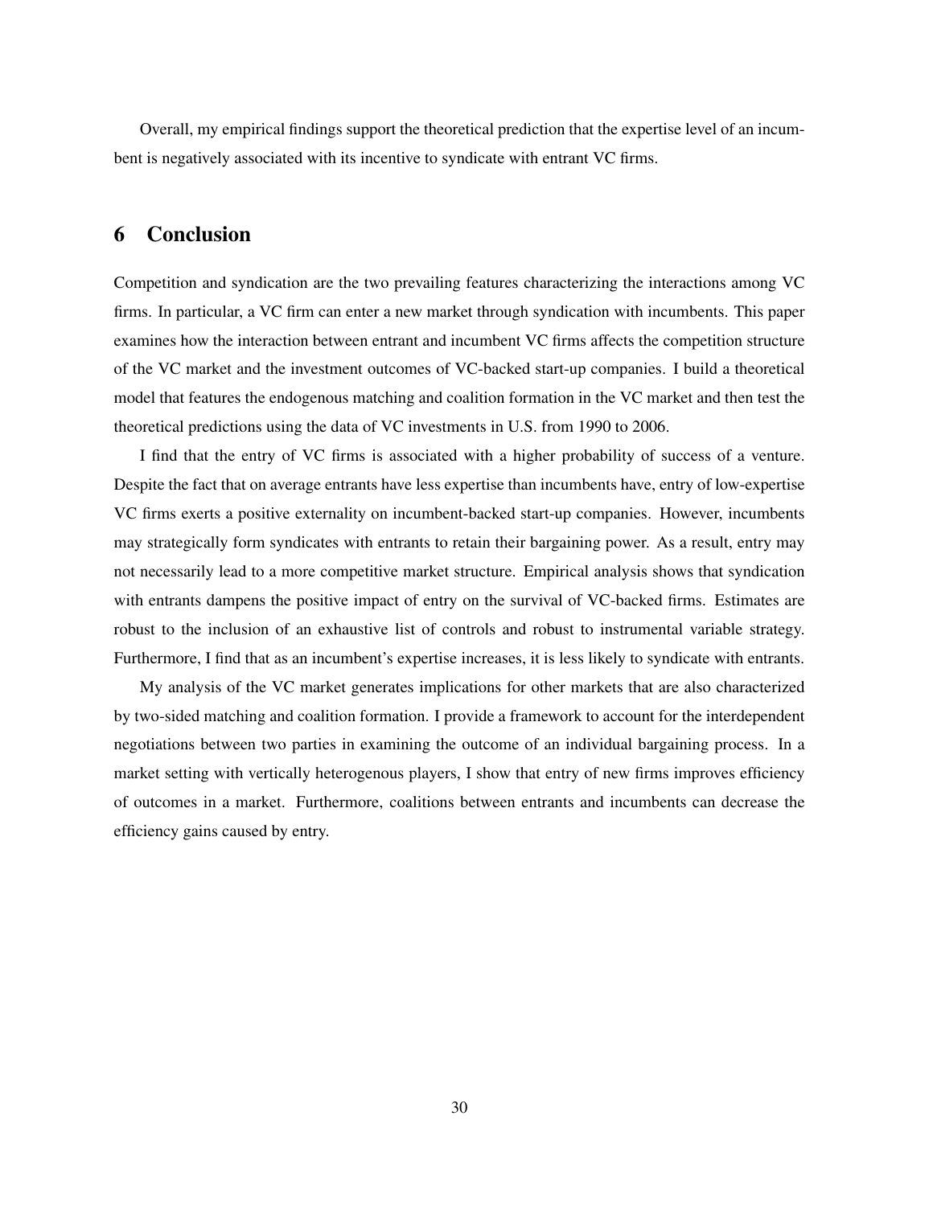Overall, my empirical findings support the theoretical prediction that the expertise level of an incumbent is negatively associated with its incentive to syndicate with entrant VC firms.

# 6 Conclusion

Competition and syndication are the two prevailing features characterizing the interactions among VC firms. In particular, a VC firm can enter a new market through syndication with incumbents. This paper examines how the interaction between entrant and incumbent VC firms affects the competition structure of the VC market and the investment outcomes of VC-backed start-up companies. I build a theoretical model that features the endogenous matching and coalition formation in the VC market and then test the theoretical predictions using the data of VC investments in U.S. from 1990 to 2006.

I find that the entry of VC firms is associated with a higher probability of success of a venture. Despite the fact that on average entrants have less expertise than incumbents have, entry of low-expertise VC firms exerts a positive externality on incumbent-backed start-up companies. However, incumbents may strategically form syndicates with entrants to retain their bargaining power. As a result, entry may not necessarily lead to a more competitive market structure. Empirical analysis shows that syndication with entrants dampens the positive impact of entry on the survival of VC-backed firms. Estimates are robust to the inclusion of an exhaustive list of controls and robust to instrumental variable strategy. Furthermore, I find that as an incumbent's expertise increases, it is less likely to syndicate with entrants.

My analysis of the VC market generates implications for other markets that are also characterized by two-sided matching and coalition formation. I provide a framework to account for the interdependent negotiations between two parties in examining the outcome of an individual bargaining process. In a market setting with vertically heterogenous players, I show that entry of new firms improves efficiency of outcomes in a market. Furthermore, coalitions between entrants and incumbents can decrease the efficiency gains caused by entry.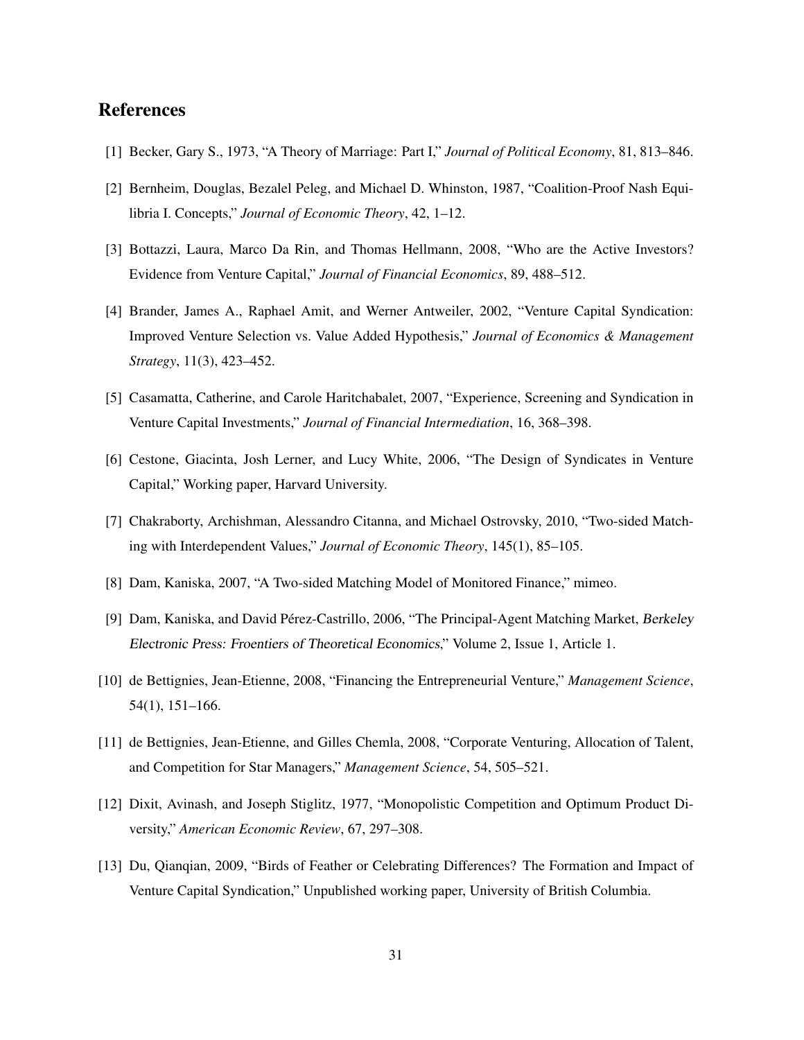## References

[1] Becker, Gary S., 1973, "A Theory of Marriage: Part I," *Journal of Political Economy*, 81, 813–846.

[2] Bernheim, Douglas, Bezalel Peleg, and Michael D. Whinston, 1987, "Coalition-Proof Nash Equilibria I. Concepts," *Journal of Economic Theory*, 42, 1–12.

[3] Bottazzi, Laura, Marco Da Rin, and Thomas Hellmann, 2008, "Who are the Active Investors? Evidence from Venture Capital," *Journal of Financial Economics*, 89, 488–512.

[4] Brander, James A., Raphael Amit, and Werner Antweiler, 2002, "Venture Capital Syndication: Improved Venture Selection vs. Value Added Hypothesis," *Journal of Economics & Management Strategy*, 11(3), 423–452.

[5] Casamatta, Catherine, and Carole Haritchabalet, 2007, "Experience, Screening and Syndication in Venture Capital Investments," *Journal of Financial Intermediation*, 16, 368–398.

[6] Cestone, Giacinta, Josh Lerner, and Lucy White, 2006, "The Design of Syndicates in Venture Capital," Working paper, Harvard University.

[7] Chakraborty, Archishman, Alessandro Citanna, and Michael Ostrovsky, 2010, "Two-sided Matching with Interdependent Values," *Journal of Economic Theory*, 145(1), 85–105.

[8] Dam, Kaniska, 2007, "A Two-sided Matching Model of Monitored Finance," mimeo.

[9] Dam, Kaniska, and David Pérez-Castrillo, 2006, "The Principal-Agent Matching Market, *Berkeley Electronic Press: Froentiers of Theoretical Economics*," Volume 2, Issue 1, Article 1.

[10] de Bettignies, Jean-Etienne, 2008, "Financing the Entrepreneurial Venture," *Management Science*, 54(1), 151–166.

[11] de Bettignies, Jean-Etienne, and Gilles Chemla, 2008, "Corporate Venturing, Allocation of Talent, and Competition for Star Managers," *Management Science*, 54, 505–521.

[12] Dixit, Avinash, and Joseph Stiglitz, 1977, "Monopolistic Competition and Optimum Product Diversity," *American Economic Review*, 67, 297–308.

[13] Du, Qianqian, 2009, "Birds of Feather or Celebrating Differences? The Formation and Impact of Venture Capital Syndication," Unpublished working paper, University of British Columbia.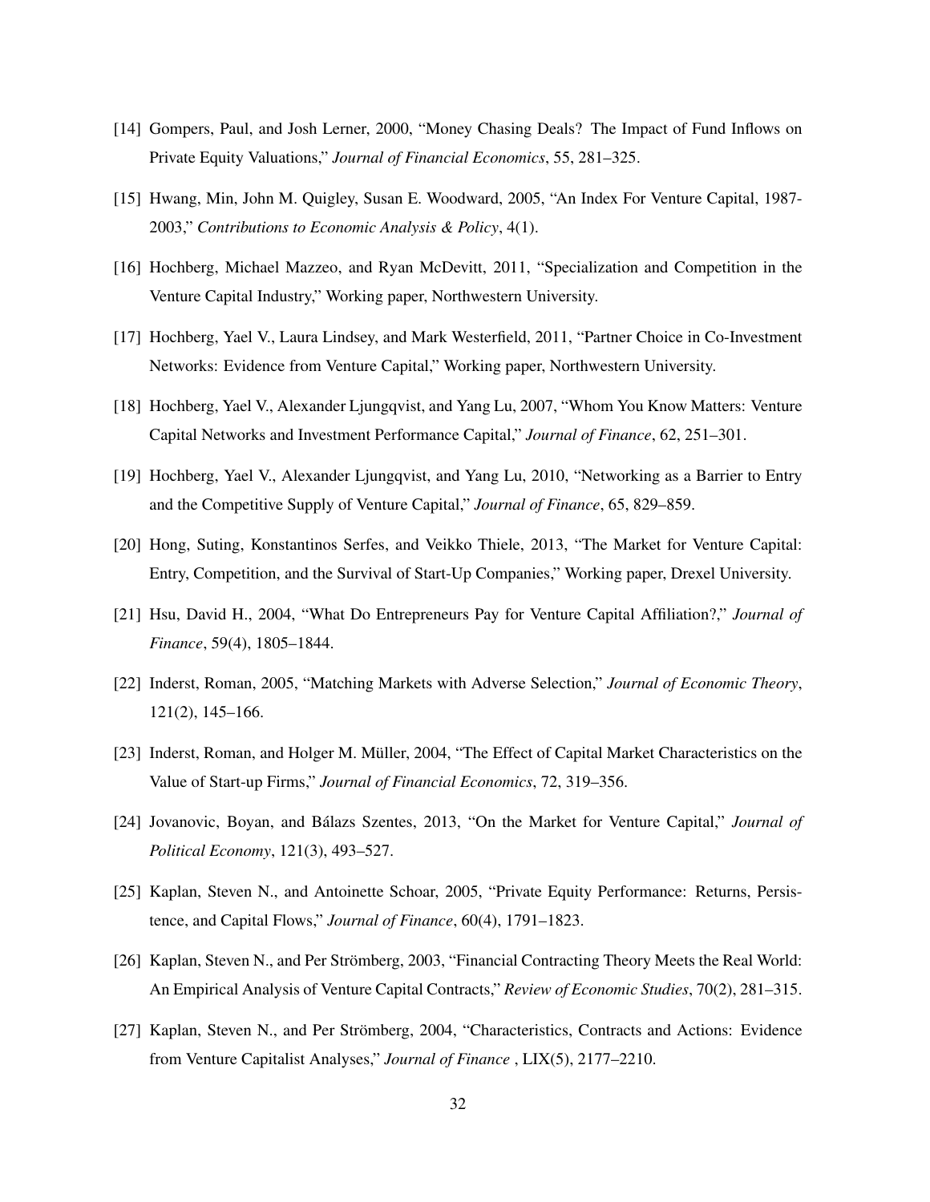[14] Gompers, Paul, and Josh Lerner, 2000, "Money Chasing Deals? The Impact of Fund Inflows on Private Equity Valuations," *Journal of Financial Economics*, 55, 281–325.

[15] Hwang, Min, John M. Quigley, Susan E. Woodward, 2005, "An Index For Venture Capital, 1987-2003," *Contributions to Economic Analysis & Policy*, 4(1).

[16] Hochberg, Michael Mazzeo, and Ryan McDevitt, 2011, "Specialization and Competition in the Venture Capital Industry," Working paper, Northwestern University.

[17] Hochberg, Yael V., Laura Lindsey, and Mark Westerfield, 2011, "Partner Choice in Co-Investment Networks: Evidence from Venture Capital," Working paper, Northwestern University.

[18] Hochberg, Yael V., Alexander Ljungqvist, and Yang Lu, 2007, "Whom You Know Matters: Venture Capital Networks and Investment Performance Capital," *Journal of Finance*, 62, 251–301.

[19] Hochberg, Yael V., Alexander Ljungqvist, and Yang Lu, 2010, "Networking as a Barrier to Entry and the Competitive Supply of Venture Capital," *Journal of Finance*, 65, 829–859.

[20] Hong, Suting, Konstantinos Serfes, and Veikko Thiele, 2013, "The Market for Venture Capital: Entry, Competition, and the Survival of Start-Up Companies," Working paper, Drexel University.

[21] Hsu, David H., 2004, "What Do Entrepreneurs Pay for Venture Capital Affiliation?," *Journal of Finance*, 59(4), 1805–1844.

[22] Inderst, Roman, 2005, "Matching Markets with Adverse Selection," *Journal of Economic Theory*, 121(2), 145–166.

[23] Inderst, Roman, and Holger M. Müller, 2004, "The Effect of Capital Market Characteristics on the Value of Start-up Firms," *Journal of Financial Economics*, 72, 319–356.

[24] Jovanovic, Boyan, and Bálazs Szentes, 2013, "On the Market for Venture Capital," *Journal of Political Economy*, 121(3), 493–527.

[25] Kaplan, Steven N., and Antoinette Schoar, 2005, "Private Equity Performance: Returns, Persistence, and Capital Flows," *Journal of Finance*, 60(4), 1791–1823.

[26] Kaplan, Steven N., and Per Strömberg, 2003, "Financial Contracting Theory Meets the Real World: An Empirical Analysis of Venture Capital Contracts," *Review of Economic Studies*, 70(2), 281–315.

[27] Kaplan, Steven N., and Per Strömberg, 2004, "Characteristics, Contracts and Actions: Evidence from Venture Capitalist Analyses," *Journal of Finance* , LIX(5), 2177–2210.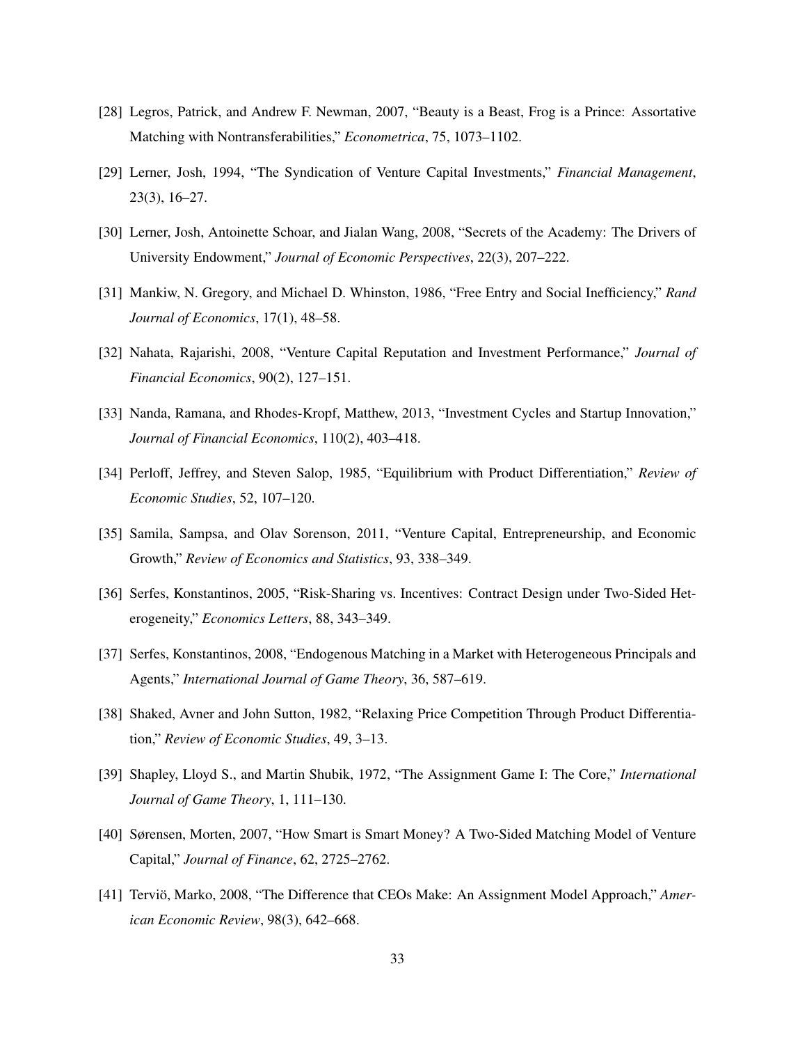[28] Legros, Patrick, and Andrew F. Newman, 2007, "Beauty is a Beast, Frog is a Prince: Assortative Matching with Nontransferabilities," *Econometrica*, 75, 1073–1102.

[29] Lerner, Josh, 1994, "The Syndication of Venture Capital Investments," *Financial Management*, 23(3), 16–27.

[30] Lerner, Josh, Antoinette Schoar, and Jialan Wang, 2008, "Secrets of the Academy: The Drivers of University Endowment," *Journal of Economic Perspectives*, 22(3), 207–222.

[31] Mankiw, N. Gregory, and Michael D. Whinston, 1986, "Free Entry and Social Inefficiency," *Rand Journal of Economics*, 17(1), 48–58.

[32] Nahata, Rajarishi, 2008, "Venture Capital Reputation and Investment Performance," *Journal of Financial Economics*, 90(2), 127–151.

[33] Nanda, Ramana, and Rhodes-Kropf, Matthew, 2013, "Investment Cycles and Startup Innovation," *Journal of Financial Economics*, 110(2), 403–418.

[34] Perloff, Jeffrey, and Steven Salop, 1985, "Equilibrium with Product Differentiation," *Review of Economic Studies*, 52, 107–120.

[35] Samila, Sampsa, and Olav Sorenson, 2011, "Venture Capital, Entrepreneurship, and Economic Growth," *Review of Economics and Statistics*, 93, 338–349.

[36] Serfes, Konstantinos, 2005, "Risk-Sharing vs. Incentives: Contract Design under Two-Sided Heterogeneity," *Economics Letters*, 88, 343–349.

[37] Serfes, Konstantinos, 2008, "Endogenous Matching in a Market with Heterogeneous Principals and Agents," *International Journal of Game Theory*, 36, 587–619.

[38] Shaked, Avner and John Sutton, 1982, "Relaxing Price Competition Through Product Differentiation," *Review of Economic Studies*, 49, 3–13.

[39] Shapley, Lloyd S., and Martin Shubik, 1972, "The Assignment Game I: The Core," *International Journal of Game Theory*, 1, 111–130.

[40] Sørensen, Morten, 2007, "How Smart is Smart Money? A Two-Sided Matching Model of Venture Capital," *Journal of Finance*, 62, 2725–2762.

[41] Terviö, Marko, 2008, "The Difference that CEOs Make: An Assignment Model Approach," *American Economic Review*, 98(3), 642–668.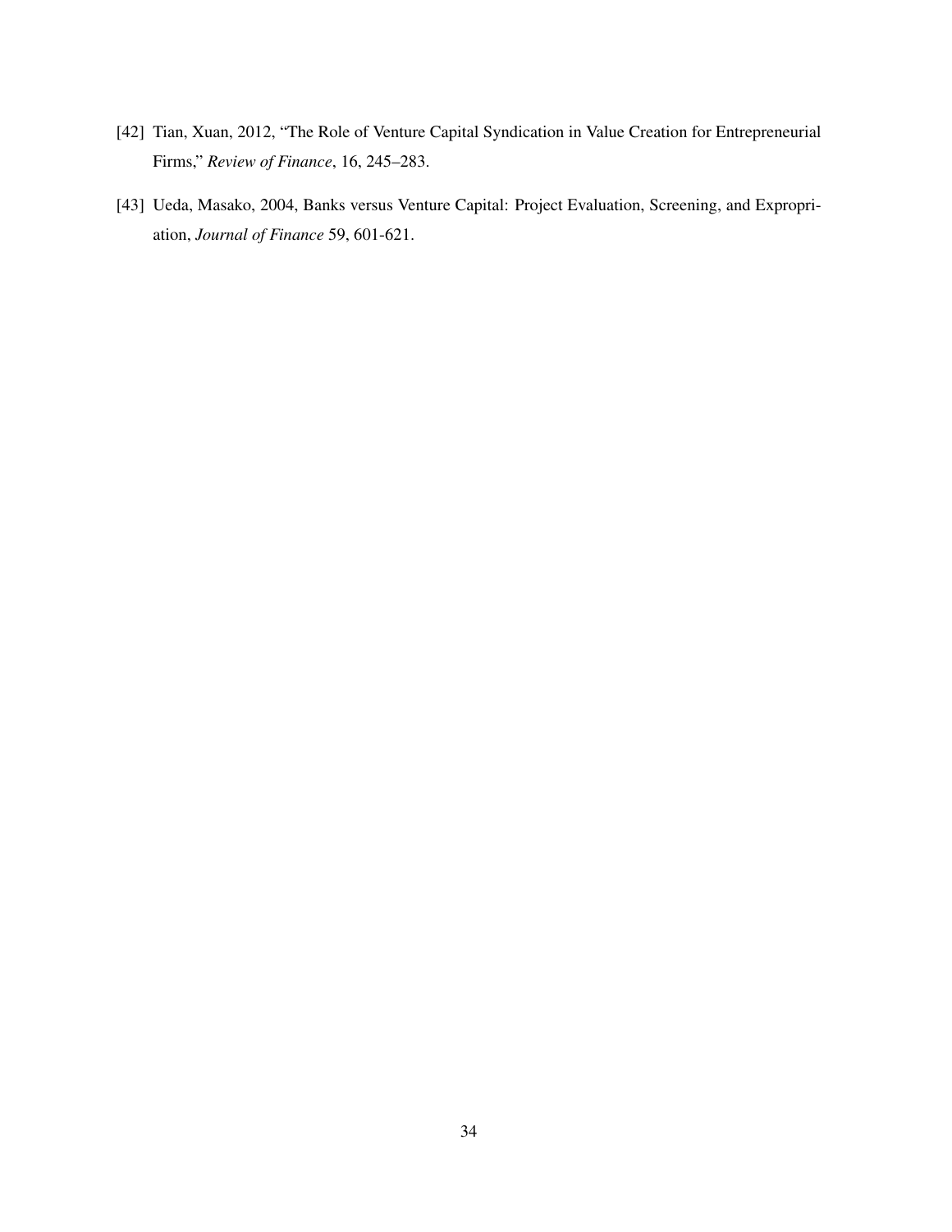[42] Tian, Xuan, 2012, "The Role of Venture Capital Syndication in Value Creation for Entrepreneurial Firms," *Review of Finance*, 16, 245–283.

[43] Ueda, Masako, 2004, Banks versus Venture Capital: Project Evaluation, Screening, and Expropriation, *Journal of Finance* 59, 601-621.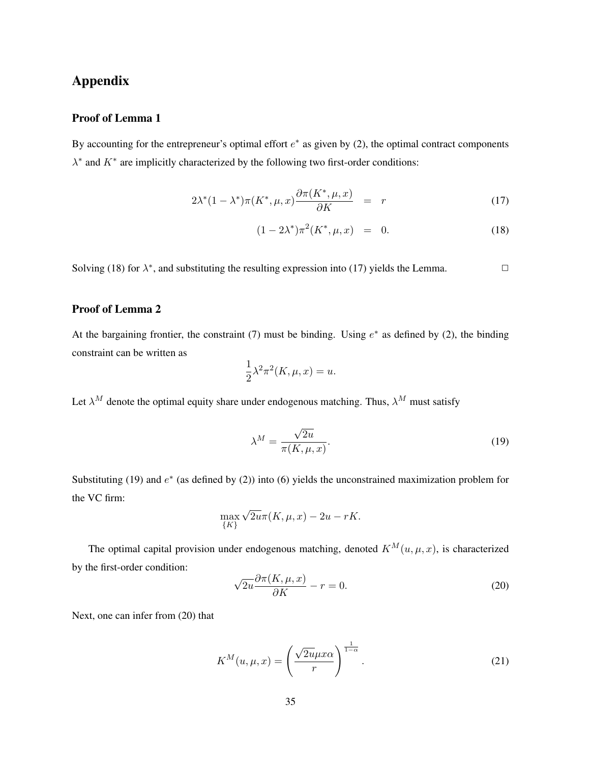# Appendix

### Proof of Lemma 1

By accounting for the entrepreneur's optimal effort $e^*$ as given by (2), the optimal contract components $\lambda^*$ and $K^*$ are implicitly characterized by the following two first-order conditions:

$$2\lambda^*(1-\lambda^*)\pi(K^*,\mu,x)\frac{\partial \pi(K^*,\mu,x)}{\partial K} = r \tag{17}$$

$$(1-2\lambda^*)\pi^2(K^*,\mu,x) = 0. \tag{18}$$

Solving (18) for $\lambda^*$, and substituting the resulting expression into (17) yields the Lemma. □

### Proof of Lemma 2

At the bargaining frontier, the constraint (7) must be binding. Using $e^*$ as defined by (2), the binding constraint can be written as

$$\frac{1}{2}\lambda^2\pi^2(K,\mu,x) = u.$$

Let $\lambda^M$ denote the optimal equity share under endogenous matching. Thus, $\lambda^M$ must satisfy

$$\lambda^M = \frac{\sqrt{2u}}{\pi(K,\mu,x)}. \tag{19}$$

Substituting (19) and $e^*$ (as defined by (2)) into (6) yields the unconstrained maximization problem for the VC firm:

$$\max_{\{K\}} \sqrt{2u}\pi(K,\mu,x) - 2u - rK.$$

The optimal capital provision under endogenous matching, denoted $K^M(u,\mu,x)$, is characterized by the first-order condition:

$$\sqrt{2u}\frac{\partial \pi(K,\mu,x)}{\partial K} - r = 0. \tag{20}$$

Next, one can infer from (20) that

$$K^M(u,\mu,x) = \left(\frac{\sqrt{2u}\mu x\alpha}{r}\right)^{\frac{1}{1-\alpha}}. \tag{21}$$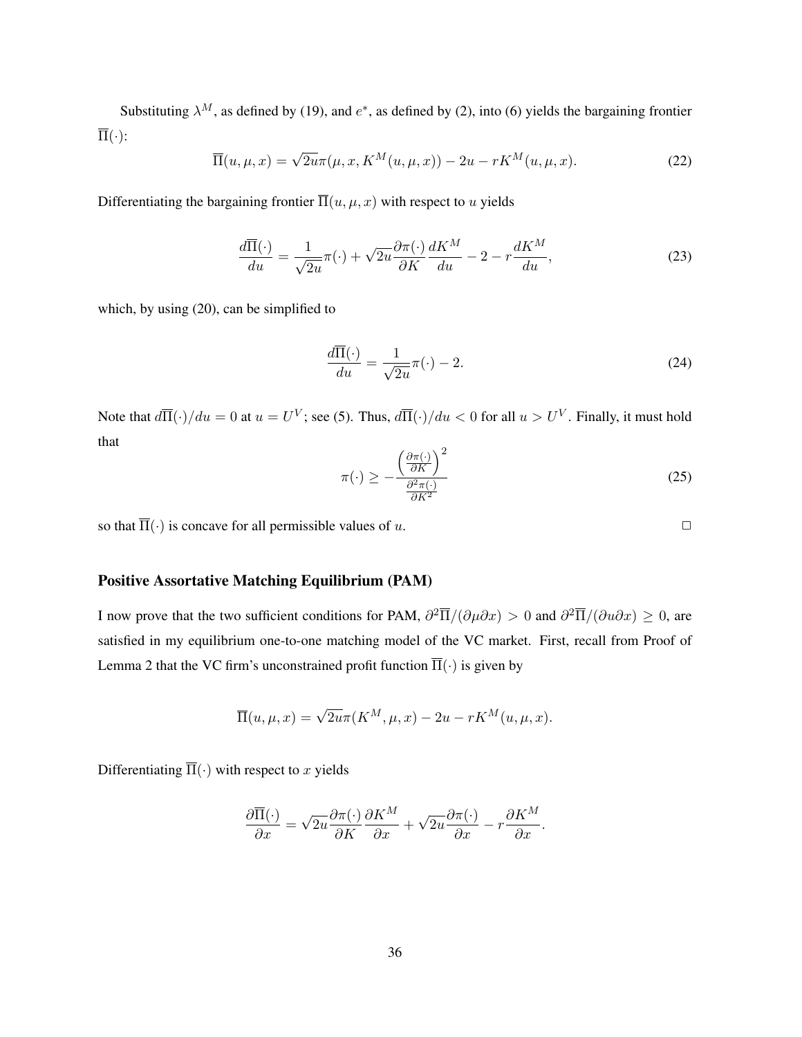Substituting $\lambda^M$, as defined by (19), and $e^*$, as defined by (2), into (6) yields the bargaining frontier $\overline{\Pi}(\cdot)$:

$$\overline{\Pi}(u, \mu, x) = \sqrt{2u}\pi(\mu, x, K^M(u, \mu, x)) - 2u - rK^M(u, \mu, x). \tag{22}$$

Differentiating the bargaining frontier $\overline{\Pi}(u, \mu, x)$ with respect to $u$ yields

$$\frac{d\overline{\Pi}(\cdot)}{du} = \frac{1}{\sqrt{2u}}\pi(\cdot) + \sqrt{2u}\frac{\partial \pi(\cdot)}{\partial K}\frac{dK^M}{du} - 2 - r\frac{dK^M}{du}, \tag{23}$$

which, by using (20), can be simplified to

$$\frac{d\overline{\Pi}(\cdot)}{du} = \frac{1}{\sqrt{2u}}\pi(\cdot) - 2. \tag{24}$$

Note that $d\overline{\Pi}(\cdot)/du = 0$ at $u = U^V$; see (5). Thus, $d\overline{\Pi}(\cdot)/du < 0$ for all $u > U^V$. Finally, it must hold that

$$\pi(\cdot) \geq -\frac{\left(\frac{\partial \pi(\cdot)}{\partial K}\right)^2}{\frac{\partial^2 \pi(\cdot)}{\partial K^2}} \tag{25}$$

so that $\overline{\Pi}(\cdot)$ is concave for all permissible values of $u$. □

### Positive Assortative Matching Equilibrium (PAM)

I now prove that the two sufficient conditions for PAM, $\partial^2\overline{\Pi}/(\partial\mu\partial x) > 0$ and $\partial^2\overline{\Pi}/(\partial u\partial x) \geq 0$, are satisfied in my equilibrium one-to-one matching model of the VC market. First, recall from Proof of Lemma 2 that the VC firm's unconstrained profit function $\overline{\Pi}(\cdot)$ is given by

$$\overline{\Pi}(u, \mu, x) = \sqrt{2u}\pi(K^M, \mu, x) - 2u - rK^M(u, \mu, x).$$

Differentiating $\overline{\Pi}(\cdot)$ with respect to $x$ yields

$$\frac{\partial\overline{\Pi}(\cdot)}{\partial x} = \sqrt{2u}\frac{\partial \pi(\cdot)}{\partial K}\frac{\partial K^M}{\partial x} + \sqrt{2u}\frac{\partial \pi(\cdot)}{\partial x} - r\frac{\partial K^M}{\partial x}.$$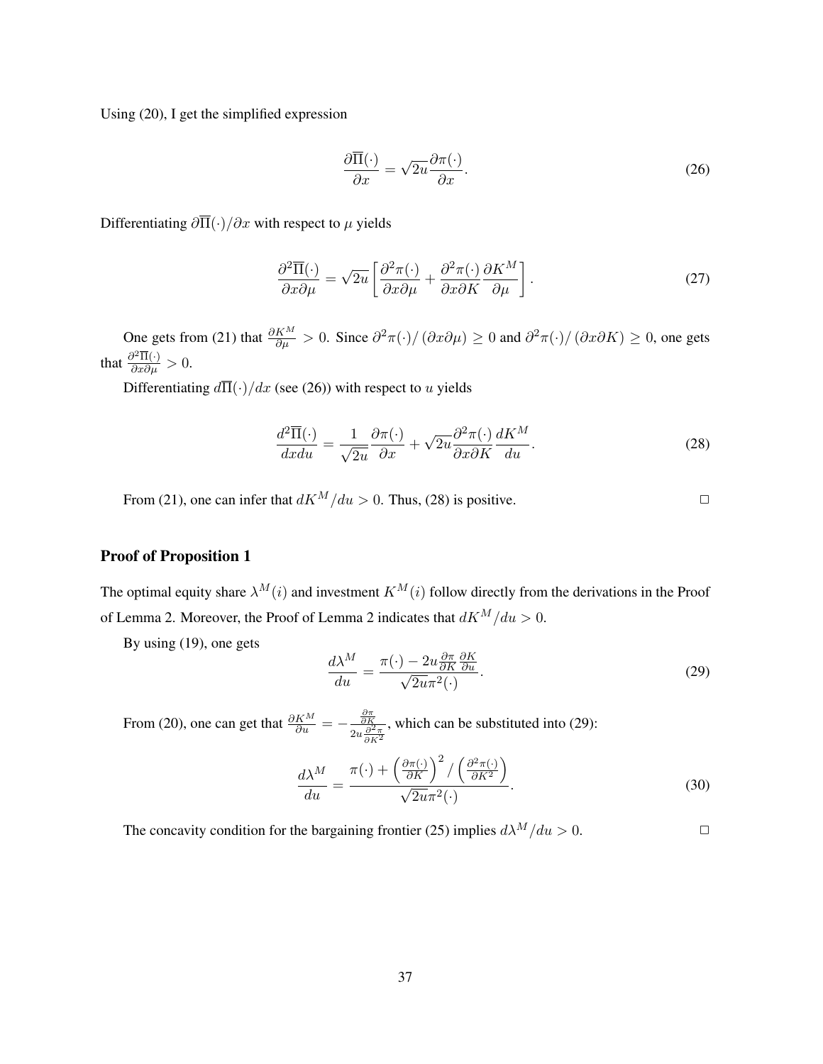Using (20), I get the simplified expression

$$\frac{\partial \overline{\Pi}(\cdot)}{\partial x} = \sqrt{2u}\frac{\partial \pi(\cdot)}{\partial x}. \tag{26}$$

Differentiating $\partial \overline{\Pi}(\cdot)/\partial x$ with respect to $\mu$ yields

$$\frac{\partial^2 \overline{\Pi}(\cdot)}{\partial x \partial \mu} = \sqrt{2u}\left[\frac{\partial^2 \pi(\cdot)}{\partial x \partial \mu} + \frac{\partial^2 \pi(\cdot)}{\partial x \partial K}\frac{\partial K^M}{\partial \mu}\right]. \tag{27}$$

One gets from (21) that $\frac{\partial K^M}{\partial \mu} > 0$. Since $\partial^2 \pi(\cdot)/\left(\partial x \partial \mu\right) \geq 0$ and $\partial^2 \pi(\cdot)/\left(\partial x \partial K\right) \geq 0$, one gets that $\frac{\partial^2 \overline{\Pi}(\cdot)}{\partial x \partial \mu} > 0$.

Differentiating $d\overline{\Pi}(\cdot)/dx$ (see (26)) with respect to $u$ yields

$$\frac{d^2 \overline{\Pi}(\cdot)}{dx du} = \frac{1}{\sqrt{2u}}\frac{\partial \pi(\cdot)}{\partial x} + \sqrt{2u}\frac{\partial^2 \pi(\cdot)}{\partial x \partial K}\frac{dK^M}{du}. \tag{28}$$

From (21), one can infer that $dK^M/du > 0$. Thus, (28) is positive. □

## Proof of Proposition 1

The optimal equity share $\lambda^M(i)$ and investment $K^M(i)$ follow directly from the derivations in the Proof of Lemma 2. Moreover, the Proof of Lemma 2 indicates that $dK^M/du > 0$.

By using (19), one gets

$$\frac{d\lambda^M}{du} = \frac{\pi(\cdot) - 2u\frac{\partial \pi}{\partial K}\frac{\partial K}{\partial u}}{\sqrt{2u}\pi^2(\cdot)}. \tag{29}$$

From (20), one can get that $\frac{\partial K^M}{\partial u} = -\frac{\frac{\partial \pi}{\partial K}}{2u\frac{\partial^2 \pi}{\partial K^2}}$, which can be substituted into (29):

$$\frac{d\lambda^M}{du} = \frac{\pi(\cdot) + \left(\frac{\partial \pi(\cdot)}{\partial K}\right)^2 / \left(\frac{\partial^2 \pi(\cdot)}{\partial K^2}\right)}{\sqrt{2u}\pi^2(\cdot)}. \tag{30}$$

The concavity condition for the bargaining frontier (25) implies $d\lambda^M/du > 0$. □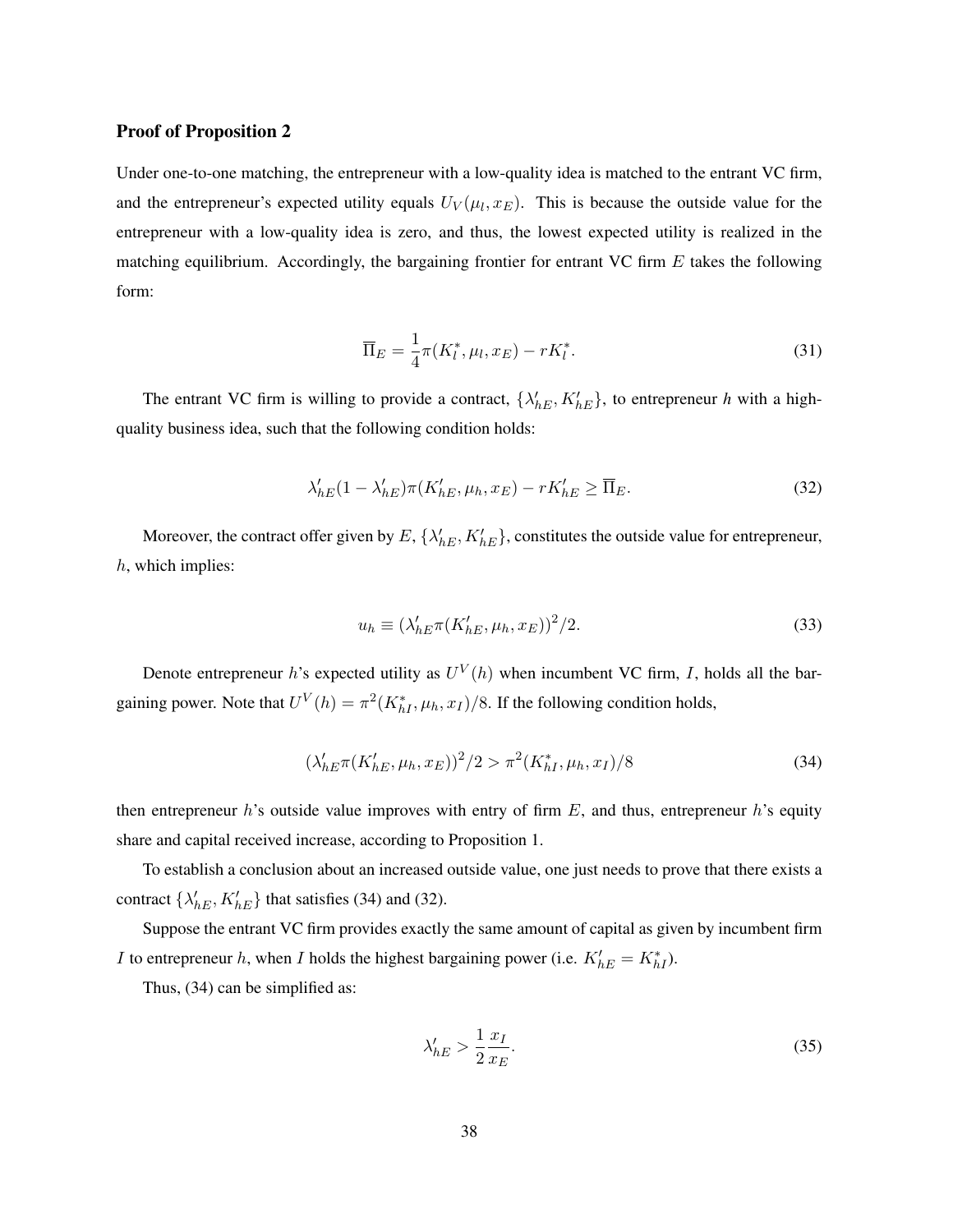### Proof of Proposition 2

Under one-to-one matching, the entrepreneur with a low-quality idea is matched to the entrant VC firm, and the entrepreneur's expected utility equals $U_V(\mu_l, x_E)$. This is because the outside value for the entrepreneur with a low-quality idea is zero, and thus, the lowest expected utility is realized in the matching equilibrium. Accordingly, the bargaining frontier for entrant VC firm $E$ takes the following form:

$$\overline{\Pi}_E = \frac{1}{4}\pi(K_l^*, \mu_l, x_E) - rK_l^*. \tag{31}$$

The entrant VC firm is willing to provide a contract, $\{\lambda'_{hE}, K'_{hE}\}$, to entrepreneur $h$ with a high-quality business idea, such that the following condition holds:

$$\lambda'_{hE}(1 - \lambda'_{hE})\pi(K'_{hE}, \mu_h, x_E) - rK'_{hE} \geq \overline{\Pi}_E. \tag{32}$$

Moreover, the contract offer given by $E$, $\{\lambda'_{hE}, K'_{hE}\}$, constitutes the outside value for entrepreneur, $h$, which implies:

$$u_h \equiv (\lambda'_{hE}\pi(K'_{hE}, \mu_h, x_E))^2/2. \tag{33}$$

Denote entrepreneur $h$'s expected utility as $U^V(h)$ when incumbent VC firm, $I$, holds all the bargaining power. Note that $U^V(h) = \pi^2(K_{hI}^*, \mu_h, x_I)/8$. If the following condition holds,

$$(\lambda'_{hE}\pi(K'_{hE}, \mu_h, x_E))^2/2 > \pi^2(K_{hI}^*, \mu_h, x_I)/8 \tag{34}$$

then entrepreneur $h$'s outside value improves with entry of firm $E$, and thus, entrepreneur $h$'s equity share and capital received increase, according to Proposition 1.

To establish a conclusion about an increased outside value, one just needs to prove that there exists a contract $\{\lambda'_{hE}, K'_{hE}\}$ that satisfies (34) and (32).

Suppose the entrant VC firm provides exactly the same amount of capital as given by incumbent firm $I$ to entrepreneur $h$, when $I$ holds the highest bargaining power (i.e. $K'_{hE} = K_{hI}^*$).

Thus, (34) can be simplified as:

$$\lambda'_{hE} > \frac{1}{2}\frac{x_I}{x_E}. \tag{35}$$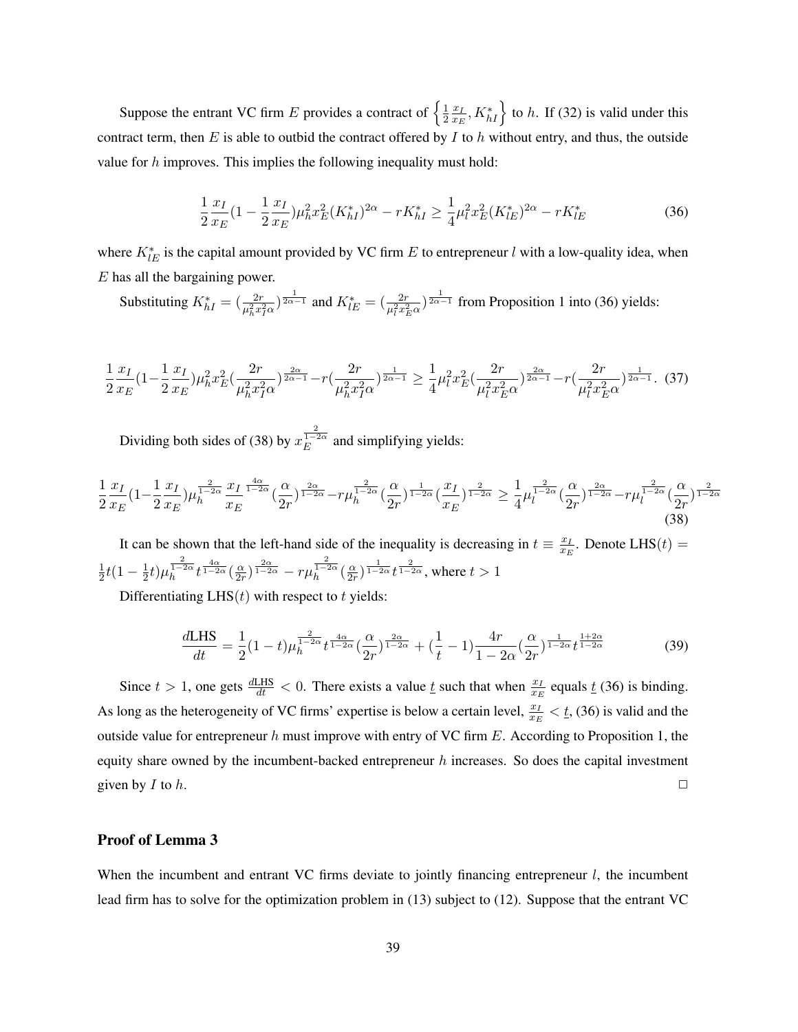Suppose the entrant VC firm $E$ provides a contract of $\left\{\frac{1}{2}\frac{x_I}{x_E}, K^*_{hI}\right\}$ to $h$. If (32) is valid under this contract term, then $E$ is able to outbid the contract offered by $I$ to $h$ without entry, and thus, the outside value for $h$ improves. This implies the following inequality must hold:

$$\frac{1}{2}\frac{x_I}{x_E}(1-\frac{1}{2}\frac{x_I}{x_E})\mu_h^2 x_E^2 (K^*_{hI})^{2\alpha} - rK^*_{hI} \geq \frac{1}{4}\mu_l^2 x_E^2 (K^*_{lE})^{2\alpha} - rK^*_{lE} \tag{36}$$

where $K^*_{lE}$ is the capital amount provided by VC firm $E$ to entrepreneur $l$ with a low-quality idea, when $E$ has all the bargaining power.

Substituting $K^*_{hI} = (\frac{2r}{\mu_h^2 x_I^2 \alpha})^{\frac{1}{2\alpha-1}}$ and $K^*_{lE} = (\frac{2r}{\mu_l^2 x_E^2 \alpha})^{\frac{1}{2\alpha-1}}$ from Proposition 1 into (36) yields:

$$\frac{1}{2}\frac{x_I}{x_E}(1-\frac{1}{2}\frac{x_I}{x_E})\mu_h^2 x_E^2 (\frac{2r}{\mu_h^2 x_I^2 \alpha})^{\frac{2\alpha}{2\alpha-1}} - r(\frac{2r}{\mu_h^2 x_I^2 \alpha})^{\frac{1}{2\alpha-1}} \geq \frac{1}{4}\mu_l^2 x_E^2 (\frac{2r}{\mu_l^2 x_E^2 \alpha})^{\frac{2\alpha}{2\alpha-1}} - r(\frac{2r}{\mu_l^2 x_E^2 \alpha})^{\frac{1}{2\alpha-1}}. \tag{37}$$

Dividing both sides of (38) by $x_E^{\frac{2}{1-2\alpha}}$ and simplifying yields:

$$\frac{1}{2}\frac{x_I}{x_E}(1-\frac{1}{2}\frac{x_I}{x_E})\mu_h^{\frac{2}{1-2\alpha}}\frac{x_I}{x_E}^{\frac{4\alpha}{1-2\alpha}}(\frac{\alpha}{2r})^{\frac{2\alpha}{1-2\alpha}} - r\mu_h^{\frac{2}{1-2\alpha}}(\frac{\alpha}{2r})^{\frac{1}{1-2\alpha}}(\frac{x_I}{x_E})^{\frac{2}{1-2\alpha}} \geq \frac{1}{4}\mu_l^{\frac{2}{1-2\alpha}}(\frac{\alpha}{2r})^{\frac{2\alpha}{1-2\alpha}} - r\mu_l^{\frac{2}{1-2\alpha}}(\frac{\alpha}{2r})^{\frac{2}{1-2\alpha}} \tag{38}$$

It can be shown that the left-hand side of the inequality is decreasing in $t \equiv \frac{x_I}{x_E}$. Denote $\text{LHS}(t) = \frac{1}{2}t(1-\frac{1}{2}t)\mu_h^{\frac{2}{1-2\alpha}}t^{\frac{4\alpha}{1-2\alpha}}(\frac{\alpha}{2r})^{\frac{2\alpha}{1-2\alpha}} - r\mu_h^{\frac{2}{1-2\alpha}}(\frac{\alpha}{2r})^{\frac{1}{1-2\alpha}}t^{\frac{2}{1-2\alpha}}$, where $t > 1$

Differentiating $\text{LHS}(t)$ with respect to $t$ yields:

$$\frac{d\text{LHS}}{dt} = \frac{1}{2}(1-t)\mu_h^{\frac{2}{1-2\alpha}}t^{\frac{4\alpha}{1-2\alpha}}(\frac{\alpha}{2r})^{\frac{2\alpha}{1-2\alpha}} + (\frac{1}{t}-1)\frac{4r}{1-2\alpha}(\frac{\alpha}{2r})^{\frac{1}{1-2\alpha}}t^{\frac{1+2\alpha}{1-2\alpha}} \tag{39}$$

Since $t > 1$, one gets $\frac{d\text{LHS}}{dt} < 0$. There exists a value $\underline{t}$ such that when $\frac{x_I}{x_E}$ equals $\underline{t}$ (36) is binding. As long as the heterogeneity of VC firms' expertise is below a certain level, $\frac{x_I}{x_E} < \underline{t}$, (36) is valid and the outside value for entrepreneur $h$ must improve with entry of VC firm $E$. According to Proposition 1, the equity share owned by the incumbent-backed entrepreneur $h$ increases. So does the capital investment given by $I$ to $h$. □

### Proof of Lemma 3

When the incumbent and entrant VC firms deviate to jointly financing entrepreneur $l$, the incumbent lead firm has to solve for the optimization problem in (13) subject to (12). Suppose that the entrant VC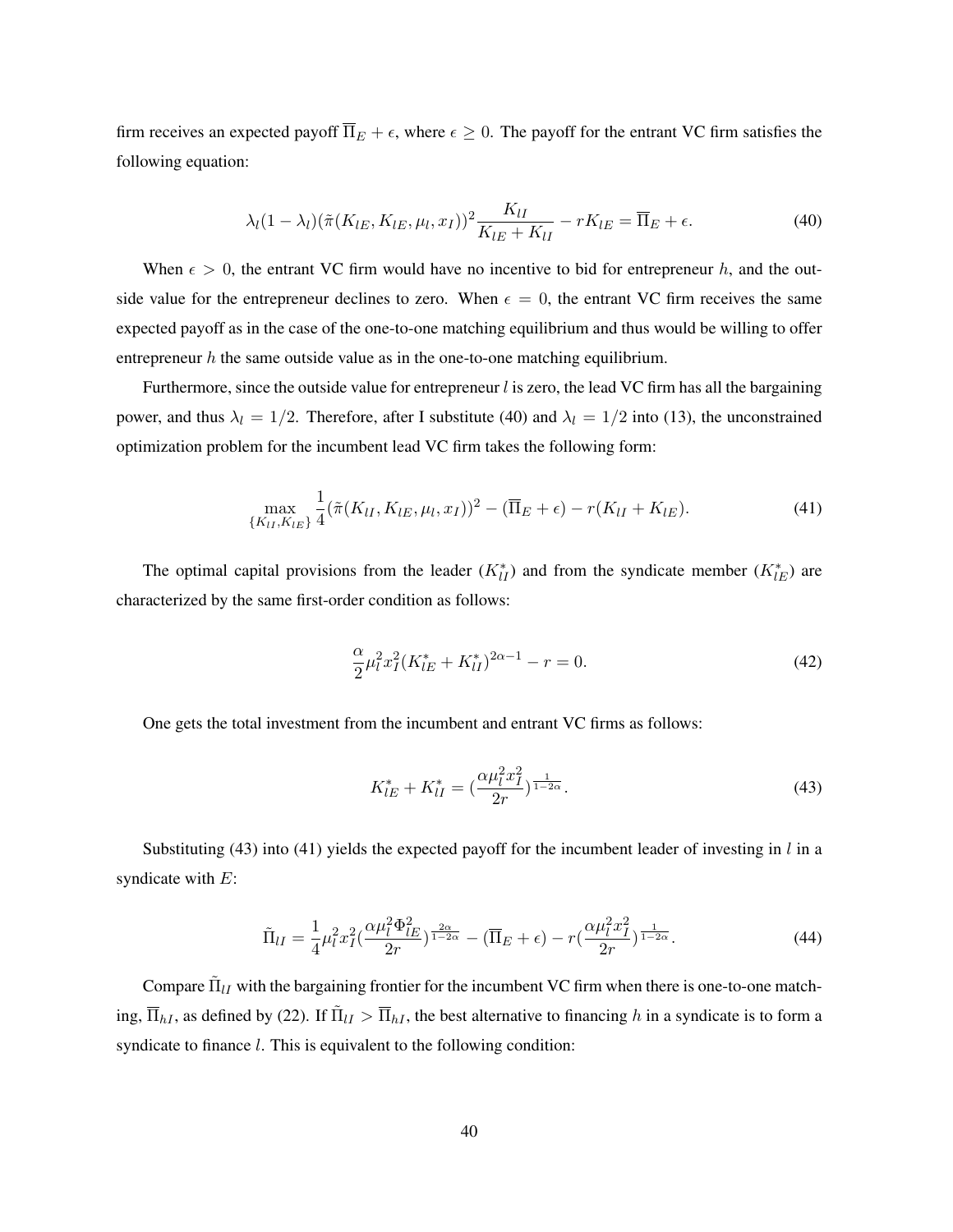firm receives an expected payoff $\overline{\Pi}_E + \epsilon$, where $\epsilon \geq 0$. The payoff for the entrant VC firm satisfies the following equation:

$$\lambda_l(1-\lambda_l)(\tilde{\pi}(K_{lE}, K_{lE}, \mu_l, x_I))^2 \frac{K_{lI}}{K_{lE}+K_{lI}} - rK_{lE} = \overline{\Pi}_E + \epsilon. \tag{40}$$

When $\epsilon > 0$, the entrant VC firm would have no incentive to bid for entrepreneur $h$, and the outside value for the entrepreneur declines to zero. When $\epsilon = 0$, the entrant VC firm receives the same expected payoff as in the case of the one-to-one matching equilibrium and thus would be willing to offer entrepreneur $h$ the same outside value as in the one-to-one matching equilibrium.

Furthermore, since the outside value for entrepreneur $l$ is zero, the lead VC firm has all the bargaining power, and thus $\lambda_l = 1/2$. Therefore, after I substitute (40) and $\lambda_l = 1/2$ into (13), the unconstrained optimization problem for the incumbent lead VC firm takes the following form:

$$\max_{\{K_{lI}, K_{lE}\}} \frac{1}{4}(\tilde{\pi}(K_{lI}, K_{lE}, \mu_l, x_I))^2 - (\overline{\Pi}_E + \epsilon) - r(K_{lI} + K_{lE}). \tag{41}$$

The optimal capital provisions from the leader ($K^*_{lI}$) and from the syndicate member ($K^*_{lE}$) are characterized by the same first-order condition as follows:

$$\frac{\alpha}{2}\mu_l^2 x_I^2 (K^*_{lE} + K^*_{lI})^{2\alpha-1} - r = 0. \tag{42}$$

One gets the total investment from the incumbent and entrant VC firms as follows:

$$K^*_{lE} + K^*_{lI} = \left(\frac{\alpha\mu_l^2 x_I^2}{2r}\right)^{\frac{1}{1-2\alpha}}. \tag{43}$$

Substituting (43) into (41) yields the expected payoff for the incumbent leader of investing in $l$ in a syndicate with $E$:

$$\tilde{\Pi}_{lI} = \frac{1}{4}\mu_l^2 x_I^2 \left(\frac{\alpha\mu_l^2 \Phi_{lE}^2}{2r}\right)^{\frac{2\alpha}{1-2\alpha}} - (\overline{\Pi}_E + \epsilon) - r\left(\frac{\alpha\mu_l^2 x_I^2}{2r}\right)^{\frac{1}{1-2\alpha}}. \tag{44}$$

Compare $\tilde{\Pi}_{lI}$ with the bargaining frontier for the incumbent VC firm when there is one-to-one matching, $\overline{\Pi}_{hI}$, as defined by (22). If $\tilde{\Pi}_{lI} > \overline{\Pi}_{hI}$, the best alternative to financing $h$ in a syndicate is to form a syndicate to finance $l$. This is equivalent to the following condition: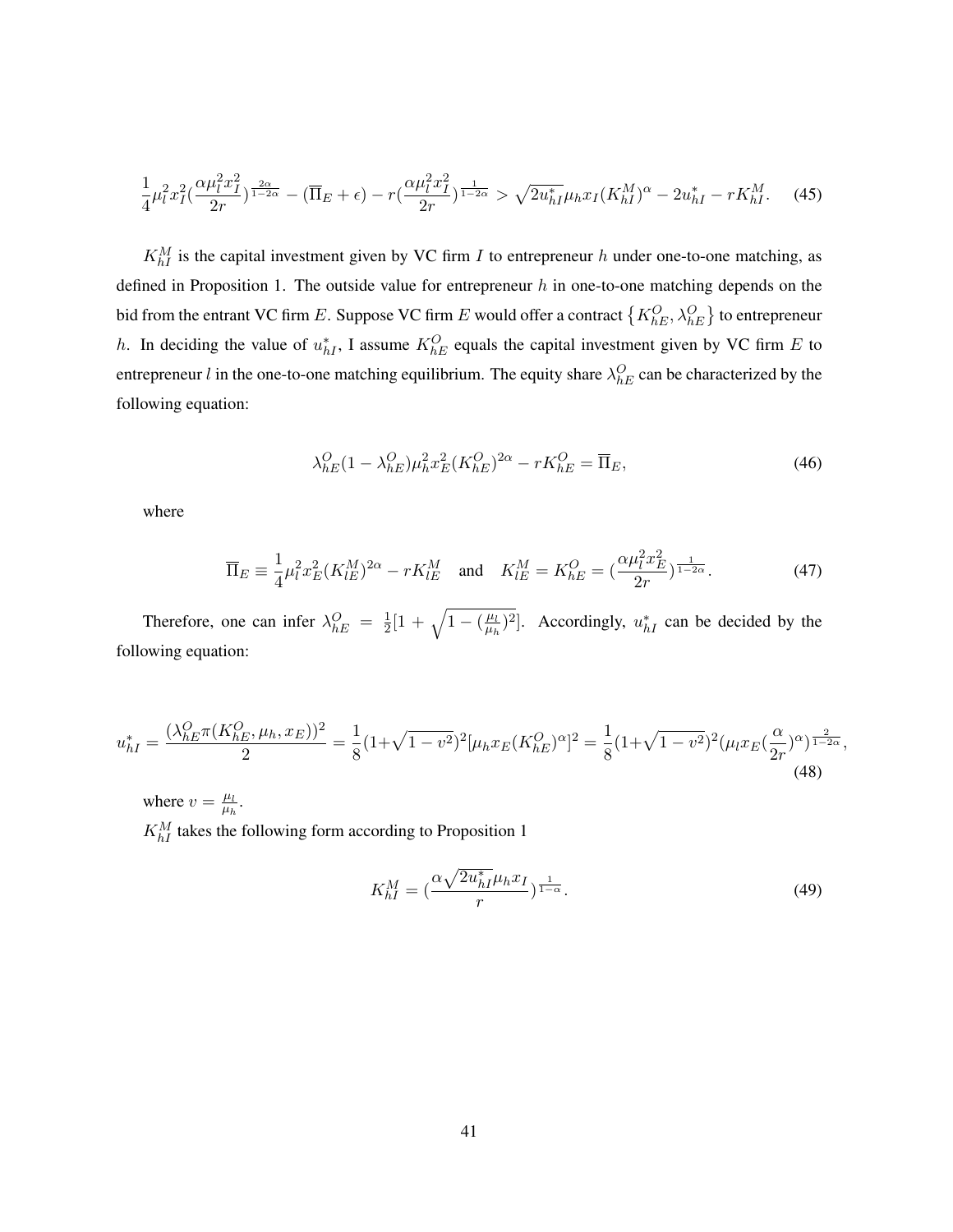$$\frac{1}{4}\mu_l^2 x_I^2 (\frac{\alpha \mu_l^2 x_I^2}{2r})^{\frac{2\alpha}{1-2\alpha}} - (\overline{\Pi}_E + \epsilon) - r(\frac{\alpha \mu_l^2 x_I^2}{2r})^{\frac{1}{1-2\alpha}} > \sqrt{2u_{hI}^*}\mu_h x_I (K_{hI}^M)^\alpha - 2u_{hI}^* - rK_{hI}^M. \tag{45}$$

$K_{hI}^M$ is the capital investment given by VC firm $I$ to entrepreneur $h$ under one-to-one matching, as defined in Proposition 1. The outside value for entrepreneur $h$ in one-to-one matching depends on the bid from the entrant VC firm $E$. Suppose VC firm $E$ would offer a contract $\{K_{hE}^O, \lambda_{hE}^O\}$ to entrepreneur $h$. In deciding the value of $u_{hI}^*$, I assume $K_{hE}^O$ equals the capital investment given by VC firm $E$ to entrepreneur $l$ in the one-to-one matching equilibrium. The equity share $\lambda_{hE}^O$ can be characterized by the following equation:

$$\lambda_{hE}^O(1-\lambda_{hE}^O)\mu_h^2 x_E^2 (K_{hE}^O)^{2\alpha} - rK_{hE}^O = \overline{\Pi}_E, \tag{46}$$

where

$$\overline{\Pi}_E \equiv \frac{1}{4}\mu_l^2 x_E^2 (K_{lE}^M)^{2\alpha} - rK_{lE}^M \quad \text{and} \quad K_{lE}^M = K_{hE}^O = (\frac{\alpha \mu_l^2 x_E^2}{2r})^{\frac{1}{1-2\alpha}}. \tag{47}$$

Therefore, one can infer $\lambda_{hE}^O = \frac{1}{2}[1 + \sqrt{1-(\frac{\mu_l}{\mu_h})^2}]$. Accordingly, $u_{hI}^*$ can be decided by the following equation:

$$u_{hI}^* = \frac{(\lambda_{hE}^O \pi(K_{hE}^O, \mu_h, x_E))^2}{2} = \frac{1}{8}(1+\sqrt{1-v^2})^2[\mu_h x_E (K_{hE}^O)^\alpha]^2 = \frac{1}{8}(1+\sqrt{1-v^2})^2(\mu_l x_E (\frac{\alpha}{2r})^\alpha)^{\frac{2}{1-2\alpha}}, \tag{48}$$

where $v = \frac{\mu_l}{\mu_h}$.

$K_{hI}^M$ takes the following form according to Proposition 1

$$K_{hI}^M = (\frac{\alpha\sqrt{2u_{hI}^*}\mu_h x_I}{r})^{\frac{1}{1-\alpha}}. \tag{49}$$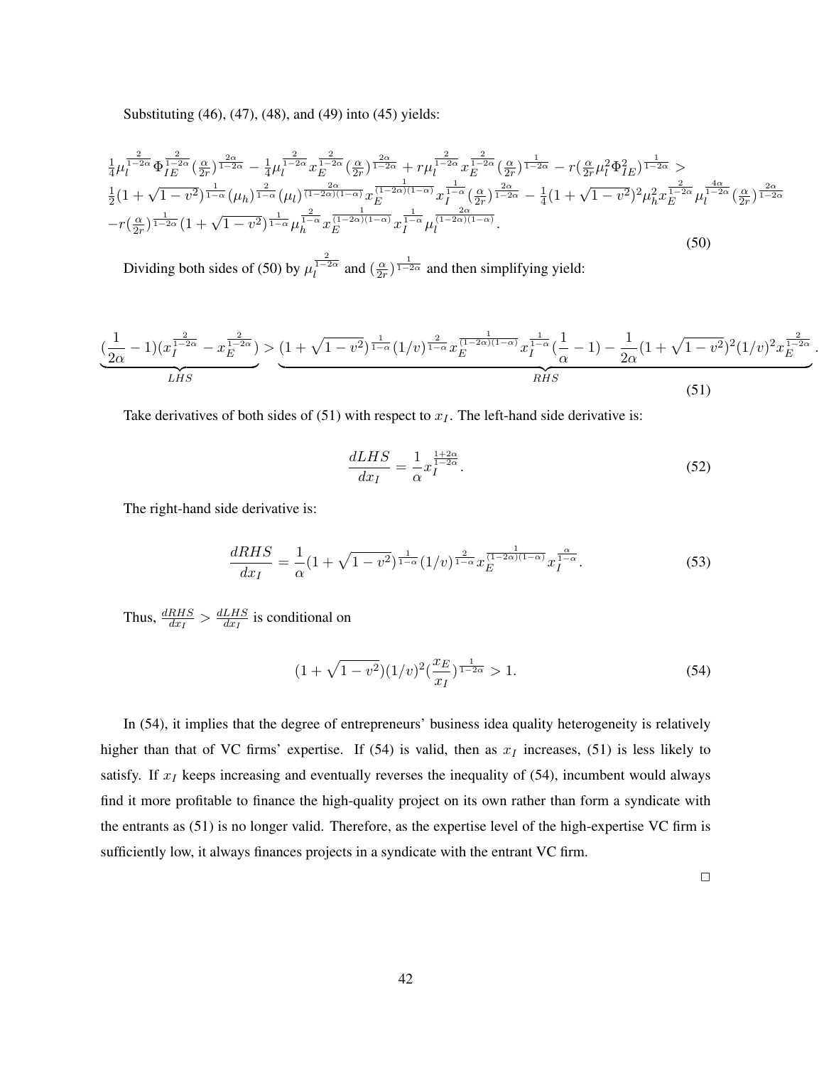Substituting (46), (47), (48), and (49) into (45) yields:

$$
\begin{aligned}
&\tfrac{1}{4}\mu_l^{\frac{2}{1-2\alpha}}\Phi_{IE}^{\frac{2}{1-2\alpha}}(\tfrac{\alpha}{2r})^{\frac{2\alpha}{1-2\alpha}} - \tfrac{1}{4}\mu_l^{\frac{2}{1-2\alpha}}x_E^{\frac{2}{1-2\alpha}}(\tfrac{\alpha}{2r})^{\frac{2\alpha}{1-2\alpha}} + r\mu_l^{\frac{2}{1-2\alpha}}x_E^{\frac{2}{1-2\alpha}}(\tfrac{\alpha}{2r})^{\frac{1}{1-2\alpha}} - r(\tfrac{\alpha}{2r}\mu_l^2\Phi_{IE}^2)^{\frac{1}{1-2\alpha}} > \\
&\tfrac{1}{2}(1+\sqrt{1-v^2})^{\frac{1}{1-\alpha}}(\mu_h)^{\frac{2}{1-\alpha}}(\mu_l)^{\frac{2\alpha}{(1-2\alpha)(1-\alpha)}}x_E^{\frac{1}{(1-2\alpha)(1-\alpha)}}x_I^{\frac{1}{1-\alpha}}(\tfrac{\alpha}{2r})^{\frac{2\alpha}{1-2\alpha}} - \tfrac{1}{4}(1+\sqrt{1-v^2})^2\mu_h^2 x_E^{\frac{2}{1-2\alpha}}\mu_l^{\frac{4\alpha}{1-2\alpha}}(\tfrac{\alpha}{2r})^{\frac{2\alpha}{1-2\alpha}} \\
&-r(\tfrac{\alpha}{2r})^{\frac{1}{1-2\alpha}}(1+\sqrt{1-v^2})^{\frac{1}{1-\alpha}}\mu_h^{\frac{2}{1-\alpha}}x_E^{\frac{1}{(1-2\alpha)(1-\alpha)}}x_I^{\frac{1}{1-\alpha}}\mu_l^{\frac{2\alpha}{(1-2\alpha)(1-\alpha)}}.
\end{aligned}
\tag{50}
$$

Dividing both sides of (50) by $\mu_l^{\frac{2}{1-2\alpha}}$ and $(\frac{\alpha}{2r})^{\frac{1}{1-2\alpha}}$ and then simplifying yield:

$$
\underbrace{(\frac{1}{2\alpha}-1)(x_I^{\frac{2}{1-2\alpha}} - x_E^{\frac{2}{1-2\alpha}})}_{LHS} > \underbrace{(1+\sqrt{1-v^2})^{\frac{1}{1-\alpha}}(1/v)^{\frac{2}{1-\alpha}}x_E^{\frac{1}{(1-2\alpha)(1-\alpha)}}x_I^{\frac{1}{1-\alpha}}(\frac{1}{\alpha}-1) - \frac{1}{2\alpha}(1+\sqrt{1-v^2})^2(1/v)^2 x_E^{\frac{2}{1-2\alpha}}}_{RHS}.
\tag{51}
$$

Take derivatives of both sides of (51) with respect to $x_I$. The left-hand side derivative is:

$$
\frac{dLHS}{dx_I} = \frac{1}{\alpha}x_I^{\frac{1+2\alpha}{1-2\alpha}}.
\tag{52}
$$

The right-hand side derivative is:

$$
\frac{dRHS}{dx_I} = \frac{1}{\alpha}(1+\sqrt{1-v^2})^{\frac{1}{1-\alpha}}(1/v)^{\frac{2}{1-\alpha}}x_E^{\frac{1}{(1-2\alpha)(1-\alpha)}}x_I^{\frac{\alpha}{1-\alpha}}.
\tag{53}
$$

Thus, $\frac{dRHS}{dx_I} > \frac{dLHS}{dx_I}$ is conditional on

$$
(1+\sqrt{1-v^2})(1/v)^2(\frac{x_E}{x_I})^{\frac{1}{1-2\alpha}} > 1.
\tag{54}
$$

In (54), it implies that the degree of entrepreneurs' business idea quality heterogeneity is relatively higher than that of VC firms' expertise. If (54) is valid, then as $x_I$ increases, (51) is less likely to satisfy. If $x_I$ keeps increasing and eventually reverses the inequality of (54), incumbent would always find it more profitable to finance the high-quality project on its own rather than form a syndicate with the entrants as (51) is no longer valid. Therefore, as the expertise level of the high-expertise VC firm is sufficiently low, it always finances projects in a syndicate with the entrant VC firm.

□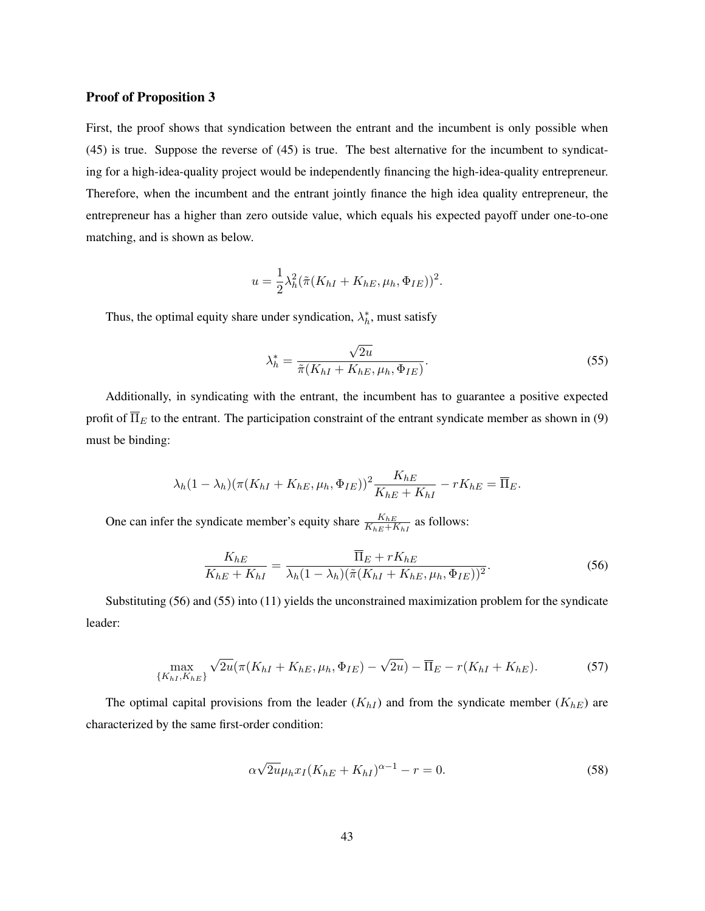### Proof of Proposition 3

First, the proof shows that syndication between the entrant and the incumbent is only possible when (45) is true. Suppose the reverse of (45) is true. The best alternative for the incumbent to syndicating for a high-idea-quality project would be independently financing the high-idea-quality entrepreneur. Therefore, when the incumbent and the entrant jointly finance the high idea quality entrepreneur, the entrepreneur has a higher than zero outside value, which equals his expected payoff under one-to-one matching, and is shown as below.

$$u = \frac{1}{2}\lambda_h^2(\tilde{\pi}(K_{hI} + K_{hE}, \mu_h, \Phi_{IE}))^2.$$

Thus, the optimal equity share under syndication, $\lambda_h^*$, must satisfy

$$\lambda_h^* = \frac{\sqrt{2u}}{\tilde{\pi}(K_{hI} + K_{hE}, \mu_h, \Phi_{IE})}. \tag{55}$$

Additionally, in syndicating with the entrant, the incumbent has to guarantee a positive expected profit of $\overline{\Pi}_E$ to the entrant. The participation constraint of the entrant syndicate member as shown in (9) must be binding:

$$\lambda_h(1-\lambda_h)(\pi(K_{hI} + K_{hE}, \mu_h, \Phi_{IE}))^2 \frac{K_{hE}}{K_{hE} + K_{hI}} - rK_{hE} = \overline{\Pi}_E.$$

One can infer the syndicate member's equity share $\frac{K_{hE}}{K_{hE}+K_{hI}}$ as follows:

$$\frac{K_{hE}}{K_{hE} + K_{hI}} = \frac{\overline{\Pi}_E + rK_{hE}}{\lambda_h(1-\lambda_h)(\tilde{\pi}(K_{hI} + K_{hE}, \mu_h, \Phi_{IE}))^2}. \tag{56}$$

Substituting (56) and (55) into (11) yields the unconstrained maximization problem for the syndicate leader:

$$\max_{\{K_{hI}, K_{hE}\}} \sqrt{2u}(\pi(K_{hI} + K_{hE}, \mu_h, \Phi_{IE}) - \sqrt{2u}) - \overline{\Pi}_E - r(K_{hI} + K_{hE}). \tag{57}$$

The optimal capital provisions from the leader ($K_{hI}$) and from the syndicate member ($K_{hE}$) are characterized by the same first-order condition:

$$\alpha\sqrt{2u}\mu_h x_I(K_{hE} + K_{hI})^{\alpha-1} - r = 0. \tag{58}$$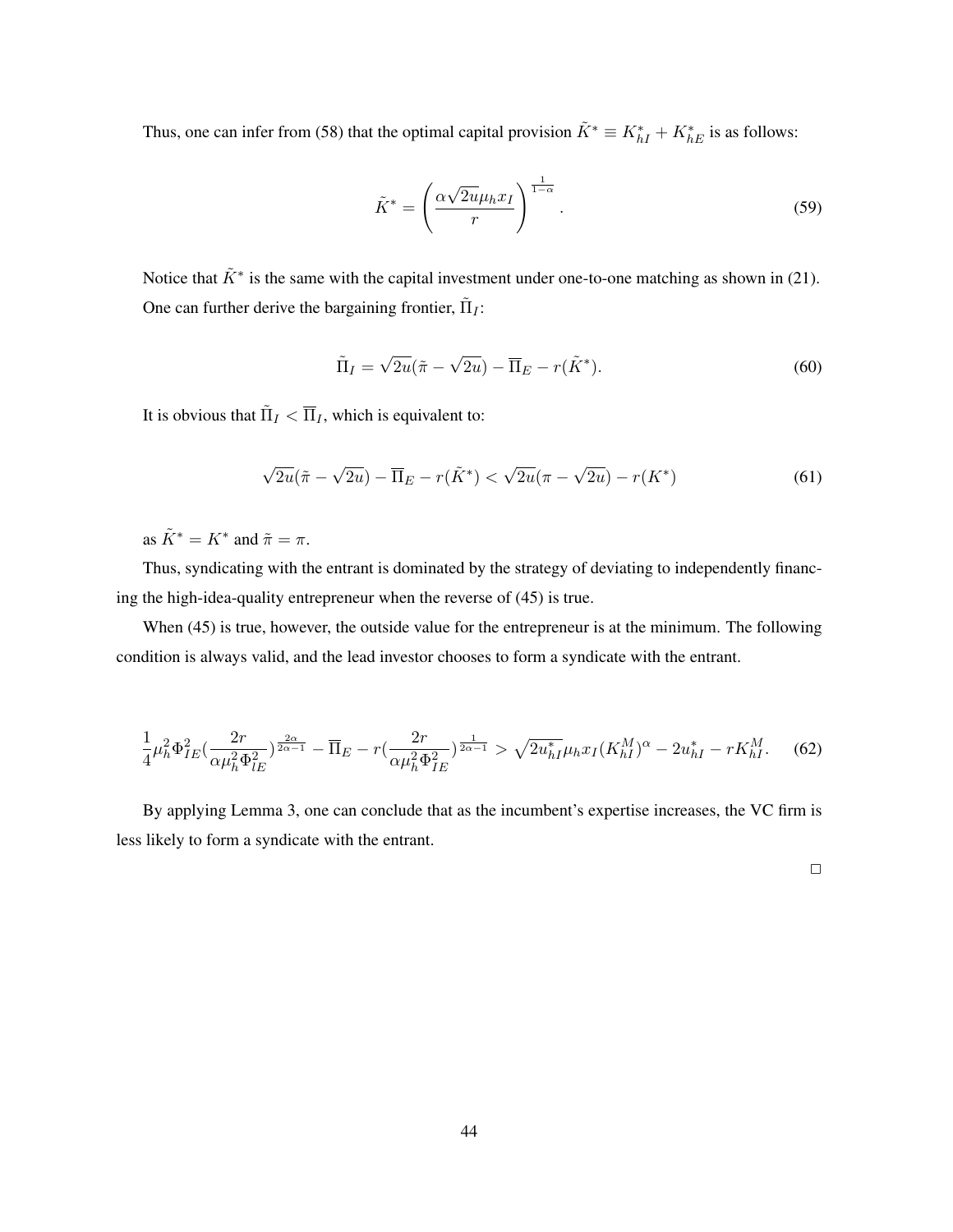Thus, one can infer from (58) that the optimal capital provision $\tilde{K}^* \equiv K^*_{hI} + K^*_{hE}$ is as follows:

$$\tilde{K}^* = \left( \frac{\alpha \sqrt{2u} \mu_h x_I}{r} \right)^{\frac{1}{1-\alpha}}. \tag{59}$$

Notice that $\tilde{K}^*$ is the same with the capital investment under one-to-one matching as shown in (21). One can further derive the bargaining frontier, $\tilde{\Pi}_I$:

$$\tilde{\Pi}_I = \sqrt{2u}(\tilde{\pi} - \sqrt{2u}) - \overline{\Pi}_E - r(\tilde{K}^*). \tag{60}$$

It is obvious that $\tilde{\Pi}_I < \overline{\Pi}_I$, which is equivalent to:

$$\sqrt{2u}(\tilde{\pi} - \sqrt{2u}) - \overline{\Pi}_E - r(\tilde{K}^*) < \sqrt{2u}(\pi - \sqrt{2u}) - r(K^*) \tag{61}$$

as $\tilde{K}^* = K^*$ and $\tilde{\pi} = \pi$.

Thus, syndicating with the entrant is dominated by the strategy of deviating to independently financing the high-idea-quality entrepreneur when the reverse of (45) is true.

When (45) is true, however, the outside value for the entrepreneur is at the minimum. The following condition is always valid, and the lead investor chooses to form a syndicate with the entrant.

$$\frac{1}{4}\mu_h^2 \Phi_{IE}^2 \left(\frac{2r}{\alpha \mu_h^2 \Phi_{lE}^2}\right)^{\frac{2\alpha}{2\alpha-1}} - \overline{\Pi}_E - r\left(\frac{2r}{\alpha \mu_h^2 \Phi_{IE}^2}\right)^{\frac{1}{2\alpha-1}} > \sqrt{2u^*_{hI}} \mu_h x_I (K^M_{hI})^\alpha - 2u^*_{hI} - rK^M_{hI}. \tag{62}$$

By applying Lemma 3, one can conclude that as the incumbent's expertise increases, the VC firm is less likely to form a syndicate with the entrant.

□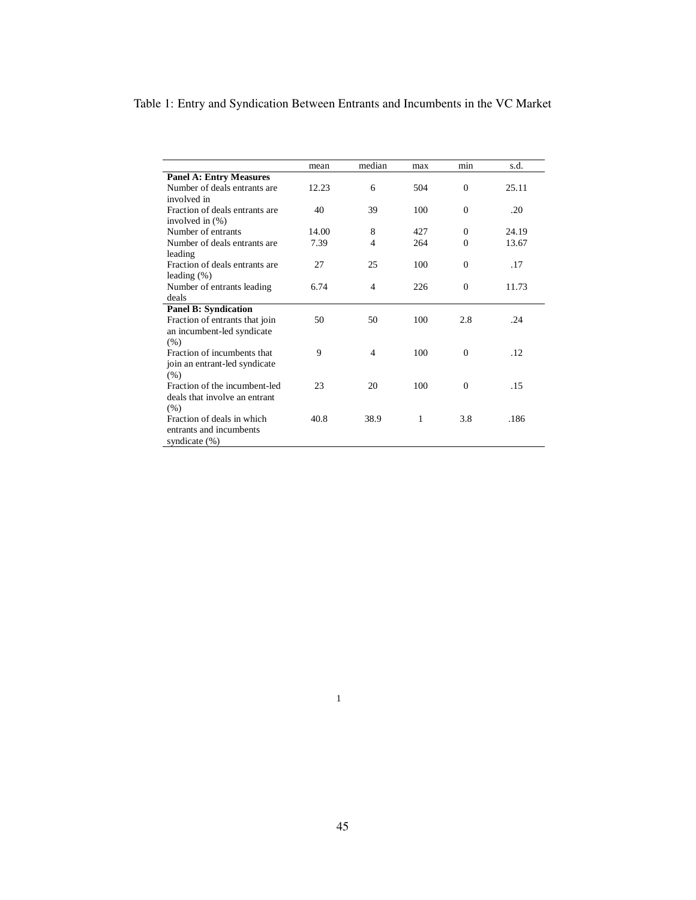Table 1: Entry and Syndication Between Entrants and Incumbents in the VC Market

| | mean | median | max | min | s.d. |
|---|---|---|---|---|---|
| **Panel A: Entry Measures** | | | | | |
| Number of deals entrants are involved in | 12.23 | 6 | 504 | 0 | 25.11 |
| Fraction of deals entrants are involved in (%) | 40 | 39 | 100 | 0 | .20 |
| Number of entrants | 14.00 | 8 | 427 | 0 | 24.19 |
| Number of deals entrants are leading | 7.39 | 4 | 264 | 0 | 13.67 |
| Fraction of deals entrants are leading (%) | 27 | 25 | 100 | 0 | .17 |
| Number of entrants leading deals | 6.74 | 4 | 226 | 0 | 11.73 |
| **Panel B: Syndication** | | | | | |
| Fraction of entrants that join an incumbent-led syndicate (%) | 50 | 50 | 100 | 2.8 | .24 |
| Fraction of incumbents that join an entrant-led syndicate (%) | 9 | 4 | 100 | 0 | .12 |
| Fraction of the incumbent-led deals that involve an entrant (%) | 23 | 20 | 100 | 0 | .15 |
| Fraction of deals in which entrants and incumbents syndicate (%) | 40.8 | 38.9 | 1 | 3.8 | .186 |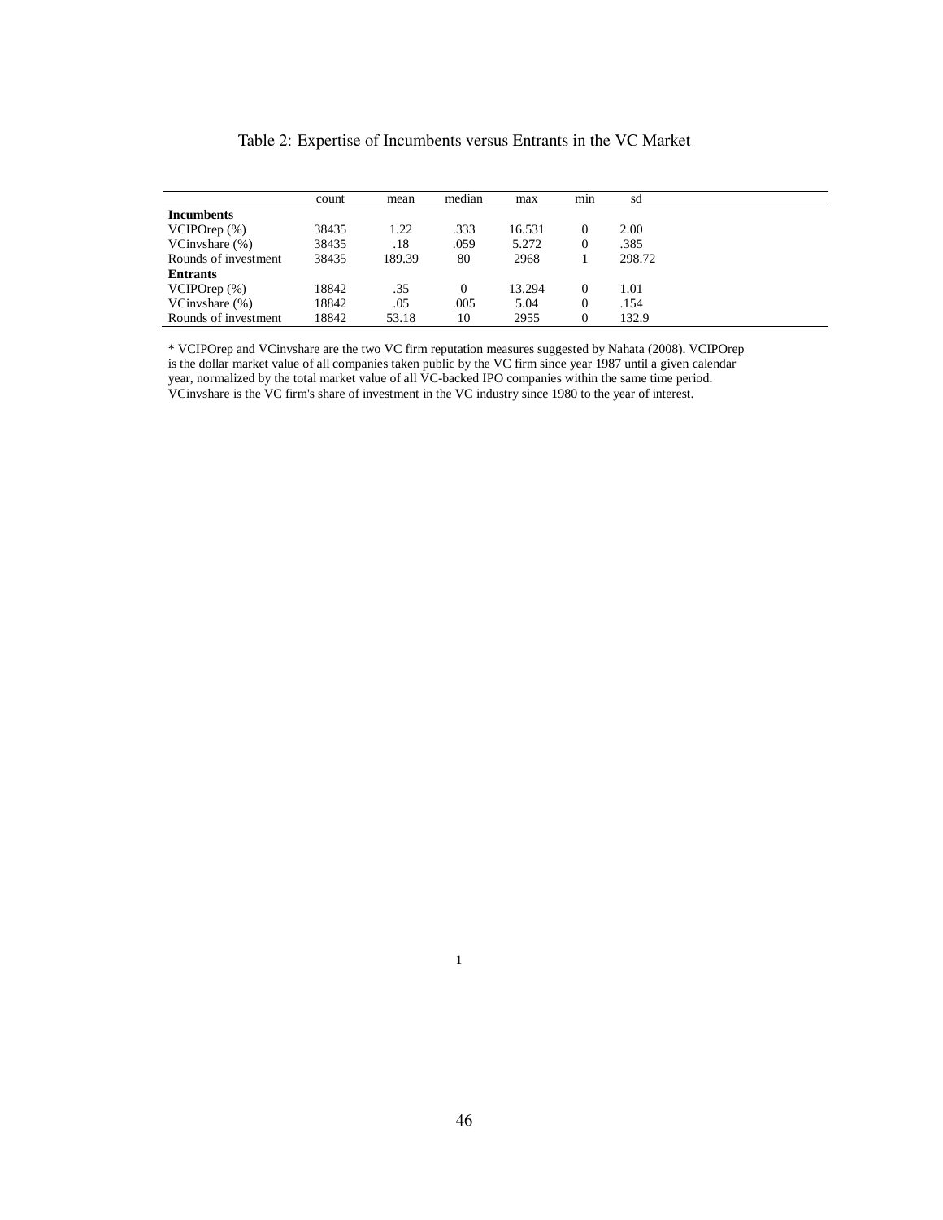Table 2: Expertise of Incumbents versus Entrants in the VC Market

| | count | mean | median | max | min | sd |
|---|---|---|---|---|---|---|
| **Incumbents** | | | | | | |
| VCIPOrep (%) | 38435 | 1.22 | .333 | 16.531 | 0 | 2.00 |
| VCinvshare (%) | 38435 | .18 | .059 | 5.272 | 0 | .385 |
| Rounds of investment | 38435 | 189.39 | 80 | 2968 | 1 | 298.72 |
| **Entrants** | | | | | | |
| VCIPOrep (%) | 18842 | .35 | 0 | 13.294 | 0 | 1.01 |
| VCinvshare (%) | 18842 | .05 | .005 | 5.04 | 0 | .154 |
| Rounds of investment | 18842 | 53.18 | 10 | 2955 | 0 | 132.9 |

* VCIPOrep and VCinvshare are the two VC firm reputation measures suggested by Nahata (2008). VCIPOrep is the dollar market value of all companies taken public by the VC firm since year 1987 until a given calendar year, normalized by the total market value of all VC-backed IPO companies within the same time period. VCinvshare is the VC firm's share of investment in the VC industry since 1980 to the year of interest.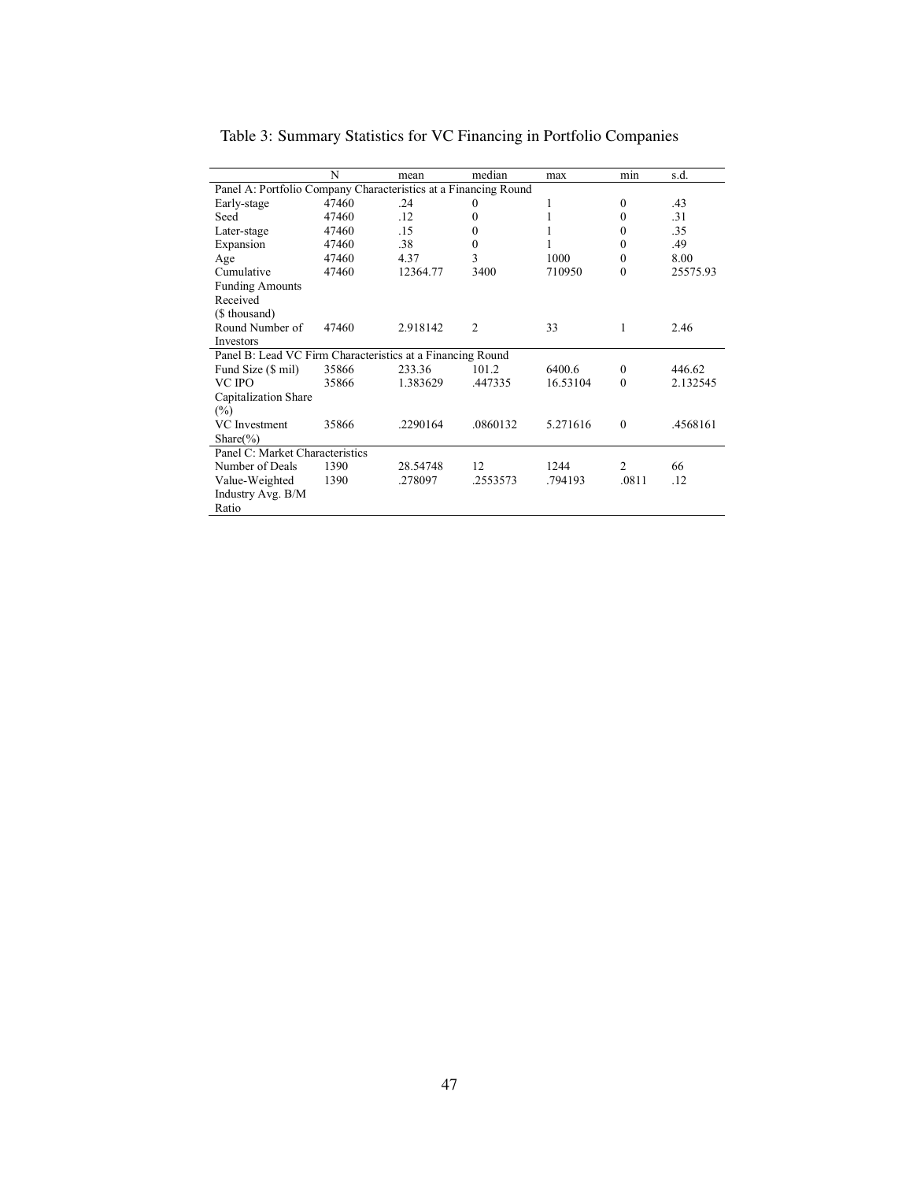Table 3: Summary Statistics for VC Financing in Portfolio Companies

| | N | mean | median | max | min | s.d. |
|---|---|---|---|---|---|---|
| Panel A: Portfolio Company Characteristics at a Financing Round | | | | | | |
| Early-stage | 47460 | .24 | 0 | 1 | 0 | .43 |
| Seed | 47460 | .12 | 0 | 1 | 0 | .31 |
| Later-stage | 47460 | .15 | 0 | 1 | 0 | .35 |
| Expansion | 47460 | .38 | 0 | 1 | 0 | .49 |
| Age | 47460 | 4.37 | 3 | 1000 | 0 | 8.00 |
| Cumulative Funding Amounts Received ($ thousand) | 47460 | 12364.77 | 3400 | 710950 | 0 | 25575.93 |
| Round Number of Investors | 47460 | 2.918142 | 2 | 33 | 1 | 2.46 |
| Panel B: Lead VC Firm Characteristics at a Financing Round | | | | | | |
| Fund Size ($ mil) | 35866 | 233.36 | 101.2 | 6400.6 | 0 | 446.62 |
| VC IPO Capitalization Share (%) | 35866 | 1.383629 | .447335 | 16.53104 | 0 | 2.132545 |
| VC Investment Share(%) | 35866 | .2290164 | .0860132 | 5.271616 | 0 | .4568161 |
| Panel C: Market Characteristics | | | | | | |
| Number of Deals | 1390 | 28.54748 | 12 | 1244 | 2 | 66 |
| Value-Weighted Industry Avg. B/M Ratio | 1390 | .278097 | .2553573 | .794193 | .0811 | .12 |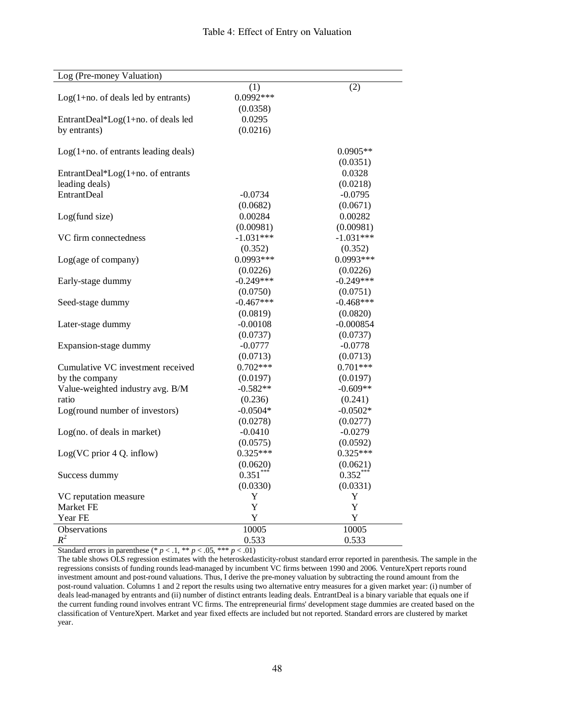Table 4: Effect of Entry on Valuation

| Log (Pre-money Valuation) | | |
|---|---|---|
| | (1) | (2) |
| Log(1+no. of deals led by entrants) | 0.0992*** | |
| | (0.0358) | |
| EntrantDeal*Log(1+no. of deals led by entrants) | 0.0295 | |
| | (0.0216) | |
| Log(1+no. of entrants leading deals) | | 0.0905** |
| | | (0.0351) |
| EntrantDeal*Log(1+no. of entrants leading deals) | | 0.0328 |
| | | (0.0218) |
| EntrantDeal | -0.0734 | -0.0795 |
| | (0.0682) | (0.0671) |
| Log(fund size) | 0.00284 | 0.00282 |
| | (0.00981) | (0.00981) |
| VC firm connectedness | -1.031*** | -1.031*** |
| | (0.352) | (0.352) |
| Log(age of company) | 0.0993*** | 0.0993*** |
| | (0.0226) | (0.0226) |
| Early-stage dummy | -0.249*** | -0.249*** |
| | (0.0750) | (0.0751) |
| Seed-stage dummy | -0.467*** | -0.468*** |
| | (0.0819) | (0.0820) |
| Later-stage dummy | -0.00108 | -0.000854 |
| | (0.0737) | (0.0737) |
| Expansion-stage dummy | -0.0777 | -0.0778 |
| | (0.0713) | (0.0713) |
| Cumulative VC investment received by the company | 0.702*** | 0.701*** |
| | (0.0197) | (0.0197) |
| Value-weighted industry avg. B/M ratio | -0.582** | -0.609** |
| | (0.236) | (0.241) |
| Log(round number of investors) | -0.0504* | -0.0502* |
| | (0.0278) | (0.0277) |
| Log(no. of deals in market) | -0.0410 | -0.0279 |
| | (0.0575) | (0.0592) |
| Log(VC prior 4 Q. inflow) | 0.325*** | 0.325*** |
| | (0.0620) | (0.0621) |
| Success dummy | 0.351*** | 0.352*** |
| | (0.0330) | (0.0331) |
| VC reputation measure | Y | Y |
| Market FE | Y | Y |
| Year FE | Y | Y |
| Observations | 10005 | 10005 |
| $R^2$ | 0.533 | 0.533 |

Standard errors in parenthese (* $p < .1$, ** $p < .05$, *** $p < .01$)

The table shows OLS regression estimates with the heteroskedasticity-robust standard error reported in parenthesis. The sample in the regressions consists of funding rounds lead-managed by incumbent VC firms between 1990 and 2006. VentureXpert reports round investment amount and post-round valuations. Thus, I derive the pre-money valuation by subtracting the round amount from the post-round valuation. Columns 1 and 2 report the results using two alternative entry measures for a given market year: (i) number of deals lead-managed by entrants and (ii) number of distinct entrants leading deals. EntrantDeal is a binary variable that equals one if the current funding round involves entrant VC firms. The entrepreneurial firms' development stage dummies are created based on the classification of VentureXpert. Market and year fixed effects are included but not reported. Standard errors are clustered by market year.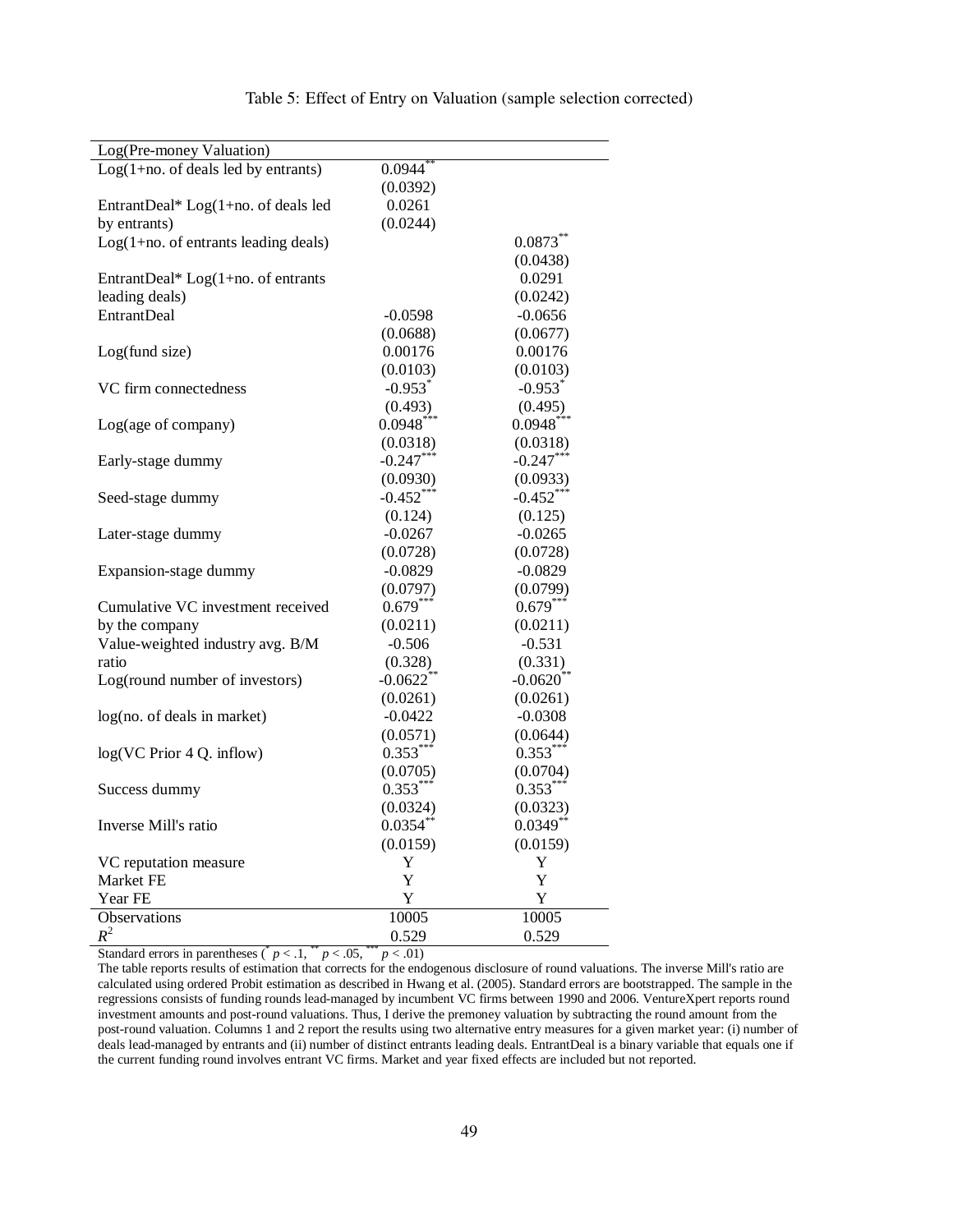Table 5: Effect of Entry on Valuation (sample selection corrected)

| Log(Pre-money Valuation) | | |
|---|---|---|
| Log(1+no. of deals led by entrants) | 0.0944** | |
| | (0.0392) | |
| EntrantDeal* Log(1+no. of deals led by entrants) | 0.0261 | |
| | (0.0244) | |
| Log(1+no. of entrants leading deals) | | 0.0873** |
| | | (0.0438) |
| EntrantDeal* Log(1+no. of entrants leading deals) | | 0.0291 |
| | | (0.0242) |
| EntrantDeal | -0.0598 | -0.0656 |
| | (0.0688) | (0.0677) |
| Log(fund size) | 0.00176 | 0.00176 |
| | (0.0103) | (0.0103) |
| VC firm connectedness | -0.953* | -0.953* |
| | (0.493) | (0.495) |
| Log(age of company) | 0.0948*** | 0.0948*** |
| | (0.0318) | (0.0318) |
| Early-stage dummy | -0.247*** | -0.247*** |
| | (0.0930) | (0.0933) |
| Seed-stage dummy | -0.452*** | -0.452*** |
| | (0.124) | (0.125) |
| Later-stage dummy | -0.0267 | -0.0265 |
| | (0.0728) | (0.0728) |
| Expansion-stage dummy | -0.0829 | -0.0829 |
| | (0.0797) | (0.0799) |
| Cumulative VC investment received by the company | 0.679*** | 0.679*** |
| | (0.0211) | (0.0211) |
| Value-weighted industry avg. B/M ratio | -0.506 | -0.531 |
| | (0.328) | (0.331) |
| Log(round number of investors) | -0.0622** | -0.0620** |
| | (0.0261) | (0.0261) |
| log(no. of deals in market) | -0.0422 | -0.0308 |
| | (0.0571) | (0.0644) |
| log(VC Prior 4 Q. inflow) | 0.353*** | 0.353*** |
| | (0.0705) | (0.0704) |
| Success dummy | 0.353*** | 0.353*** |
| | (0.0324) | (0.0323) |
| Inverse Mill's ratio | 0.0354** | 0.0349** |
| | (0.0159) | (0.0159) |
| VC reputation measure | Y | Y |
| Market FE | Y | Y |
| Year FE | Y | Y |
| Observations | 10005 | 10005 |
| $R^2$ | 0.529 | 0.529 |

Standard errors in parentheses (* $p < .1$, ** $p < .05$, *** $p < .01$)

The table reports results of estimation that corrects for the endogenous disclosure of round valuations. The inverse Mill's ratio are calculated using ordered Probit estimation as described in Hwang et al. (2005). Standard errors are bootstrapped. The sample in the regressions consists of funding rounds lead-managed by incumbent VC firms between 1990 and 2006. VentureXpert reports round investment amounts and post-round valuations. Thus, I derive the premoney valuation by subtracting the round amount from the post-round valuation. Columns 1 and 2 report the results using two alternative entry measures for a given market year: (i) number of deals lead-managed by entrants and (ii) number of distinct entrants leading deals. EntrantDeal is a binary variable that equals one if the current funding round involves entrant VC firms. Market and year fixed effects are included but not reported.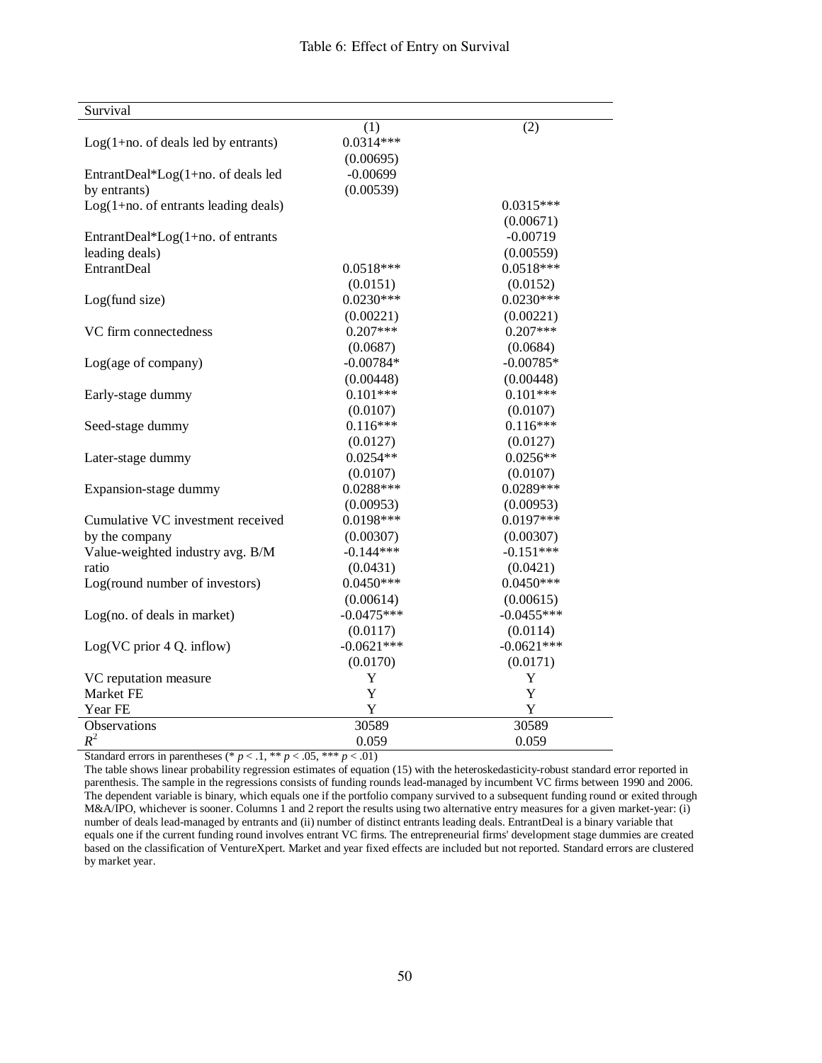Table 6: Effect of Entry on Survival

| Survival | | |
|---|---|---|
| | (1) | (2) |
| Log(1+no. of deals led by entrants) | 0.0314*** | |
| | (0.00695) | |
| EntrantDeal*Log(1+no. of deals led by entrants) | -0.00699 | |
| | (0.00539) | |
| Log(1+no. of entrants leading deals) | | 0.0315*** |
| | | (0.00671) |
| EntrantDeal*Log(1+no. of entrants leading deals) | | -0.00719 |
| | | (0.00559) |
| EntrantDeal | 0.0518*** | 0.0518*** |
| | (0.0151) | (0.0152) |
| Log(fund size) | 0.0230*** | 0.0230*** |
| | (0.00221) | (0.00221) |
| VC firm connectedness | 0.207*** | 0.207*** |
| | (0.0687) | (0.0684) |
| Log(age of company) | -0.00784* | -0.00785* |
| | (0.00448) | (0.00448) |
| Early-stage dummy | 0.101*** | 0.101*** |
| | (0.0107) | (0.0107) |
| Seed-stage dummy | 0.116*** | 0.116*** |
| | (0.0127) | (0.0127) |
| Later-stage dummy | 0.0254** | 0.0256** |
| | (0.0107) | (0.0107) |
| Expansion-stage dummy | 0.0288*** | 0.0289*** |
| | (0.00953) | (0.00953) |
| Cumulative VC investment received by the company | 0.0198*** | 0.0197*** |
| | (0.00307) | (0.00307) |
| Value-weighted industry avg. B/M ratio | -0.144*** | -0.151*** |
| | (0.0431) | (0.0421) |
| Log(round number of investors) | 0.0450*** | 0.0450*** |
| | (0.00614) | (0.00615) |
| Log(no. of deals in market) | -0.0475*** | -0.0455*** |
| | (0.0117) | (0.0114) |
| Log(VC prior 4 Q. inflow) | -0.0621*** | -0.0621*** |
| | (0.0170) | (0.0171) |
| VC reputation measure | Y | Y |
| Market FE | Y | Y |
| Year FE | Y | Y |
| Observations | 30589 | 30589 |
| $R^2$ | 0.059 | 0.059 |

Standard errors in parentheses (* $p < .1$, ** $p < .05$, *** $p < .01$)

The table shows linear probability regression estimates of equation (15) with the heteroskedasticity-robust standard error reported in parenthesis. The sample in the regressions consists of funding rounds lead-managed by incumbent VC firms between 1990 and 2006. The dependent variable is binary, which equals one if the portfolio company survived to a subsequent funding round or exited through M&A/IPO, whichever is sooner. Columns 1 and 2 report the results using two alternative entry measures for a given market-year: (i) number of deals lead-managed by entrants and (ii) number of distinct entrants leading deals. EntrantDeal is a binary variable that equals one if the current funding round involves entrant VC firms. The entrepreneurial firms' development stage dummies are created based on the classification of VentureXpert. Market and year fixed effects are included but not reported. Standard errors are clustered by market year.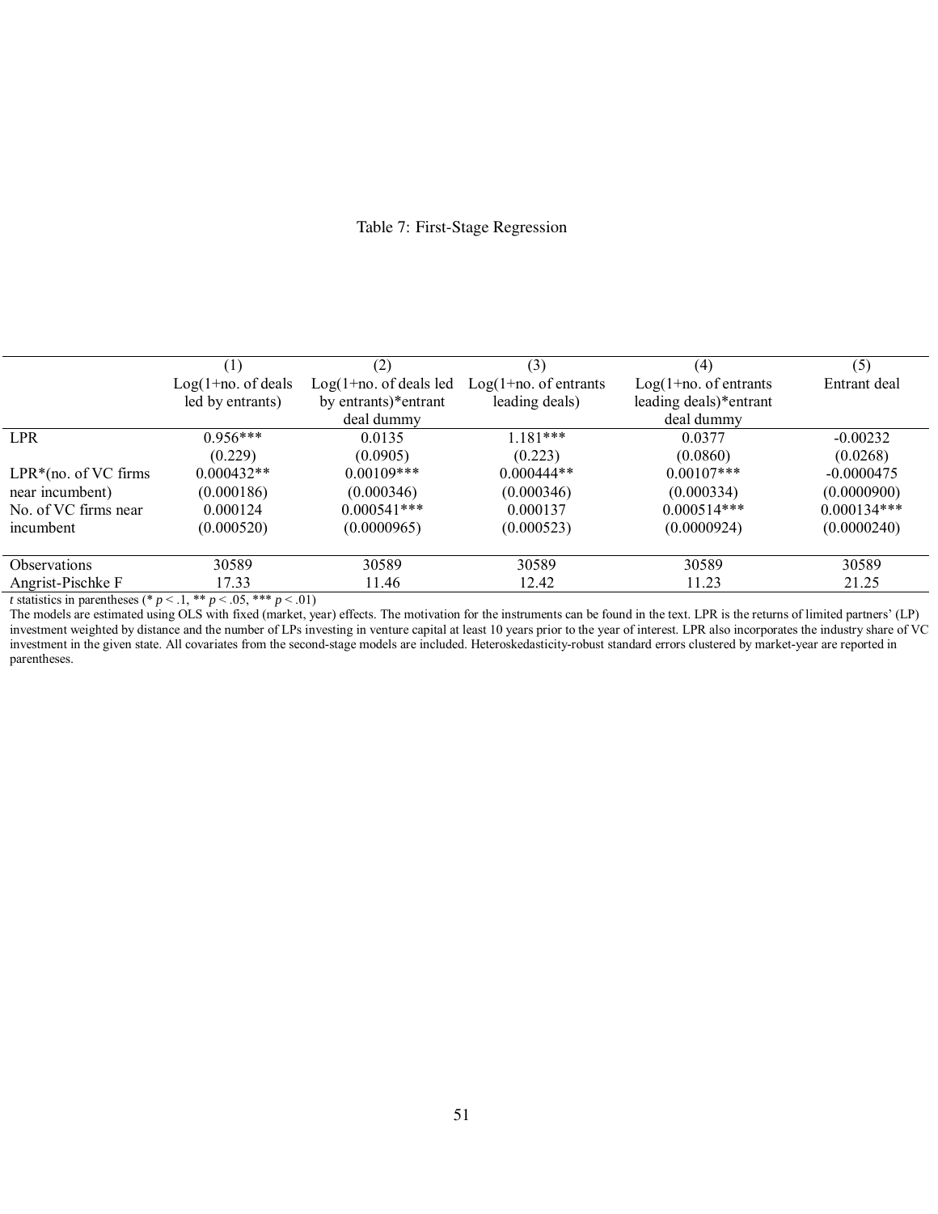Table 7: First-Stage Regression

| | (1) Log(1+no. of deals led by entrants) | (2) Log(1+no. of deals led by entrants)*entrant deal dummy | (3) Log(1+no. of entrants leading deals) | (4) Log(1+no. of entrants leading deals)*entrant deal dummy | (5) Entrant deal |
|---|---|---|---|---|---|
| LPR | 0.956*** | 0.0135 | 1.181*** | 0.0377 | -0.00232 |
| | (0.229) | (0.0905) | (0.223) | (0.0860) | (0.0268) |
| LPR*(no. of VC firms near incumbent) | 0.000432** | 0.00109*** | 0.000444** | 0.00107*** | -0.0000475 |
| | (0.000186) | (0.000346) | (0.000346) | (0.000334) | (0.0000900) |
| No. of VC firms near incumbent | 0.000124 | 0.000541*** | 0.000137 | 0.000514*** | 0.000134*** |
| | (0.000520) | (0.0000965) | (0.000523) | (0.0000924) | (0.0000240) |
| Observations | 30589 | 30589 | 30589 | 30589 | 30589 |
| Angrist-Pischke F | 17.33 | 11.46 | 12.42 | 11.23 | 21.25 |

*t* statistics in parentheses (* $p < .1$, ** $p < .05$, *** $p < .01$)
The models are estimated using OLS with fixed (market, year) effects. The motivation for the instruments can be found in the text. LPR is the returns of limited partners' (LP) investment weighted by distance and the number of LPs investing in venture capital at least 10 years prior to the year of interest. LPR also incorporates the industry share of VC investment in the given state. All covariates from the second-stage models are included. Heteroskedasticity-robust standard errors clustered by market-year are reported in parentheses.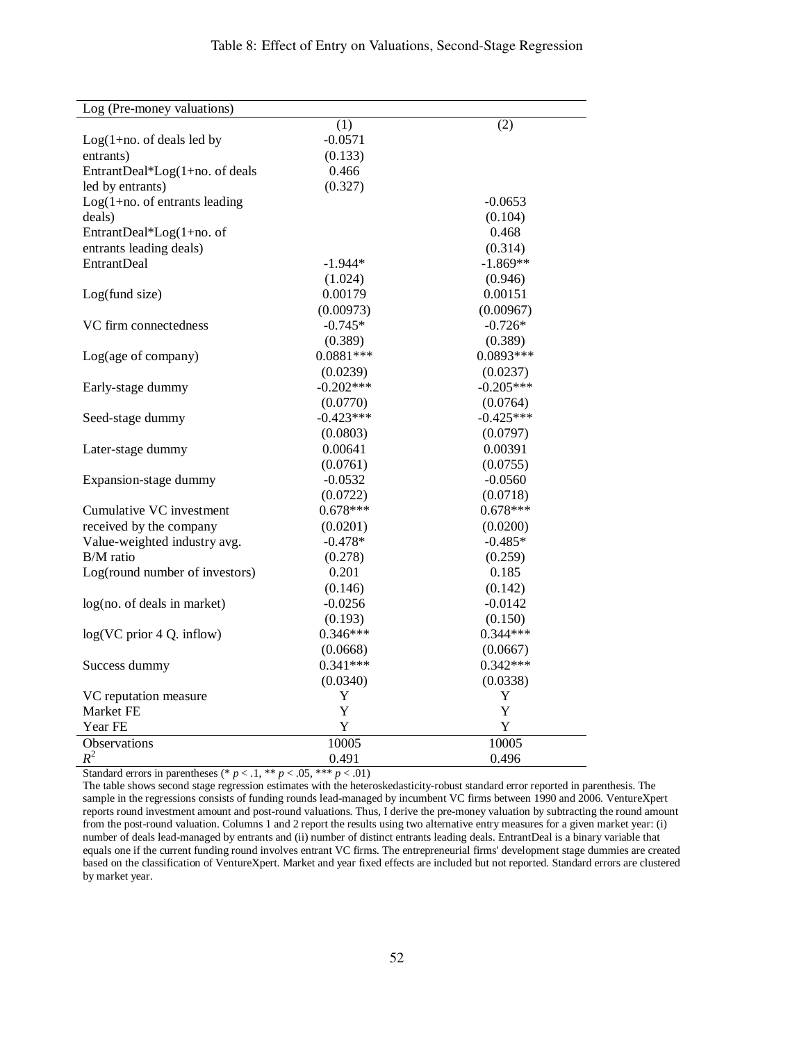Table 8: Effect of Entry on Valuations, Second-Stage Regression

| Log (Pre-money valuations) | | |
|---|---|---|
| | (1) | (2) |
| Log(1+no. of deals led by entrants) | -0.0571 | |
| | (0.133) | |
| EntrantDeal*Log(1+no. of deals led by entrants) | 0.466 | |
| | (0.327) | |
| Log(1+no. of entrants leading deals) | | -0.0653 |
| | | (0.104) |
| EntrantDeal*Log(1+no. of entrants leading deals) | | 0.468 |
| | | (0.314) |
| EntrantDeal | -1.944* | -1.869** |
| | (1.024) | (0.946) |
| Log(fund size) | 0.00179 | 0.00151 |
| | (0.00973) | (0.00967) |
| VC firm connectedness | -0.745* | -0.726* |
| | (0.389) | (0.389) |
| Log(age of company) | 0.0881*** | 0.0893*** |
| | (0.0239) | (0.0237) |
| Early-stage dummy | -0.202*** | -0.205*** |
| | (0.0770) | (0.0764) |
| Seed-stage dummy | -0.423*** | -0.425*** |
| | (0.0803) | (0.0797) |
| Later-stage dummy | 0.00641 | 0.00391 |
| | (0.0761) | (0.0755) |
| Expansion-stage dummy | -0.0532 | -0.0560 |
| | (0.0722) | (0.0718) |
| Cumulative VC investment received by the company | 0.678*** | 0.678*** |
| | (0.0201) | (0.0200) |
| Value-weighted industry avg. B/M ratio | -0.478* | -0.485* |
| | (0.278) | (0.259) |
| Log(round number of investors) | 0.201 | 0.185 |
| | (0.146) | (0.142) |
| log(no. of deals in market) | -0.0256 | -0.0142 |
| | (0.193) | (0.150) |
| log(VC prior 4 Q. inflow) | 0.346*** | 0.344*** |
| | (0.0668) | (0.0667) |
| Success dummy | 0.341*** | 0.342*** |
| | (0.0340) | (0.0338) |
| VC reputation measure | Y | Y |
| Market FE | Y | Y |
| Year FE | Y | Y |
| Observations | 10005 | 10005 |
| $R^2$ | 0.491 | 0.496 |

Standard errors in parentheses (* $p < .1$, ** $p < .05$, *** $p < .01$)

The table shows second stage regression estimates with the heteroskedasticity-robust standard error reported in parenthesis. The sample in the regressions consists of funding rounds lead-managed by incumbent VC firms between 1990 and 2006. VentureXpert reports round investment amount and post-round valuations. Thus, I derive the pre-money valuation by subtracting the round amount from the post-round valuation. Columns 1 and 2 report the results using two alternative entry measures for a given market year: (i) number of deals lead-managed by entrants and (ii) number of distinct entrants leading deals. EntrantDeal is a binary variable that equals one if the current funding round involves entrant VC firms. The entrepreneurial firms' development stage dummies are created based on the classification of VentureXpert. Market and year fixed effects are included but not reported. Standard errors are clustered by market year.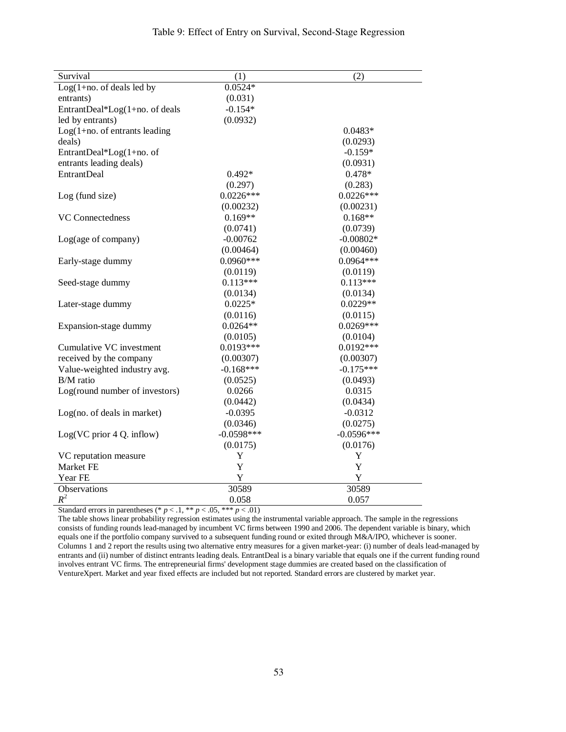Table 9: Effect of Entry on Survival, Second-Stage Regression

| Survival | (1) | (2) |
|---|---|---|
| Log(1+no. of deals led by entrants) | 0.0524* | |
| | (0.031) | |
| EntrantDeal*Log(1+no. of deals led by entrants) | -0.154* | |
| | (0.0932) | |
| Log(1+no. of entrants leading deals) | | 0.0483* |
| | | (0.0293) |
| EntrantDeal*Log(1+no. of entrants leading deals) | | -0.159* |
| | | (0.0931) |
| EntrantDeal | 0.492* | 0.478* |
| | (0.297) | (0.283) |
| Log (fund size) | 0.0226*** | 0.0226*** |
| | (0.00232) | (0.00231) |
| VC Connectedness | 0.169** | 0.168** |
| | (0.0741) | (0.0739) |
| Log(age of company) | -0.00762 | -0.00802* |
| | (0.00464) | (0.00460) |
| Early-stage dummy | 0.0960*** | 0.0964*** |
| | (0.0119) | (0.0119) |
| Seed-stage dummy | 0.113*** | 0.113*** |
| | (0.0134) | (0.0134) |
| Later-stage dummy | 0.0225* | 0.0229** |
| | (0.0116) | (0.0115) |
| Expansion-stage dummy | 0.0264** | 0.0269*** |
| | (0.0105) | (0.0104) |
| Cumulative VC investment received by the company | 0.0193*** | 0.0192*** |
| | (0.00307) | (0.00307) |
| Value-weighted industry avg. B/M ratio | -0.168*** | -0.175*** |
| | (0.0525) | (0.0493) |
| Log(round number of investors) | 0.0266 | 0.0315 |
| | (0.0442) | (0.0434) |
| Log(no. of deals in market) | -0.0395 | -0.0312 |
| | (0.0346) | (0.0275) |
| Log(VC prior 4 Q. inflow) | -0.0598*** | -0.0596*** |
| | (0.0175) | (0.0176) |
| VC reputation measure | Y | Y |
| Market FE | Y | Y |
| Year FE | Y | Y |
| Observations | 30589 | 30589 |
| $R^2$ | 0.058 | 0.057 |

Standard errors in parentheses (* $p < .1$, ** $p < .05$, *** $p < .01$)

The table shows linear probability regression estimates using the instrumental variable approach. The sample in the regressions consists of funding rounds lead-managed by incumbent VC firms between 1990 and 2006. The dependent variable is binary, which equals one if the portfolio company survived to a subsequent funding round or exited through M&A/IPO, whichever is sooner. Columns 1 and 2 report the results using two alternative entry measures for a given market-year: (i) number of deals lead-managed by entrants and (ii) number of distinct entrants leading deals. EntrantDeal is a binary variable that equals one if the current funding round involves entrant VC firms. The entrepreneurial firms' development stage dummies are created based on the classification of VentureXpert. Market and year fixed effects are included but not reported. Standard errors are clustered by market year.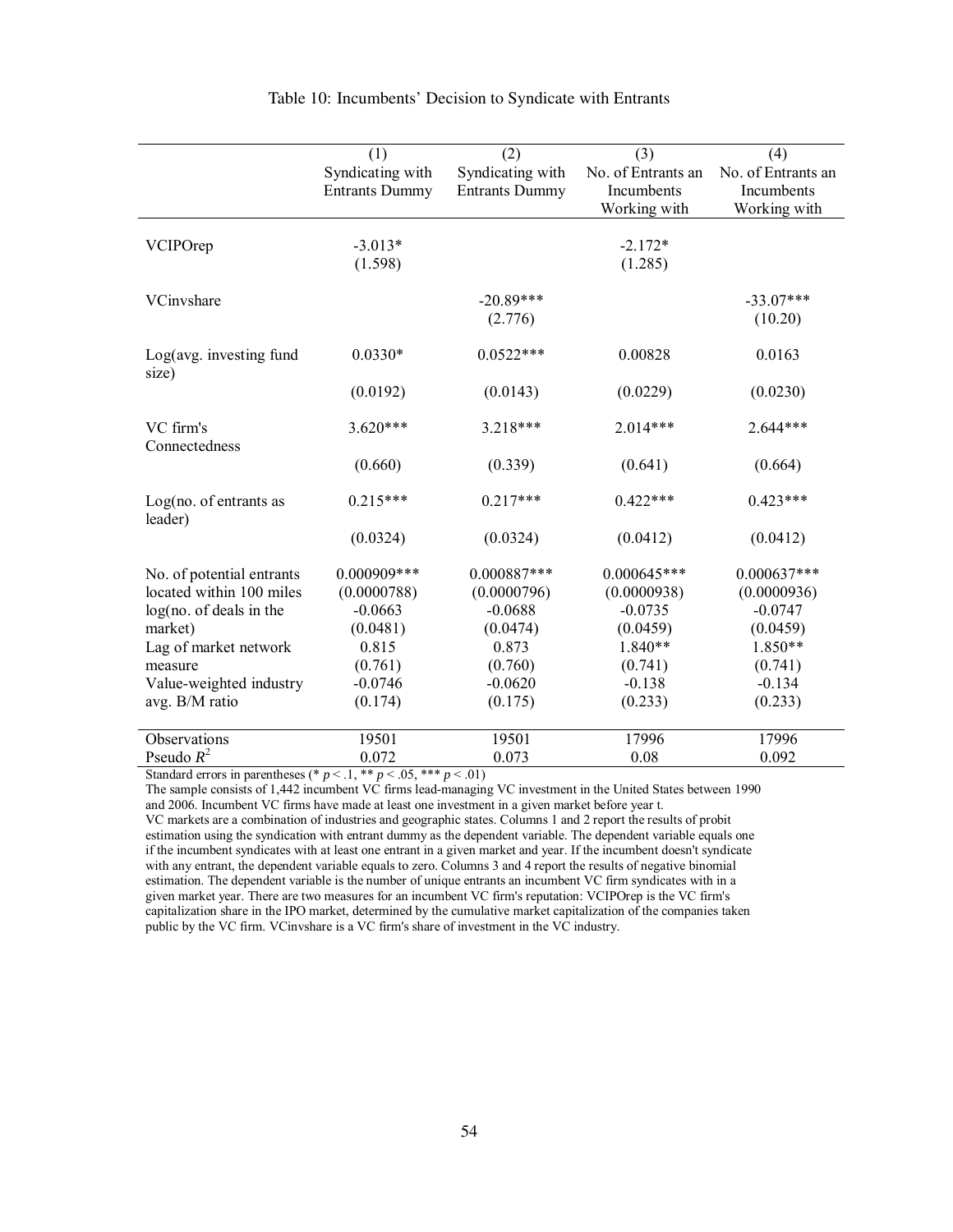Table 10: Incumbents' Decision to Syndicate with Entrants

| | (1) Syndicating with Entrants Dummy | (2) Syndicating with Entrants Dummy | (3) No. of Entrants an Incumbents Working with | (4) No. of Entrants an Incumbents Working with |
|---|---|---|---|---|
| VCIPOrep | -3.013* | | -2.172* | |
| | (1.598) | | (1.285) | |
| VCinvshare | | -20.89*** | | -33.07*** |
| | | (2.776) | | (10.20) |
| Log(avg. investing fund size) | 0.0330* | 0.0522*** | 0.00828 | 0.0163 |
| | (0.0192) | (0.0143) | (0.0229) | (0.0230) |
| VC firm's Connectedness | 3.620*** | 3.218*** | 2.014*** | 2.644*** |
| | (0.660) | (0.339) | (0.641) | (0.664) |
| Log(no. of entrants as leader) | 0.215*** | 0.217*** | 0.422*** | 0.423*** |
| | (0.0324) | (0.0324) | (0.0412) | (0.0412) |
| No. of potential entrants located within 100 miles | 0.000909*** | 0.000887*** | 0.000645*** | 0.000637*** |
| | (0.0000788) | (0.0000796) | (0.0000938) | (0.0000936) |
| log(no. of deals in the market) | -0.0663 | -0.0688 | -0.0735 | -0.0747 |
| | (0.0481) | (0.0474) | (0.0459) | (0.0459) |
| Lag of market network measure | 0.815 | 0.873 | 1.840** | 1.850** |
| | (0.761) | (0.760) | (0.741) | (0.741) |
| Value-weighted industry avg. B/M ratio | -0.0746 | -0.0620 | -0.138 | -0.134 |
| | (0.174) | (0.175) | (0.233) | (0.233) |
| Observations | 19501 | 19501 | 17996 | 17996 |
| Pseudo $R^2$ | 0.072 | 0.073 | 0.08 | 0.092 |

Standard errors in parentheses (* $p < .1$, ** $p < .05$, *** $p < .01$)

The sample consists of 1,442 incumbent VC firms lead-managing VC investment in the United States between 1990 and 2006. Incumbent VC firms have made at least one investment in a given market before year t.

VC markets are a combination of industries and geographic states. Columns 1 and 2 report the results of probit estimation using the syndication with entrant dummy as the dependent variable. The dependent variable equals one if the incumbent syndicates with at least one entrant in a given market and year. If the incumbent doesn't syndicate with any entrant, the dependent variable equals to zero. Columns 3 and 4 report the results of negative binomial estimation. The dependent variable is the number of unique entrants an incumbent VC firm syndicates with in a given market year. There are two measures for an incumbent VC firm's reputation: VCIPOrep is the VC firm's capitalization share in the IPO market, determined by the cumulative market capitalization of the companies taken public by the VC firm. VCinvshare is a VC firm's share of investment in the VC industry.